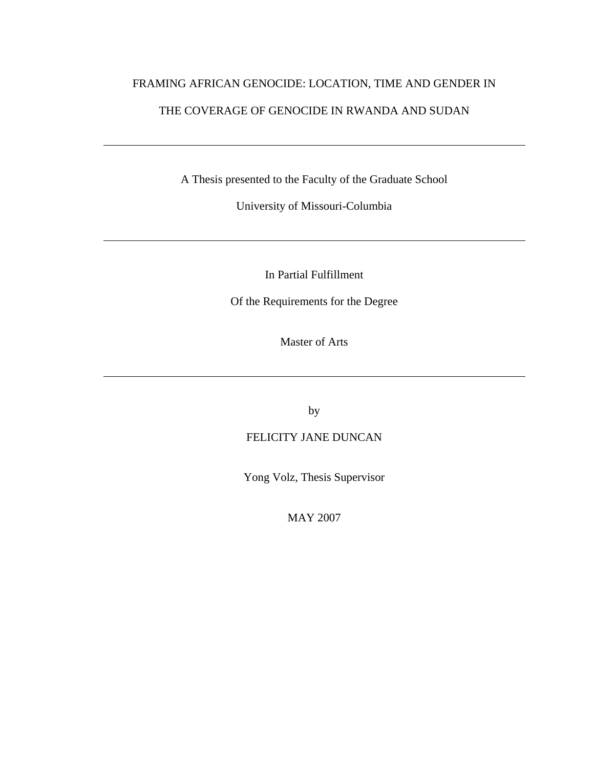# FRAMING AFRICAN GENOCIDE: LOCATION, TIME AND GENDER IN THE COVERAGE OF GENOCIDE IN RWANDA AND SUDAN

---

A Thesis presented to the Faculty of the Graduate School

University of Missouri-Columbia

---

In Partial Fulfillment

Of the Requirements for the Degree

Master of Arts

---

by

FELICITY JANE DUNCAN

Yong Volz, Thesis Supervisor

MAY 2007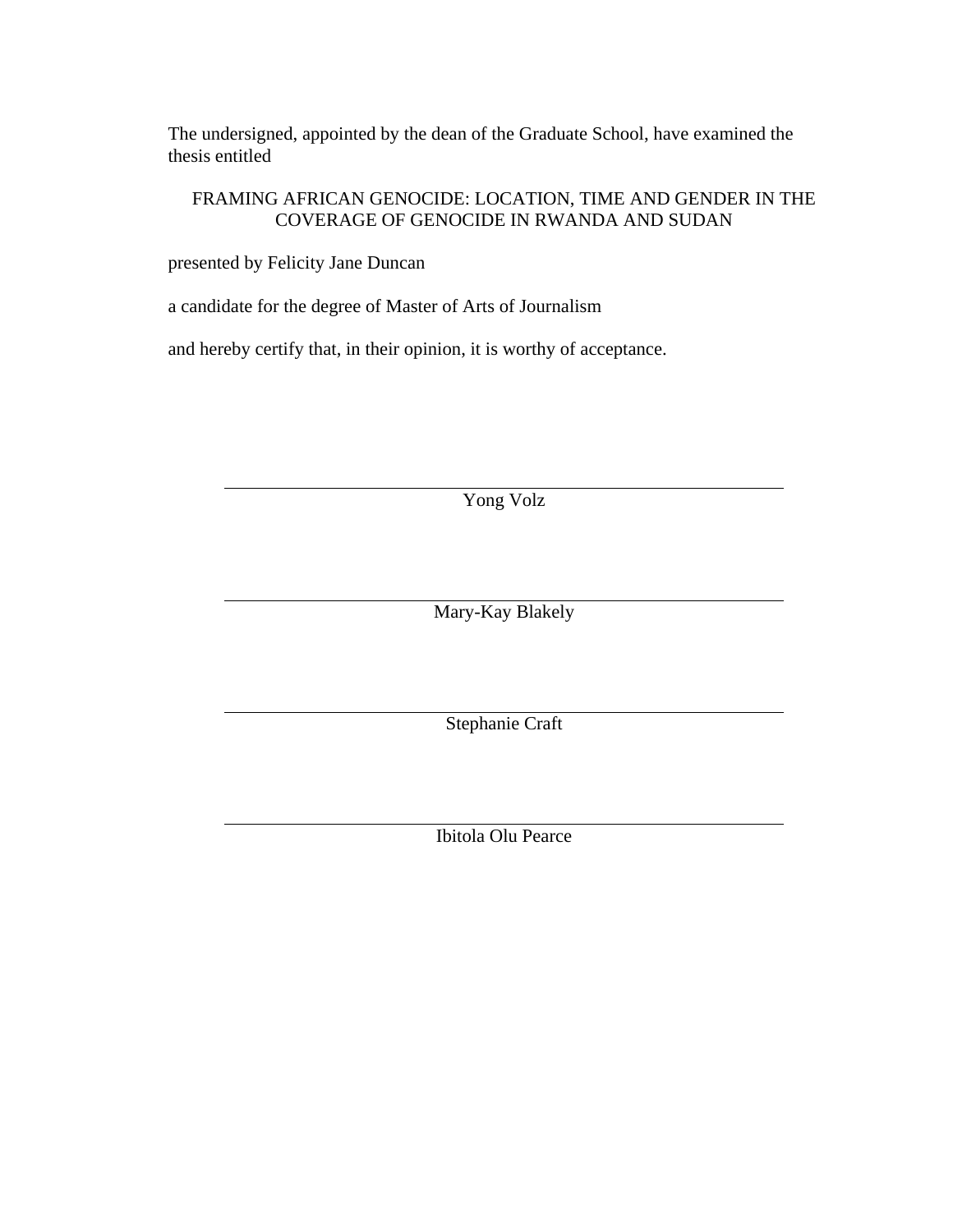The undersigned, appointed by the dean of the Graduate School, have examined the thesis entitled

FRAMING AFRICAN GENOCIDE: LOCATION, TIME AND GENDER IN THE COVERAGE OF GENOCIDE IN RWANDA AND SUDAN

presented by Felicity Jane Duncan

a candidate for the degree of Master of Arts of Journalism

and hereby certify that, in their opinion, it is worthy of acceptance.

Yong Volz

Mary-Kay Blakely

Stephanie Craft

Ibitola Olu Pearce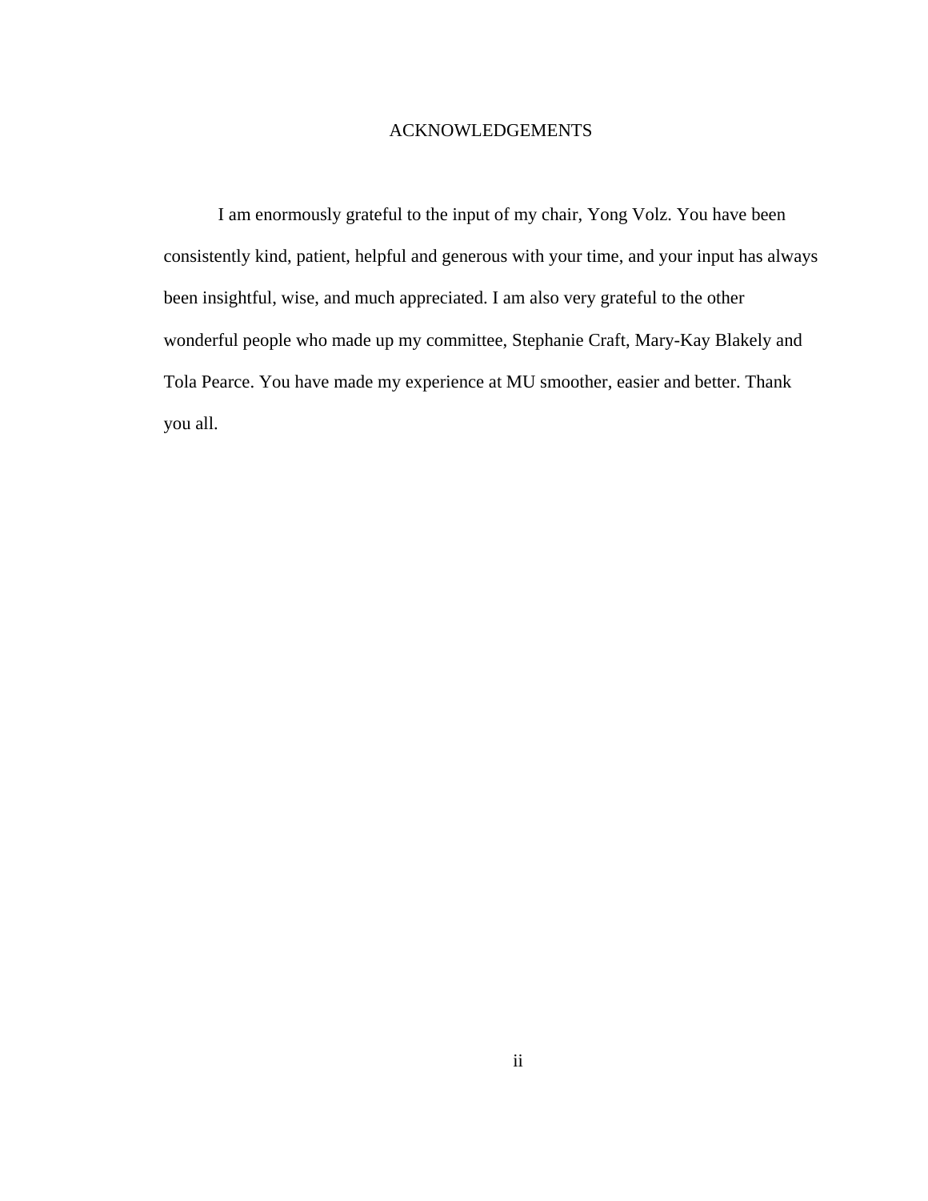# ACKNOWLEDGEMENTS

I am enormously grateful to the input of my chair, Yong Volz. You have been consistently kind, patient, helpful and generous with your time, and your input has always been insightful, wise, and much appreciated. I am also very grateful to the other wonderful people who made up my committee, Stephanie Craft, Mary-Kay Blakely and Tola Pearce. You have made my experience at MU smoother, easier and better. Thank you all.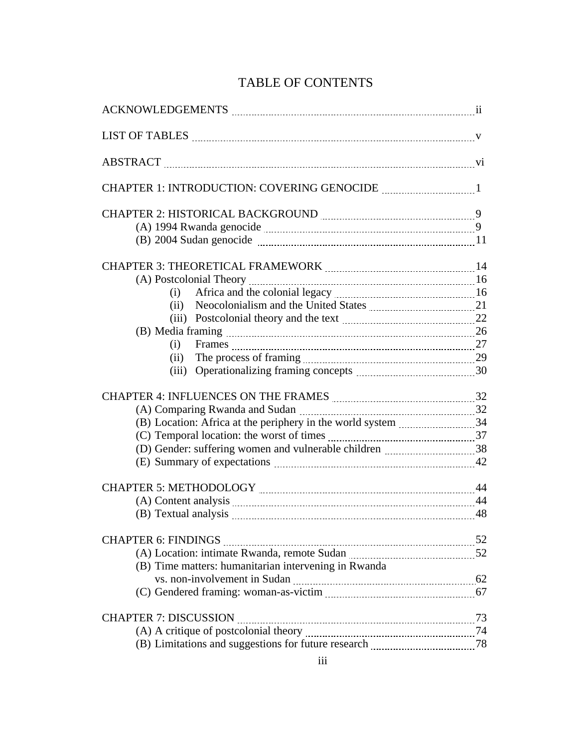# TABLE OF CONTENTS

ACKNOWLEDGEMENTS ii

LIST OF TABLES v

ABSTRACT vi

CHAPTER 1: INTRODUCTION: COVERING GENOCIDE 1

CHAPTER 2: HISTORICAL BACKGROUND 9
- (A) 1994 Rwanda genocide 9
- (B) 2004 Sudan genocide 11

CHAPTER 3: THEORETICAL FRAMEWORK 14
- (A) Postcolonial Theory 16
  - (i) Africa and the colonial legacy 16
  - (ii) Neocolonialism and the United States 21
  - (iii) Postcolonial theory and the text 22
- (B) Media framing 26
  - (i) Frames 27
  - (ii) The process of framing 29
  - (iii) Operationalizing framing concepts 30

CHAPTER 4: INFLUENCES ON THE FRAMES 32
- (A) Comparing Rwanda and Sudan 32
- (B) Location: Africa at the periphery in the world system 34
- (C) Temporal location: the worst of times 37
- (D) Gender: suffering women and vulnerable children 38
- (E) Summary of expectations 42

CHAPTER 5: METHODOLOGY 44
- (A) Content analysis 44
- (B) Textual analysis 48

CHAPTER 6: FINDINGS 52
- (A) Location: intimate Rwanda, remote Sudan 52
- (B) Time matters: humanitarian intervening in Rwanda vs. non-involvement in Sudan 62
- (C) Gendered framing: woman-as-victim 67

CHAPTER 7: DISCUSSION 73
- (A) A critique of postcolonial theory 74
- (B) Limitations and suggestions for future research 78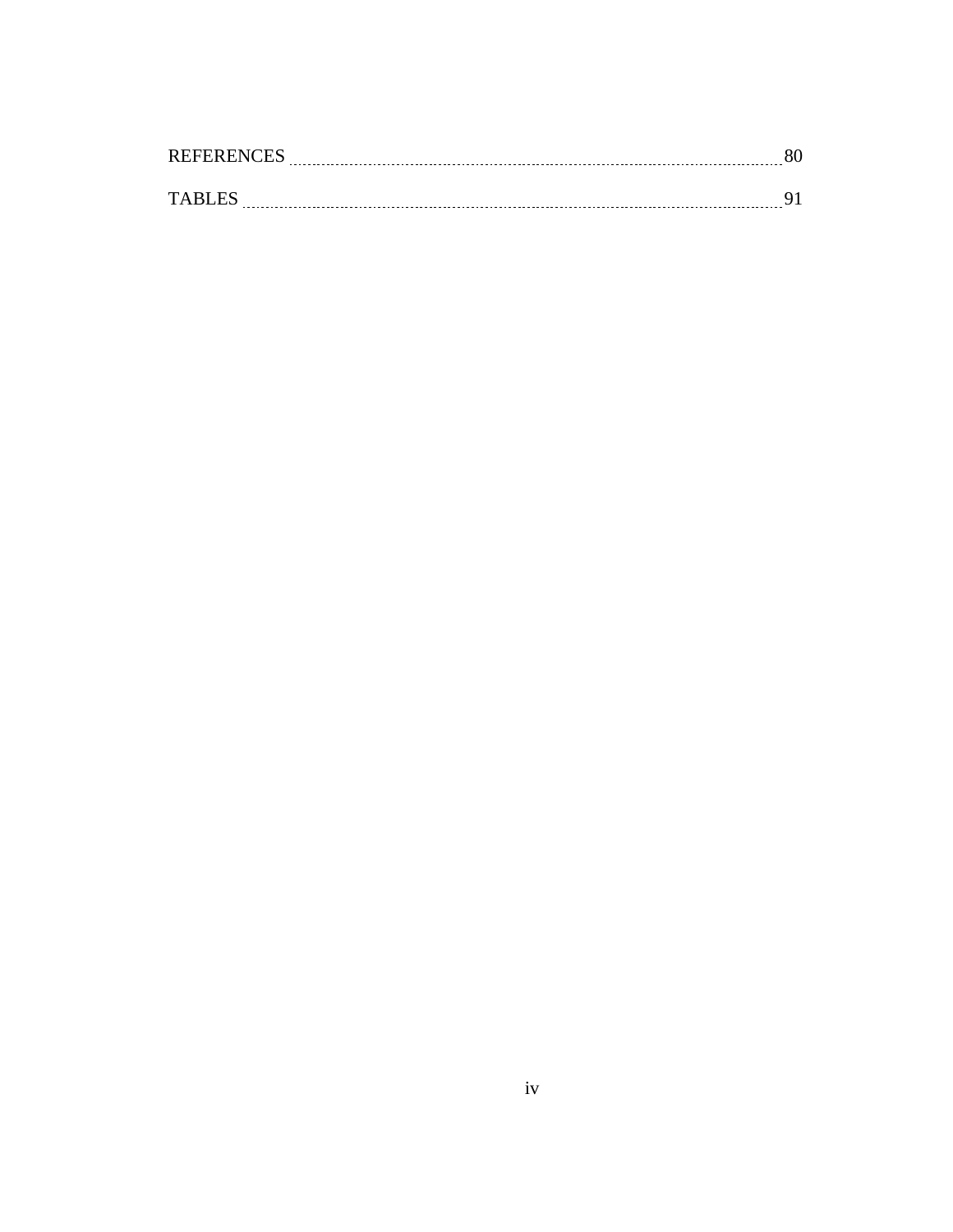REFERENCES ........................................................................................................ 80

TABLES ................................................................................................................ 91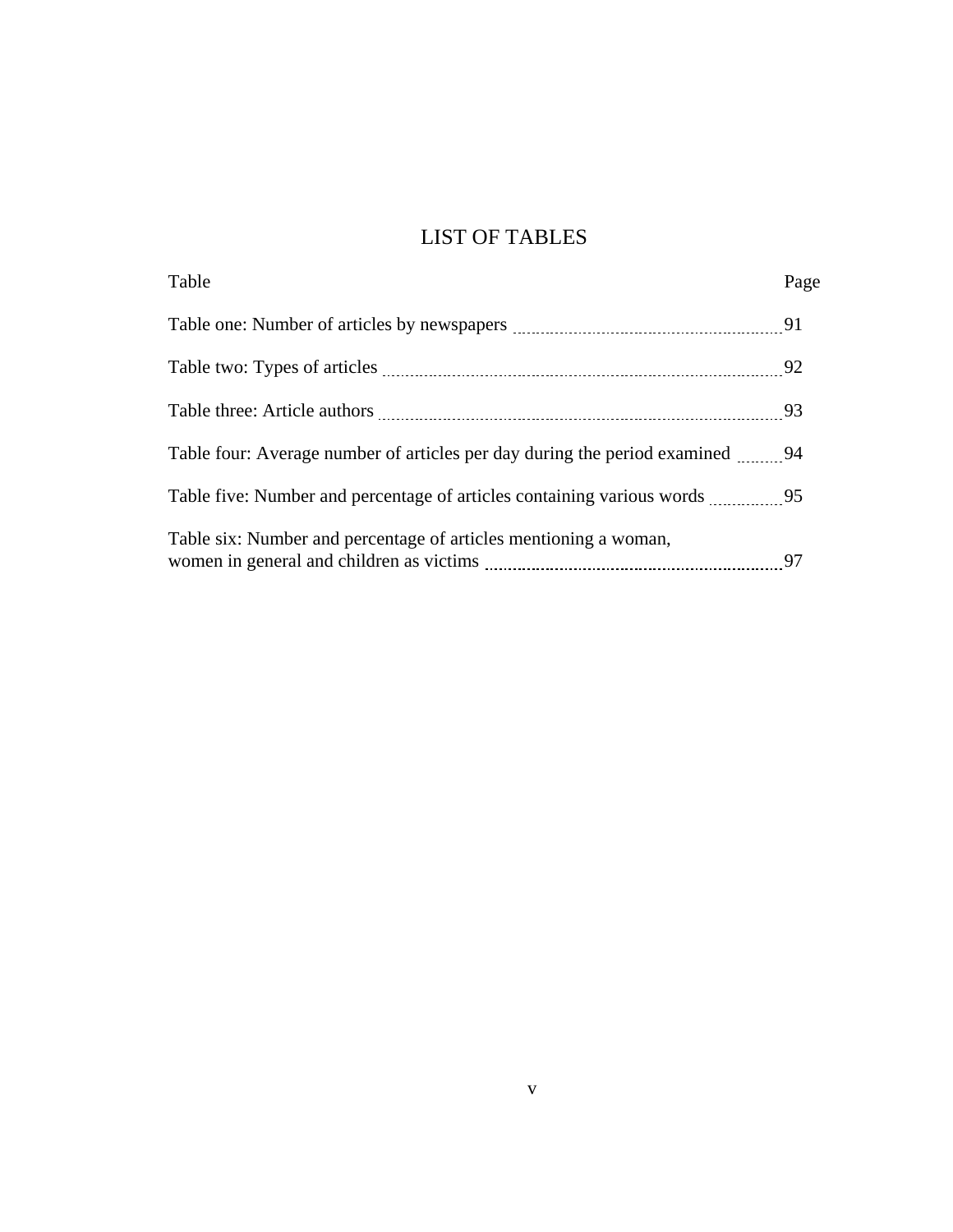# LIST OF TABLES

| Table | Page |
|---|---|
| Table one: Number of articles by newspapers | 91 |
| Table two: Types of articles | 92 |
| Table three: Article authors | 93 |
| Table four: Average number of articles per day during the period examined | 94 |
| Table five: Number and percentage of articles containing various words | 95 |
| Table six: Number and percentage of articles mentioning a woman, women in general and children as victims | 97 |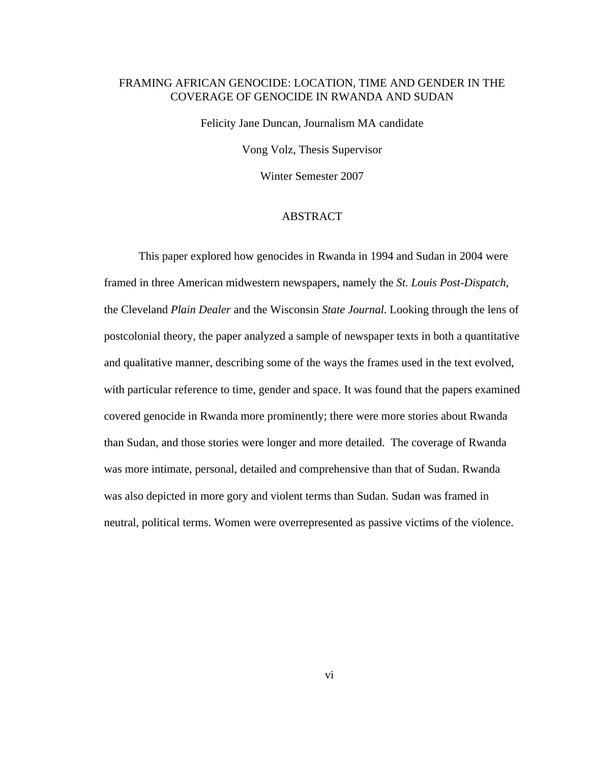FRAMING AFRICAN GENOCIDE: LOCATION, TIME AND GENDER IN THE COVERAGE OF GENOCIDE IN RWANDA AND SUDAN

Felicity Jane Duncan, Journalism MA candidate

Vong Volz, Thesis Supervisor

Winter Semester 2007

## ABSTRACT

This paper explored how genocides in Rwanda in 1994 and Sudan in 2004 were framed in three American midwestern newspapers, namely the *St. Louis Post-Dispatch*, the Cleveland *Plain Dealer* and the Wisconsin *State Journal*. Looking through the lens of postcolonial theory, the paper analyzed a sample of newspaper texts in both a quantitative and qualitative manner, describing some of the ways the frames used in the text evolved, with particular reference to time, gender and space. It was found that the papers examined covered genocide in Rwanda more prominently; there were more stories about Rwanda than Sudan, and those stories were longer and more detailed. The coverage of Rwanda was more intimate, personal, detailed and comprehensive than that of Sudan. Rwanda was also depicted in more gory and violent terms than Sudan. Sudan was framed in neutral, political terms. Women were overrepresented as passive victims of the violence.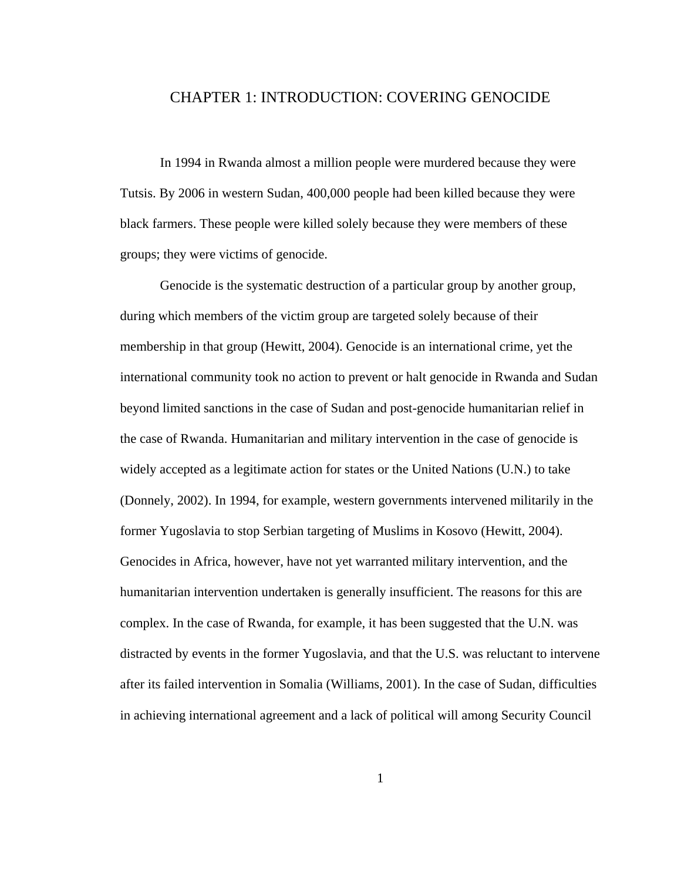# CHAPTER 1: INTRODUCTION: COVERING GENOCIDE

In 1994 in Rwanda almost a million people were murdered because they were Tutsis. By 2006 in western Sudan, 400,000 people had been killed because they were black farmers. These people were killed solely because they were members of these groups; they were victims of genocide.

Genocide is the systematic destruction of a particular group by another group, during which members of the victim group are targeted solely because of their membership in that group (Hewitt, 2004). Genocide is an international crime, yet the international community took no action to prevent or halt genocide in Rwanda and Sudan beyond limited sanctions in the case of Sudan and post-genocide humanitarian relief in the case of Rwanda. Humanitarian and military intervention in the case of genocide is widely accepted as a legitimate action for states or the United Nations (U.N.) to take (Donnely, 2002). In 1994, for example, western governments intervened militarily in the former Yugoslavia to stop Serbian targeting of Muslims in Kosovo (Hewitt, 2004). Genocides in Africa, however, have not yet warranted military intervention, and the humanitarian intervention undertaken is generally insufficient. The reasons for this are complex. In the case of Rwanda, for example, it has been suggested that the U.N. was distracted by events in the former Yugoslavia, and that the U.S. was reluctant to intervene after its failed intervention in Somalia (Williams, 2001). In the case of Sudan, difficulties in achieving international agreement and a lack of political will among Security Council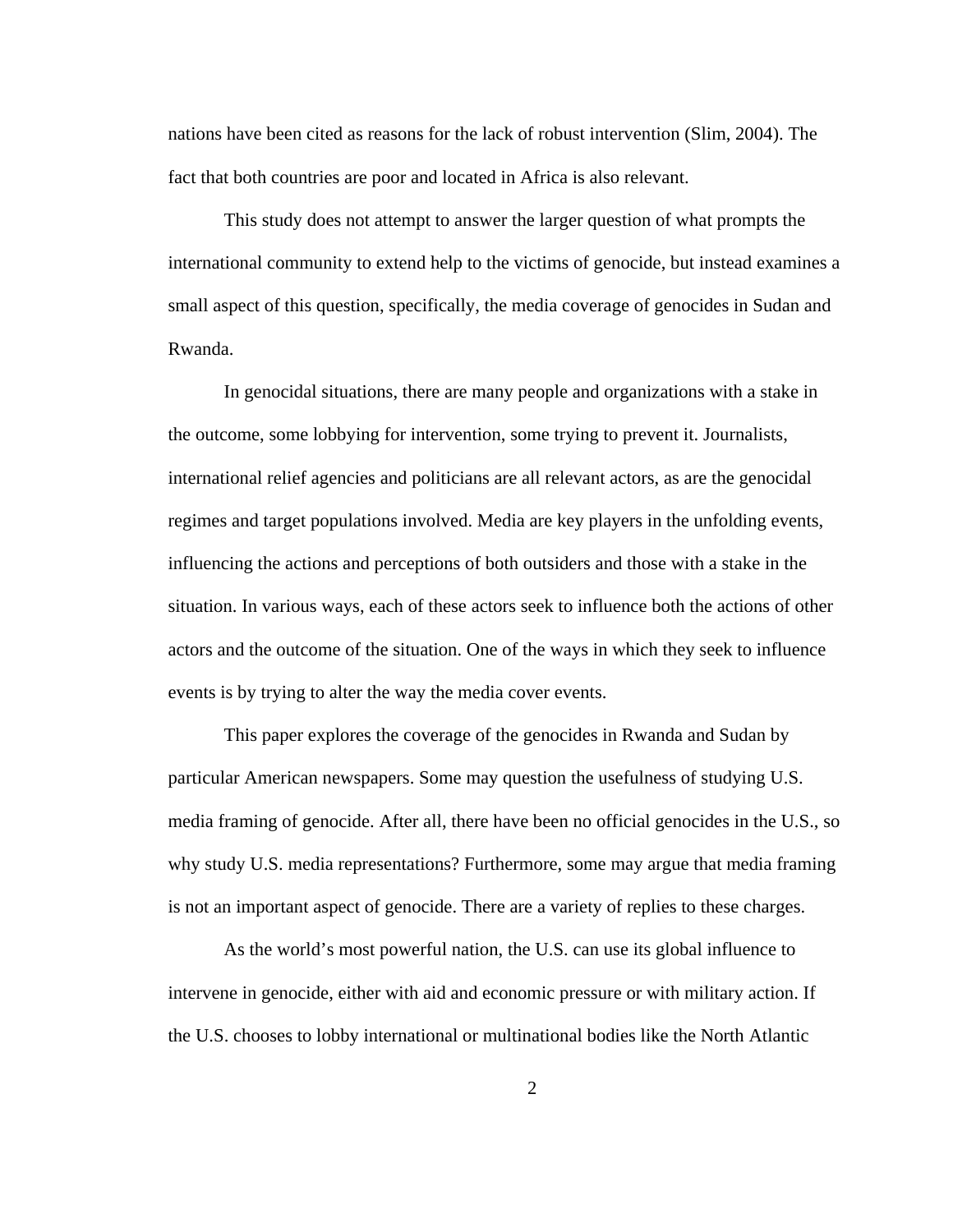nations have been cited as reasons for the lack of robust intervention (Slim, 2004). The fact that both countries are poor and located in Africa is also relevant.

This study does not attempt to answer the larger question of what prompts the international community to extend help to the victims of genocide, but instead examines a small aspect of this question, specifically, the media coverage of genocides in Sudan and Rwanda.

In genocidal situations, there are many people and organizations with a stake in the outcome, some lobbying for intervention, some trying to prevent it. Journalists, international relief agencies and politicians are all relevant actors, as are the genocidal regimes and target populations involved. Media are key players in the unfolding events, influencing the actions and perceptions of both outsiders and those with a stake in the situation. In various ways, each of these actors seek to influence both the actions of other actors and the outcome of the situation. One of the ways in which they seek to influence events is by trying to alter the way the media cover events.

This paper explores the coverage of the genocides in Rwanda and Sudan by particular American newspapers. Some may question the usefulness of studying U.S. media framing of genocide. After all, there have been no official genocides in the U.S., so why study U.S. media representations? Furthermore, some may argue that media framing is not an important aspect of genocide. There are a variety of replies to these charges.

As the world's most powerful nation, the U.S. can use its global influence to intervene in genocide, either with aid and economic pressure or with military action. If the U.S. chooses to lobby international or multinational bodies like the North Atlantic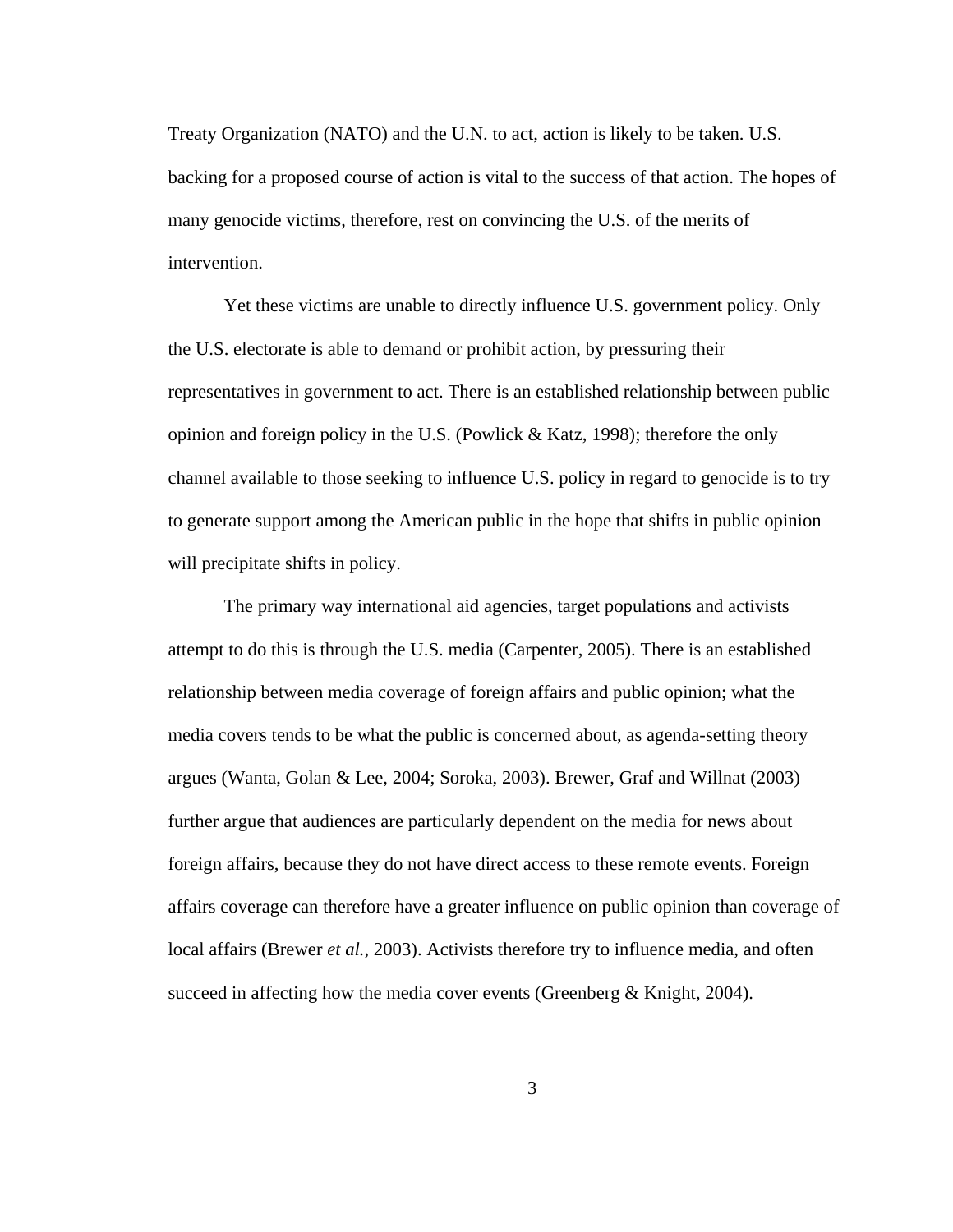Treaty Organization (NATO) and the U.N. to act, action is likely to be taken. U.S. backing for a proposed course of action is vital to the success of that action. The hopes of many genocide victims, therefore, rest on convincing the U.S. of the merits of intervention.

Yet these victims are unable to directly influence U.S. government policy. Only the U.S. electorate is able to demand or prohibit action, by pressuring their representatives in government to act. There is an established relationship between public opinion and foreign policy in the U.S. (Powlick & Katz, 1998); therefore the only channel available to those seeking to influence U.S. policy in regard to genocide is to try to generate support among the American public in the hope that shifts in public opinion will precipitate shifts in policy.

The primary way international aid agencies, target populations and activists attempt to do this is through the U.S. media (Carpenter, 2005). There is an established relationship between media coverage of foreign affairs and public opinion; what the media covers tends to be what the public is concerned about, as agenda-setting theory argues (Wanta, Golan & Lee, 2004; Soroka, 2003). Brewer, Graf and Willnat (2003) further argue that audiences are particularly dependent on the media for news about foreign affairs, because they do not have direct access to these remote events. Foreign affairs coverage can therefore have a greater influence on public opinion than coverage of local affairs (Brewer *et al.*, 2003). Activists therefore try to influence media, and often succeed in affecting how the media cover events (Greenberg & Knight, 2004).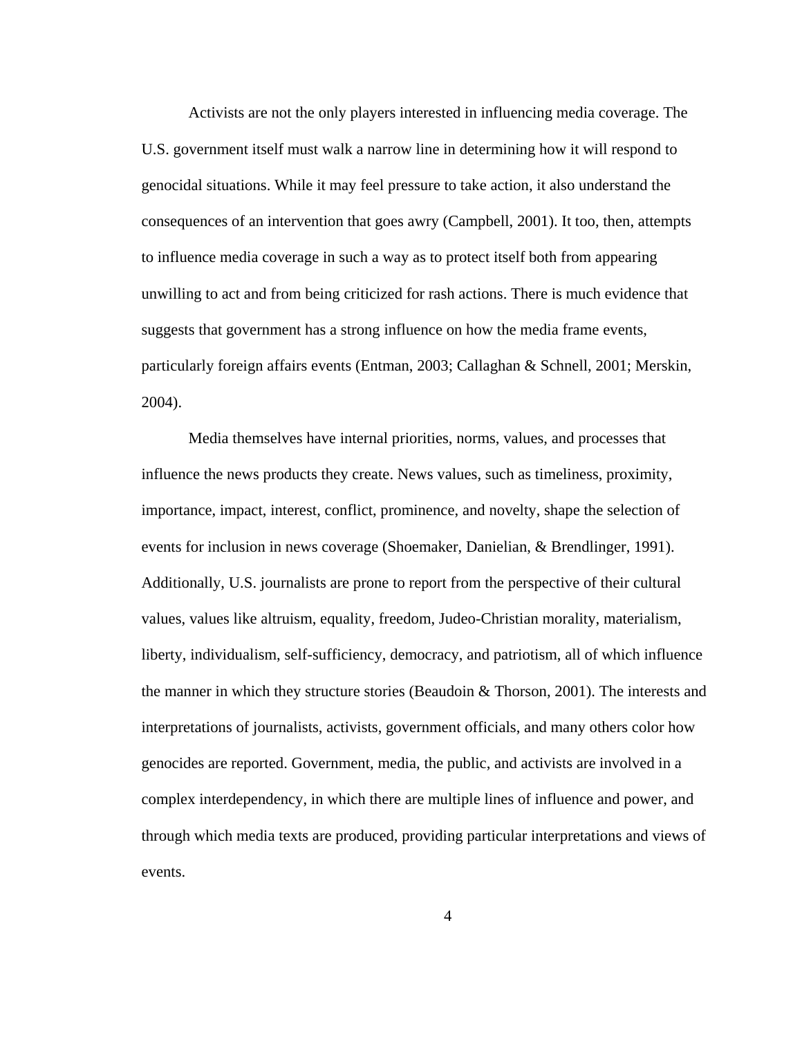Activists are not the only players interested in influencing media coverage. The U.S. government itself must walk a narrow line in determining how it will respond to genocidal situations. While it may feel pressure to take action, it also understand the consequences of an intervention that goes awry (Campbell, 2001). It too, then, attempts to influence media coverage in such a way as to protect itself both from appearing unwilling to act and from being criticized for rash actions. There is much evidence that suggests that government has a strong influence on how the media frame events, particularly foreign affairs events (Entman, 2003; Callaghan & Schnell, 2001; Merskin, 2004).

Media themselves have internal priorities, norms, values, and processes that influence the news products they create. News values, such as timeliness, proximity, importance, impact, interest, conflict, prominence, and novelty, shape the selection of events for inclusion in news coverage (Shoemaker, Danielian, & Brendlinger, 1991). Additionally, U.S. journalists are prone to report from the perspective of their cultural values, values like altruism, equality, freedom, Judeo-Christian morality, materialism, liberty, individualism, self-sufficiency, democracy, and patriotism, all of which influence the manner in which they structure stories (Beaudoin & Thorson, 2001). The interests and interpretations of journalists, activists, government officials, and many others color how genocides are reported. Government, media, the public, and activists are involved in a complex interdependency, in which there are multiple lines of influence and power, and through which media texts are produced, providing particular interpretations and views of events.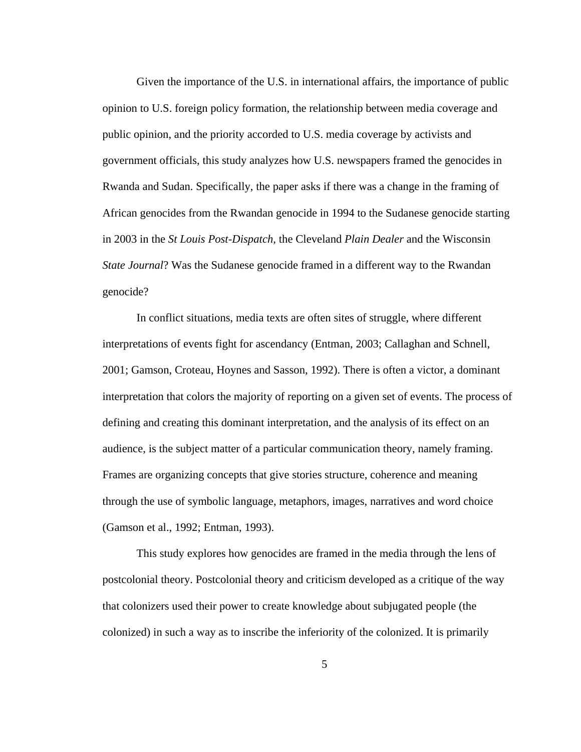Given the importance of the U.S. in international affairs, the importance of public opinion to U.S. foreign policy formation, the relationship between media coverage and public opinion, and the priority accorded to U.S. media coverage by activists and government officials, this study analyzes how U.S. newspapers framed the genocides in Rwanda and Sudan. Specifically, the paper asks if there was a change in the framing of African genocides from the Rwandan genocide in 1994 to the Sudanese genocide starting in 2003 in the *St Louis Post-Dispatch,* the Cleveland *Plain Dealer* and the Wisconsin *State Journal*? Was the Sudanese genocide framed in a different way to the Rwandan genocide?

In conflict situations, media texts are often sites of struggle, where different interpretations of events fight for ascendancy (Entman, 2003; Callaghan and Schnell, 2001; Gamson, Croteau, Hoynes and Sasson, 1992). There is often a victor, a dominant interpretation that colors the majority of reporting on a given set of events. The process of defining and creating this dominant interpretation, and the analysis of its effect on an audience, is the subject matter of a particular communication theory, namely framing. Frames are organizing concepts that give stories structure, coherence and meaning through the use of symbolic language, metaphors, images, narratives and word choice (Gamson et al., 1992; Entman, 1993).

This study explores how genocides are framed in the media through the lens of postcolonial theory. Postcolonial theory and criticism developed as a critique of the way that colonizers used their power to create knowledge about subjugated people (the colonized) in such a way as to inscribe the inferiority of the colonized. It is primarily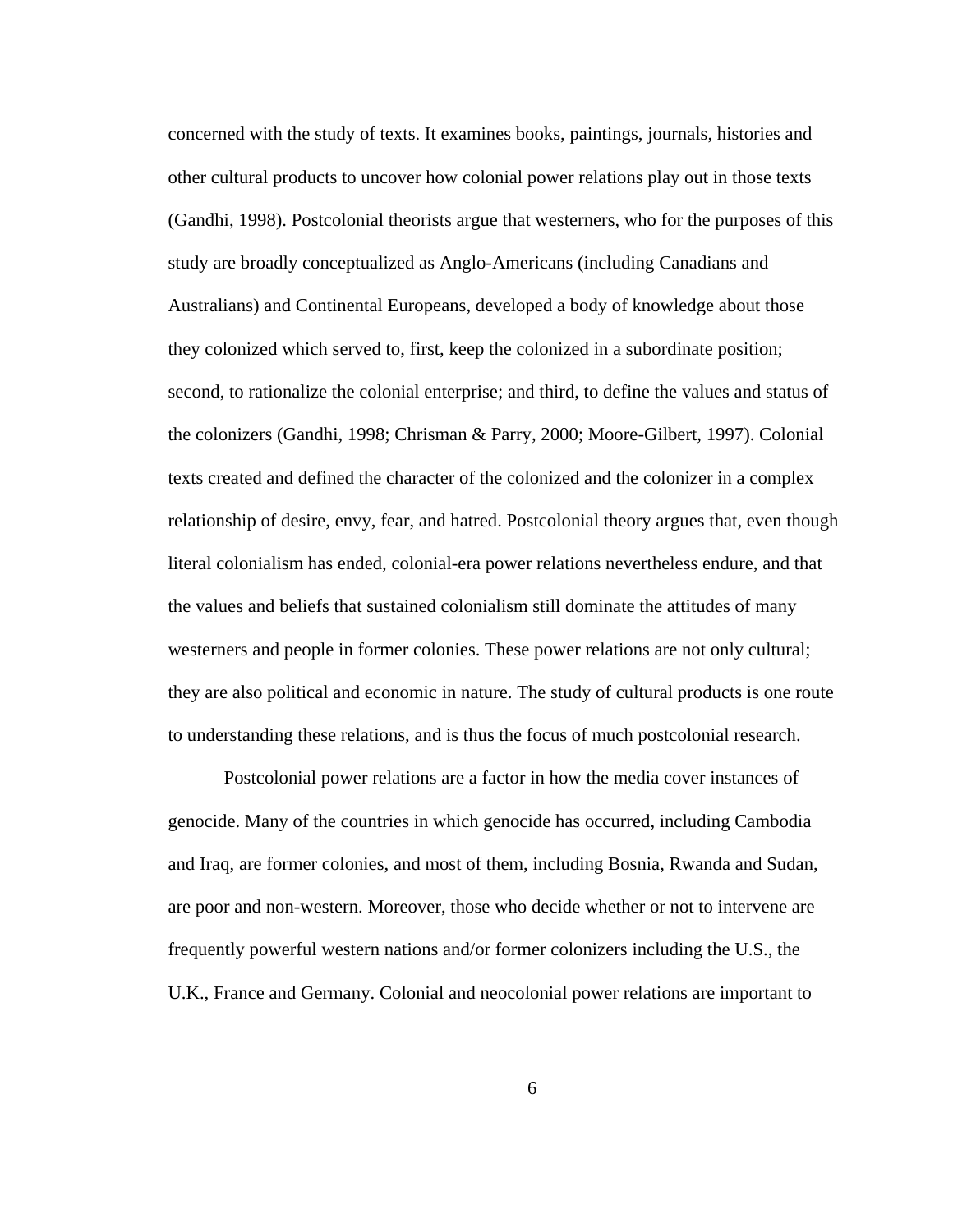concerned with the study of texts. It examines books, paintings, journals, histories and other cultural products to uncover how colonial power relations play out in those texts (Gandhi, 1998). Postcolonial theorists argue that westerners, who for the purposes of this study are broadly conceptualized as Anglo-Americans (including Canadians and Australians) and Continental Europeans, developed a body of knowledge about those they colonized which served to, first, keep the colonized in a subordinate position; second, to rationalize the colonial enterprise; and third, to define the values and status of the colonizers (Gandhi, 1998; Chrisman & Parry, 2000; Moore-Gilbert, 1997). Colonial texts created and defined the character of the colonized and the colonizer in a complex relationship of desire, envy, fear, and hatred. Postcolonial theory argues that, even though literal colonialism has ended, colonial-era power relations nevertheless endure, and that the values and beliefs that sustained colonialism still dominate the attitudes of many westerners and people in former colonies. These power relations are not only cultural; they are also political and economic in nature. The study of cultural products is one route to understanding these relations, and is thus the focus of much postcolonial research.

Postcolonial power relations are a factor in how the media cover instances of genocide. Many of the countries in which genocide has occurred, including Cambodia and Iraq, are former colonies, and most of them, including Bosnia, Rwanda and Sudan, are poor and non-western. Moreover, those who decide whether or not to intervene are frequently powerful western nations and/or former colonizers including the U.S., the U.K., France and Germany. Colonial and neocolonial power relations are important to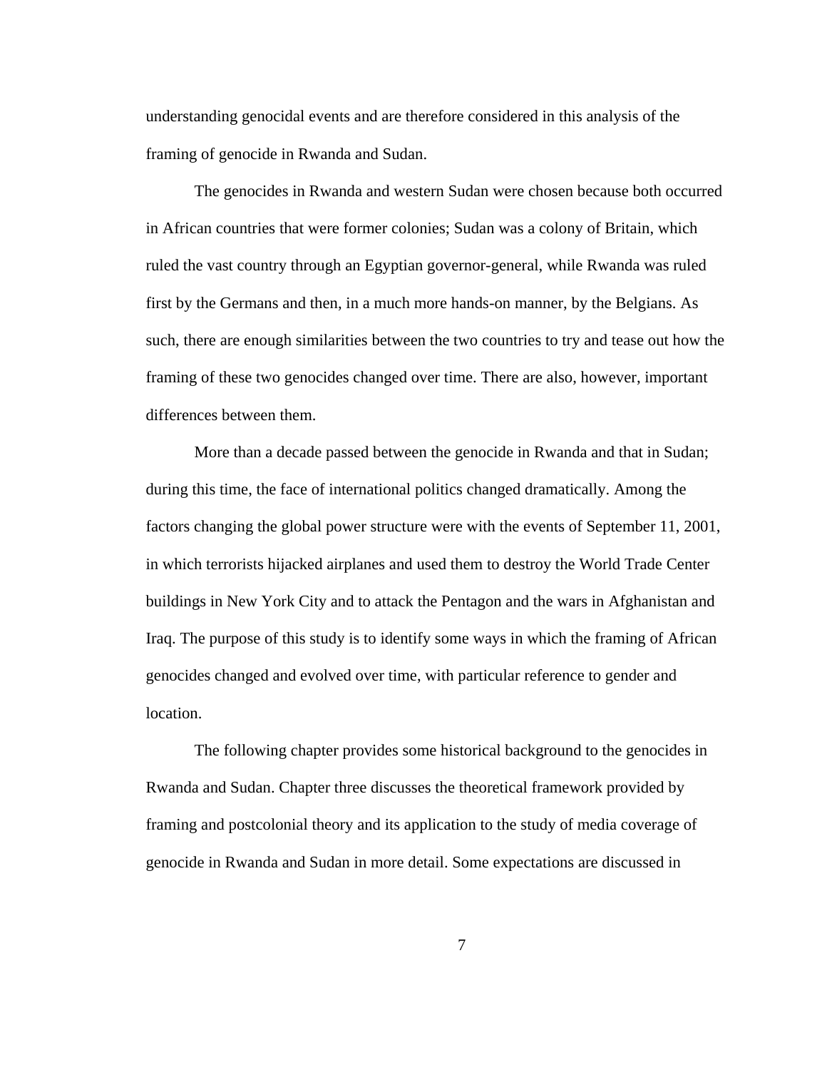understanding genocidal events and are therefore considered in this analysis of the framing of genocide in Rwanda and Sudan.

The genocides in Rwanda and western Sudan were chosen because both occurred in African countries that were former colonies; Sudan was a colony of Britain, which ruled the vast country through an Egyptian governor-general, while Rwanda was ruled first by the Germans and then, in a much more hands-on manner, by the Belgians. As such, there are enough similarities between the two countries to try and tease out how the framing of these two genocides changed over time. There are also, however, important differences between them.

More than a decade passed between the genocide in Rwanda and that in Sudan; during this time, the face of international politics changed dramatically. Among the factors changing the global power structure were with the events of September 11, 2001, in which terrorists hijacked airplanes and used them to destroy the World Trade Center buildings in New York City and to attack the Pentagon and the wars in Afghanistan and Iraq. The purpose of this study is to identify some ways in which the framing of African genocides changed and evolved over time, with particular reference to gender and location.

The following chapter provides some historical background to the genocides in Rwanda and Sudan. Chapter three discusses the theoretical framework provided by framing and postcolonial theory and its application to the study of media coverage of genocide in Rwanda and Sudan in more detail. Some expectations are discussed in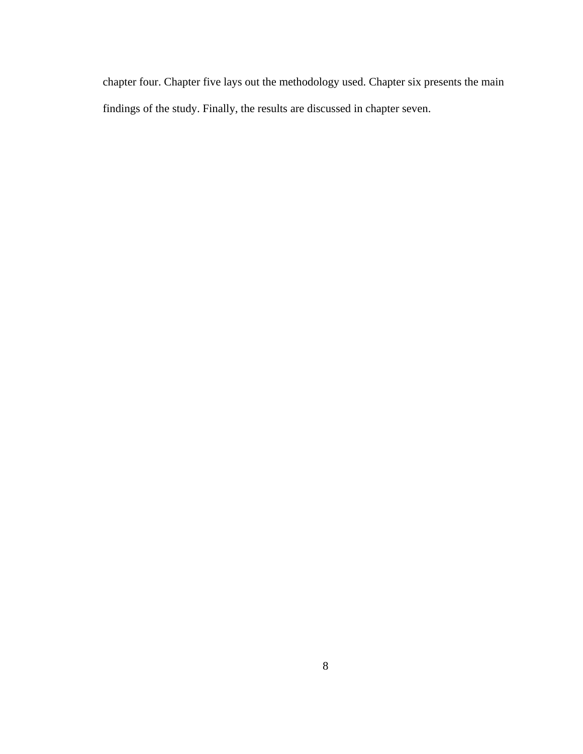chapter four. Chapter five lays out the methodology used. Chapter six presents the main findings of the study. Finally, the results are discussed in chapter seven.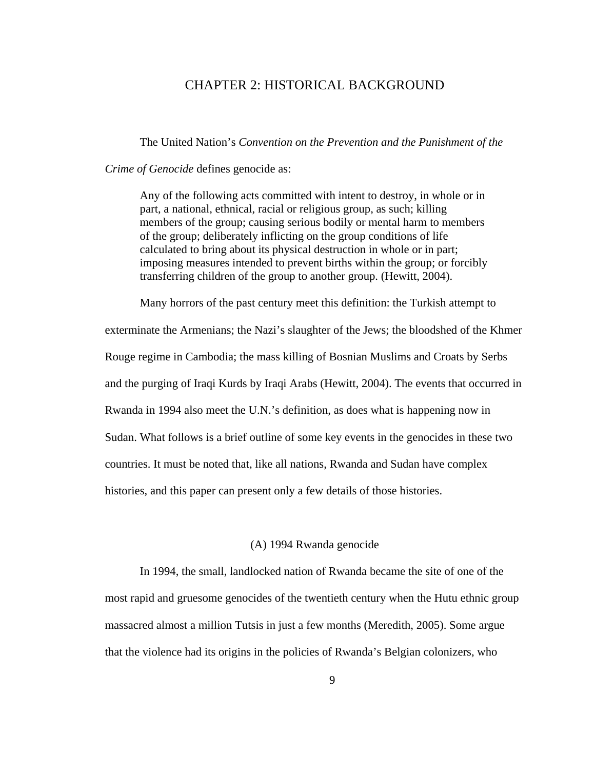## CHAPTER 2: HISTORICAL BACKGROUND

The United Nation's *Convention on the Prevention and the Punishment of the Crime of Genocide* defines genocide as:

> Any of the following acts committed with intent to destroy, in whole or in part, a national, ethnical, racial or religious group, as such; killing members of the group; causing serious bodily or mental harm to members of the group; deliberately inflicting on the group conditions of life calculated to bring about its physical destruction in whole or in part; imposing measures intended to prevent births within the group; or forcibly transferring children of the group to another group. (Hewitt, 2004).

Many horrors of the past century meet this definition: the Turkish attempt to exterminate the Armenians; the Nazi's slaughter of the Jews; the bloodshed of the Khmer Rouge regime in Cambodia; the mass killing of Bosnian Muslims and Croats by Serbs and the purging of Iraqi Kurds by Iraqi Arabs (Hewitt, 2004). The events that occurred in Rwanda in 1994 also meet the U.N.'s definition, as does what is happening now in Sudan. What follows is a brief outline of some key events in the genocides in these two countries. It must be noted that, like all nations, Rwanda and Sudan have complex histories, and this paper can present only a few details of those histories.

### (A) 1994 Rwanda genocide

In 1994, the small, landlocked nation of Rwanda became the site of one of the most rapid and gruesome genocides of the twentieth century when the Hutu ethnic group massacred almost a million Tutsis in just a few months (Meredith, 2005). Some argue that the violence had its origins in the policies of Rwanda's Belgian colonizers, who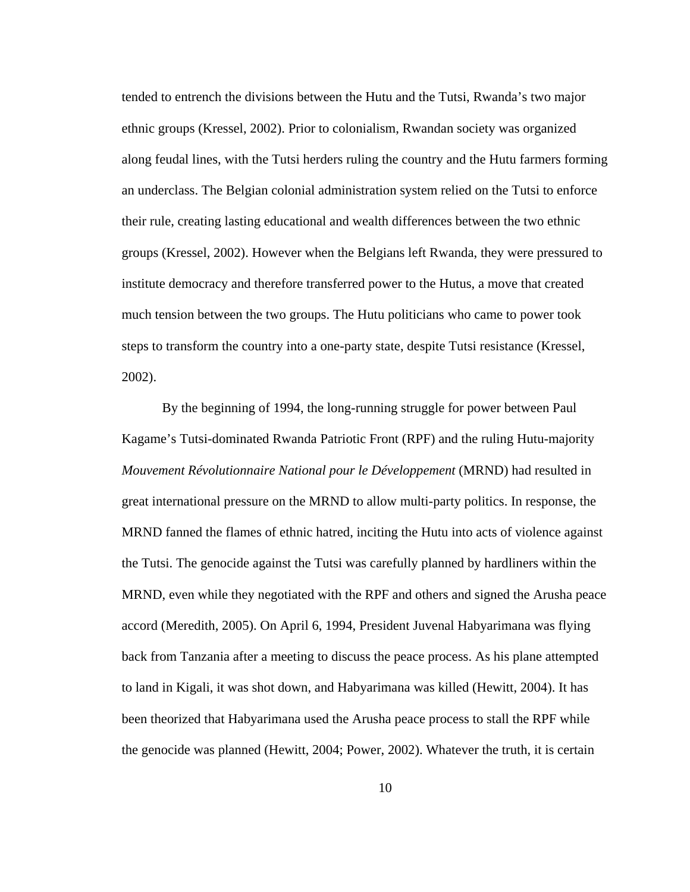tended to entrench the divisions between the Hutu and the Tutsi, Rwanda's two major ethnic groups (Kressel, 2002). Prior to colonialism, Rwandan society was organized along feudal lines, with the Tutsi herders ruling the country and the Hutu farmers forming an underclass. The Belgian colonial administration system relied on the Tutsi to enforce their rule, creating lasting educational and wealth differences between the two ethnic groups (Kressel, 2002). However when the Belgians left Rwanda, they were pressured to institute democracy and therefore transferred power to the Hutus, a move that created much tension between the two groups. The Hutu politicians who came to power took steps to transform the country into a one-party state, despite Tutsi resistance (Kressel, 2002).

By the beginning of 1994, the long-running struggle for power between Paul Kagame's Tutsi-dominated Rwanda Patriotic Front (RPF) and the ruling Hutu-majority *Mouvement Révolutionnaire National pour le Développement* (MRND) had resulted in great international pressure on the MRND to allow multi-party politics. In response, the MRND fanned the flames of ethnic hatred, inciting the Hutu into acts of violence against the Tutsi. The genocide against the Tutsi was carefully planned by hardliners within the MRND, even while they negotiated with the RPF and others and signed the Arusha peace accord (Meredith, 2005). On April 6, 1994, President Juvenal Habyarimana was flying back from Tanzania after a meeting to discuss the peace process. As his plane attempted to land in Kigali, it was shot down, and Habyarimana was killed (Hewitt, 2004). It has been theorized that Habyarimana used the Arusha peace process to stall the RPF while the genocide was planned (Hewitt, 2004; Power, 2002). Whatever the truth, it is certain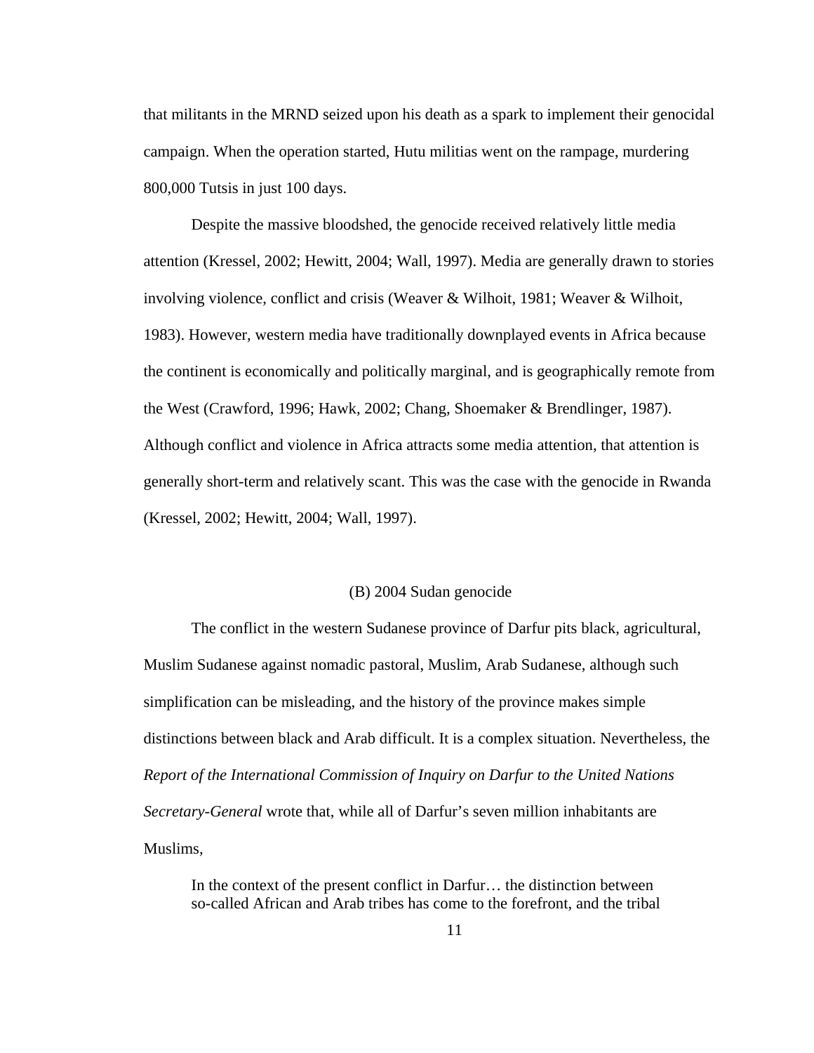that militants in the MRND seized upon his death as a spark to implement their genocidal campaign. When the operation started, Hutu militias went on the rampage, murdering 800,000 Tutsis in just 100 days.

Despite the massive bloodshed, the genocide received relatively little media attention (Kressel, 2002; Hewitt, 2004; Wall, 1997). Media are generally drawn to stories involving violence, conflict and crisis (Weaver & Wilhoit, 1981; Weaver & Wilhoit, 1983). However, western media have traditionally downplayed events in Africa because the continent is economically and politically marginal, and is geographically remote from the West (Crawford, 1996; Hawk, 2002; Chang, Shoemaker & Brendlinger, 1987). Although conflict and violence in Africa attracts some media attention, that attention is generally short-term and relatively scant. This was the case with the genocide in Rwanda (Kressel, 2002; Hewitt, 2004; Wall, 1997).

### (B) 2004 Sudan genocide

The conflict in the western Sudanese province of Darfur pits black, agricultural, Muslim Sudanese against nomadic pastoral, Muslim, Arab Sudanese, although such simplification can be misleading, and the history of the province makes simple distinctions between black and Arab difficult. It is a complex situation. Nevertheless, the *Report of the International Commission of Inquiry on Darfur to the United Nations Secretary-General* wrote that, while all of Darfur's seven million inhabitants are Muslims,

> In the context of the present conflict in Darfur… the distinction between so-called African and Arab tribes has come to the forefront, and the tribal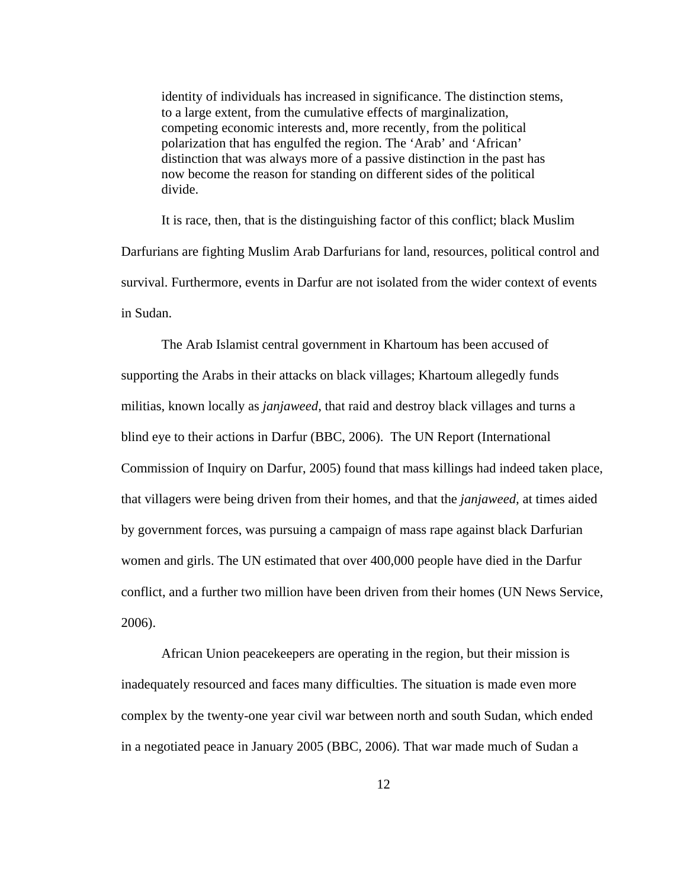> identity of individuals has increased in significance. The distinction stems, to a large extent, from the cumulative effects of marginalization, competing economic interests and, more recently, from the political polarization that has engulfed the region. The 'Arab' and 'African' distinction that was always more of a passive distinction in the past has now become the reason for standing on different sides of the political divide.

It is race, then, that is the distinguishing factor of this conflict; black Muslim Darfurians are fighting Muslim Arab Darfurians for land, resources, political control and survival. Furthermore, events in Darfur are not isolated from the wider context of events in Sudan.

The Arab Islamist central government in Khartoum has been accused of supporting the Arabs in their attacks on black villages; Khartoum allegedly funds militias, known locally as *janjaweed*, that raid and destroy black villages and turns a blind eye to their actions in Darfur (BBC, 2006). The UN Report (International Commission of Inquiry on Darfur, 2005) found that mass killings had indeed taken place, that villagers were being driven from their homes, and that the *janjaweed*, at times aided by government forces, was pursuing a campaign of mass rape against black Darfurian women and girls. The UN estimated that over 400,000 people have died in the Darfur conflict, and a further two million have been driven from their homes (UN News Service, 2006).

African Union peacekeepers are operating in the region, but their mission is inadequately resourced and faces many difficulties. The situation is made even more complex by the twenty-one year civil war between north and south Sudan, which ended in a negotiated peace in January 2005 (BBC, 2006). That war made much of Sudan a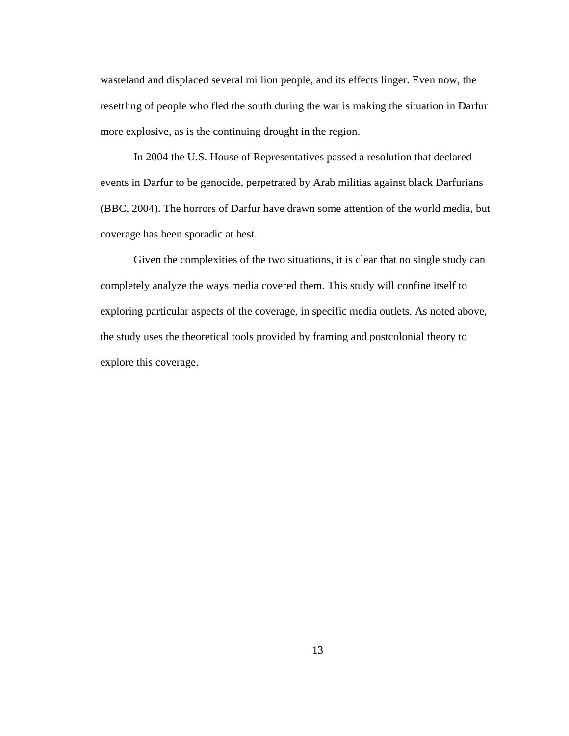wasteland and displaced several million people, and its effects linger. Even now, the resettling of people who fled the south during the war is making the situation in Darfur more explosive, as is the continuing drought in the region.

In 2004 the U.S. House of Representatives passed a resolution that declared events in Darfur to be genocide, perpetrated by Arab militias against black Darfurians (BBC, 2004). The horrors of Darfur have drawn some attention of the world media, but coverage has been sporadic at best.

Given the complexities of the two situations, it is clear that no single study can completely analyze the ways media covered them. This study will confine itself to exploring particular aspects of the coverage, in specific media outlets. As noted above, the study uses the theoretical tools provided by framing and postcolonial theory to explore this coverage.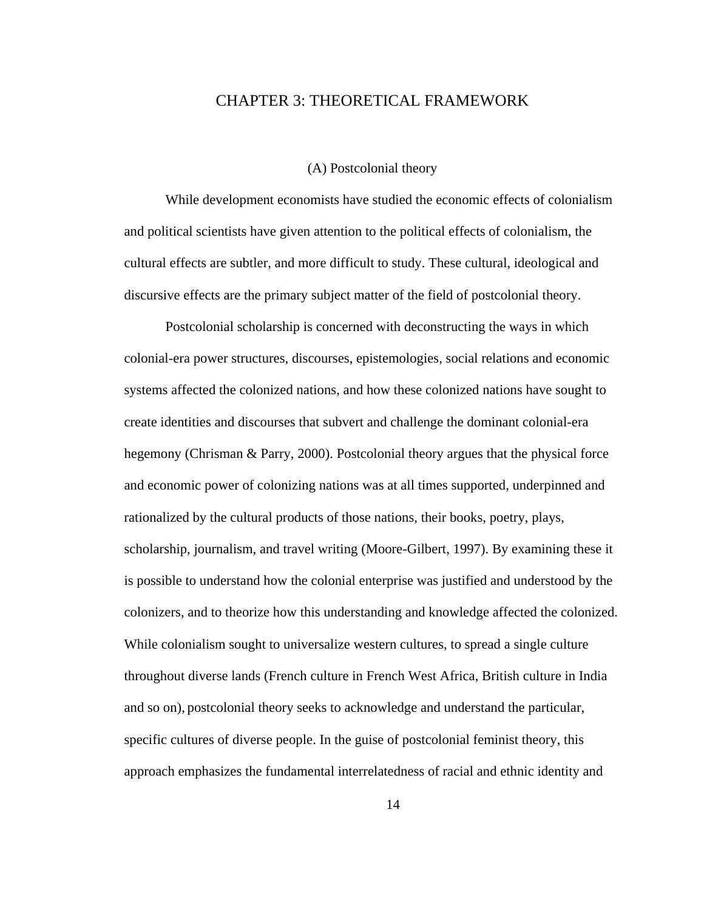# CHAPTER 3: THEORETICAL FRAMEWORK

## (A) Postcolonial theory

While development economists have studied the economic effects of colonialism and political scientists have given attention to the political effects of colonialism, the cultural effects are subtler, and more difficult to study. These cultural, ideological and discursive effects are the primary subject matter of the field of postcolonial theory.

Postcolonial scholarship is concerned with deconstructing the ways in which colonial-era power structures, discourses, epistemologies, social relations and economic systems affected the colonized nations, and how these colonized nations have sought to create identities and discourses that subvert and challenge the dominant colonial-era hegemony (Chrisman & Parry, 2000). Postcolonial theory argues that the physical force and economic power of colonizing nations was at all times supported, underpinned and rationalized by the cultural products of those nations, their books, poetry, plays, scholarship, journalism, and travel writing (Moore-Gilbert, 1997). By examining these it is possible to understand how the colonial enterprise was justified and understood by the colonizers, and to theorize how this understanding and knowledge affected the colonized. While colonialism sought to universalize western cultures, to spread a single culture throughout diverse lands (French culture in French West Africa, British culture in India and so on), postcolonial theory seeks to acknowledge and understand the particular, specific cultures of diverse people. In the guise of postcolonial feminist theory, this approach emphasizes the fundamental interrelatedness of racial and ethnic identity and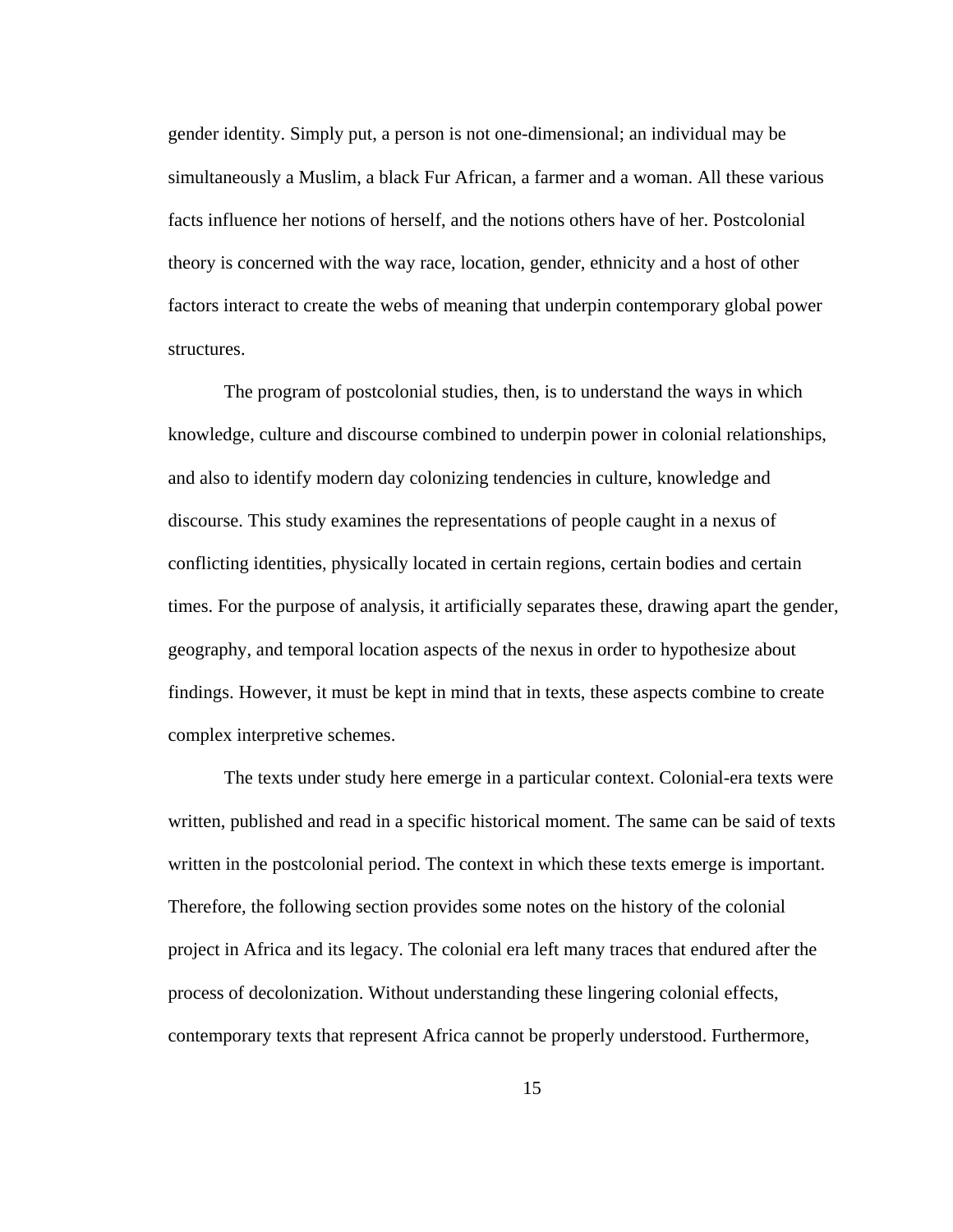gender identity. Simply put, a person is not one-dimensional; an individual may be simultaneously a Muslim, a black Fur African, a farmer and a woman. All these various facts influence her notions of herself, and the notions others have of her. Postcolonial theory is concerned with the way race, location, gender, ethnicity and a host of other factors interact to create the webs of meaning that underpin contemporary global power structures.

The program of postcolonial studies, then, is to understand the ways in which knowledge, culture and discourse combined to underpin power in colonial relationships, and also to identify modern day colonizing tendencies in culture, knowledge and discourse. This study examines the representations of people caught in a nexus of conflicting identities, physically located in certain regions, certain bodies and certain times. For the purpose of analysis, it artificially separates these, drawing apart the gender, geography, and temporal location aspects of the nexus in order to hypothesize about findings. However, it must be kept in mind that in texts, these aspects combine to create complex interpretive schemes.

The texts under study here emerge in a particular context. Colonial-era texts were written, published and read in a specific historical moment. The same can be said of texts written in the postcolonial period. The context in which these texts emerge is important. Therefore, the following section provides some notes on the history of the colonial project in Africa and its legacy. The colonial era left many traces that endured after the process of decolonization. Without understanding these lingering colonial effects, contemporary texts that represent Africa cannot be properly understood. Furthermore,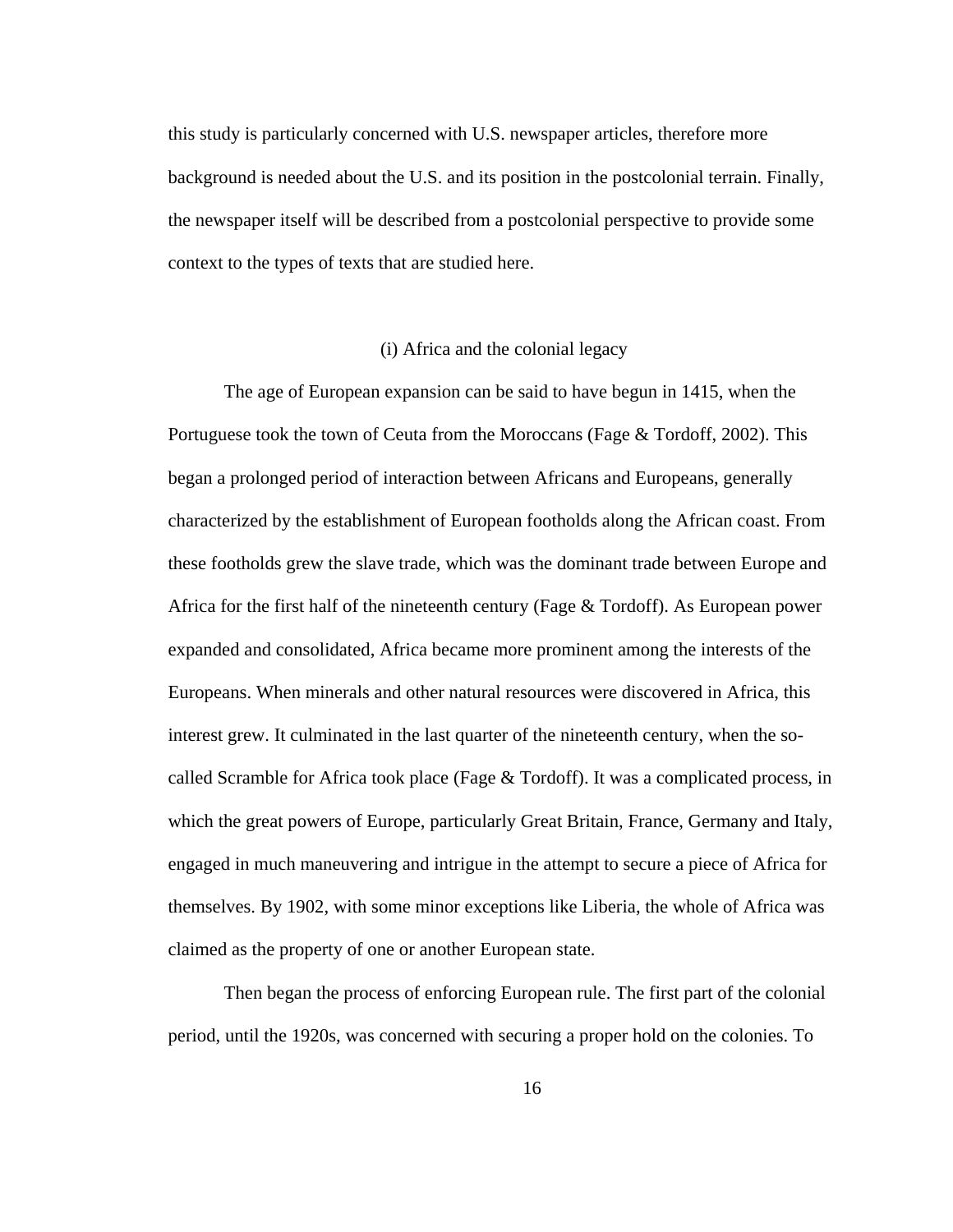this study is particularly concerned with U.S. newspaper articles, therefore more background is needed about the U.S. and its position in the postcolonial terrain. Finally, the newspaper itself will be described from a postcolonial perspective to provide some context to the types of texts that are studied here.

### (i) Africa and the colonial legacy

The age of European expansion can be said to have begun in 1415, when the Portuguese took the town of Ceuta from the Moroccans (Fage & Tordoff, 2002). This began a prolonged period of interaction between Africans and Europeans, generally characterized by the establishment of European footholds along the African coast. From these footholds grew the slave trade, which was the dominant trade between Europe and Africa for the first half of the nineteenth century (Fage & Tordoff). As European power expanded and consolidated, Africa became more prominent among the interests of the Europeans. When minerals and other natural resources were discovered in Africa, this interest grew. It culminated in the last quarter of the nineteenth century, when the so-called Scramble for Africa took place (Fage & Tordoff). It was a complicated process, in which the great powers of Europe, particularly Great Britain, France, Germany and Italy, engaged in much maneuvering and intrigue in the attempt to secure a piece of Africa for themselves. By 1902, with some minor exceptions like Liberia, the whole of Africa was claimed as the property of one or another European state.

Then began the process of enforcing European rule. The first part of the colonial period, until the 1920s, was concerned with securing a proper hold on the colonies. To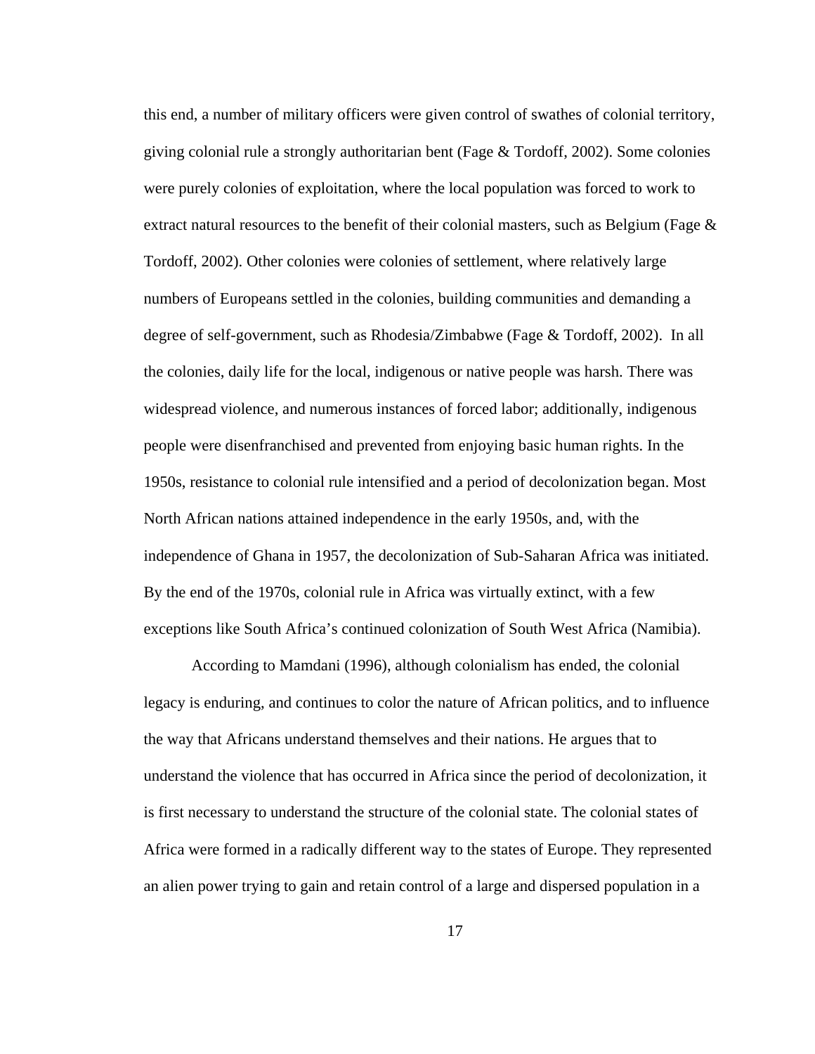this end, a number of military officers were given control of swathes of colonial territory, giving colonial rule a strongly authoritarian bent (Fage & Tordoff, 2002). Some colonies were purely colonies of exploitation, where the local population was forced to work to extract natural resources to the benefit of their colonial masters, such as Belgium (Fage & Tordoff, 2002). Other colonies were colonies of settlement, where relatively large numbers of Europeans settled in the colonies, building communities and demanding a degree of self-government, such as Rhodesia/Zimbabwe (Fage & Tordoff, 2002). In all the colonies, daily life for the local, indigenous or native people was harsh. There was widespread violence, and numerous instances of forced labor; additionally, indigenous people were disenfranchised and prevented from enjoying basic human rights. In the 1950s, resistance to colonial rule intensified and a period of decolonization began. Most North African nations attained independence in the early 1950s, and, with the independence of Ghana in 1957, the decolonization of Sub-Saharan Africa was initiated. By the end of the 1970s, colonial rule in Africa was virtually extinct, with a few exceptions like South Africa's continued colonization of South West Africa (Namibia).

According to Mamdani (1996), although colonialism has ended, the colonial legacy is enduring, and continues to color the nature of African politics, and to influence the way that Africans understand themselves and their nations. He argues that to understand the violence that has occurred in Africa since the period of decolonization, it is first necessary to understand the structure of the colonial state. The colonial states of Africa were formed in a radically different way to the states of Europe. They represented an alien power trying to gain and retain control of a large and dispersed population in a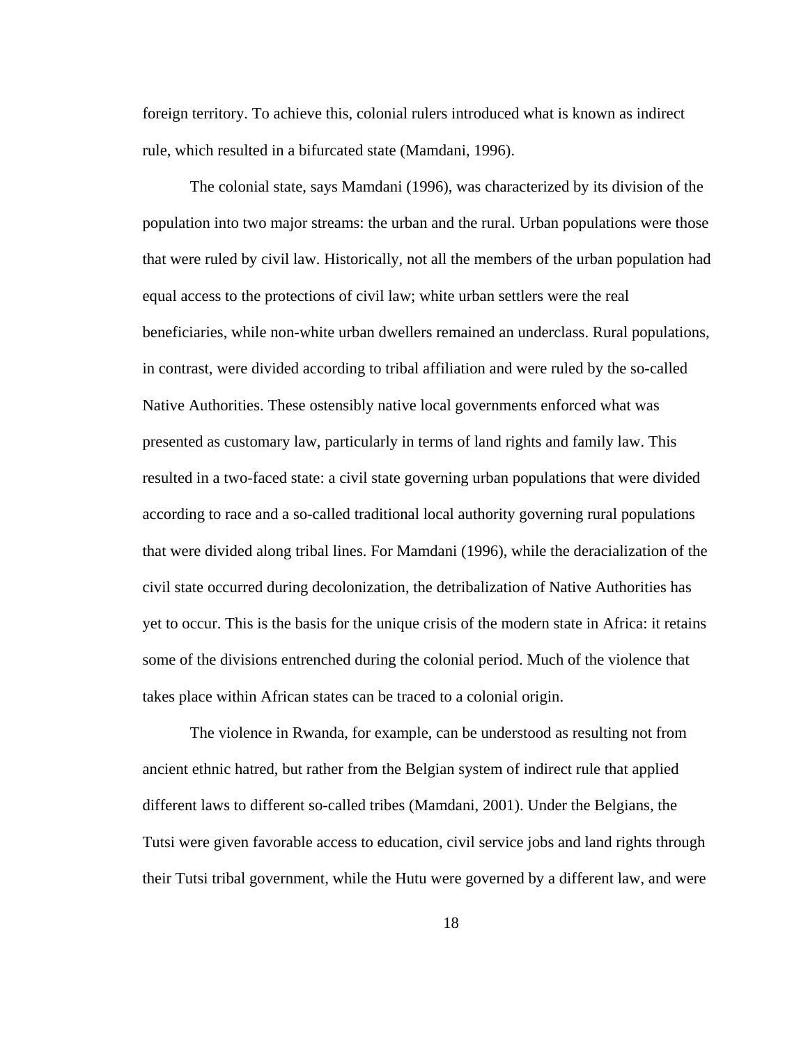foreign territory. To achieve this, colonial rulers introduced what is known as indirect rule, which resulted in a bifurcated state (Mamdani, 1996).

The colonial state, says Mamdani (1996), was characterized by its division of the population into two major streams: the urban and the rural. Urban populations were those that were ruled by civil law. Historically, not all the members of the urban population had equal access to the protections of civil law; white urban settlers were the real beneficiaries, while non-white urban dwellers remained an underclass. Rural populations, in contrast, were divided according to tribal affiliation and were ruled by the so-called Native Authorities. These ostensibly native local governments enforced what was presented as customary law, particularly in terms of land rights and family law. This resulted in a two-faced state: a civil state governing urban populations that were divided according to race and a so-called traditional local authority governing rural populations that were divided along tribal lines. For Mamdani (1996), while the deracialization of the civil state occurred during decolonization, the detribalization of Native Authorities has yet to occur. This is the basis for the unique crisis of the modern state in Africa: it retains some of the divisions entrenched during the colonial period. Much of the violence that takes place within African states can be traced to a colonial origin.

The violence in Rwanda, for example, can be understood as resulting not from ancient ethnic hatred, but rather from the Belgian system of indirect rule that applied different laws to different so-called tribes (Mamdani, 2001). Under the Belgians, the Tutsi were given favorable access to education, civil service jobs and land rights through their Tutsi tribal government, while the Hutu were governed by a different law, and were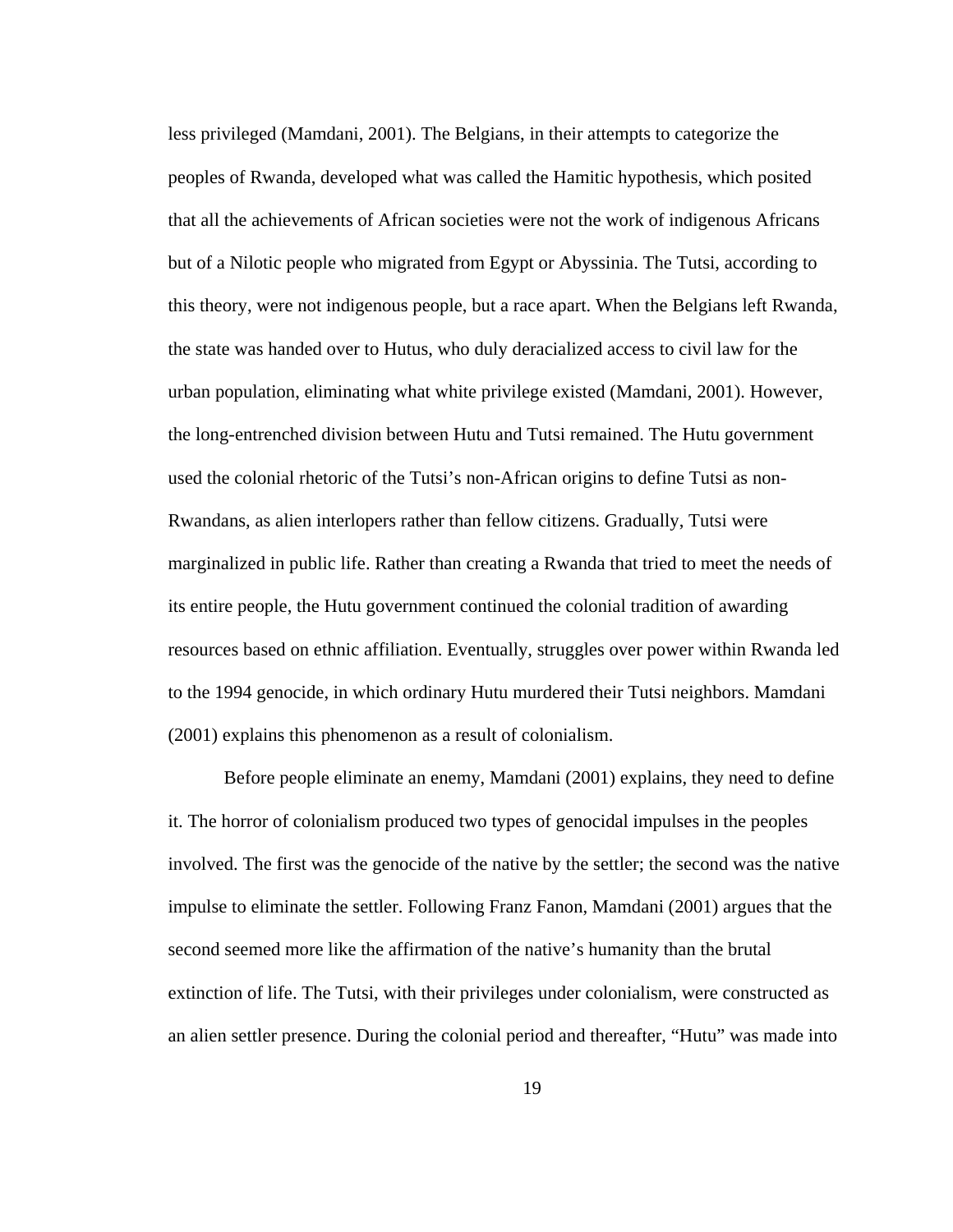less privileged (Mamdani, 2001). The Belgians, in their attempts to categorize the peoples of Rwanda, developed what was called the Hamitic hypothesis, which posited that all the achievements of African societies were not the work of indigenous Africans but of a Nilotic people who migrated from Egypt or Abyssinia. The Tutsi, according to this theory, were not indigenous people, but a race apart. When the Belgians left Rwanda, the state was handed over to Hutus, who duly deracialized access to civil law for the urban population, eliminating what white privilege existed (Mamdani, 2001). However, the long-entrenched division between Hutu and Tutsi remained. The Hutu government used the colonial rhetoric of the Tutsi's non-African origins to define Tutsi as non-Rwandans, as alien interlopers rather than fellow citizens. Gradually, Tutsi were marginalized in public life. Rather than creating a Rwanda that tried to meet the needs of its entire people, the Hutu government continued the colonial tradition of awarding resources based on ethnic affiliation. Eventually, struggles over power within Rwanda led to the 1994 genocide, in which ordinary Hutu murdered their Tutsi neighbors. Mamdani (2001) explains this phenomenon as a result of colonialism.

Before people eliminate an enemy, Mamdani (2001) explains, they need to define it. The horror of colonialism produced two types of genocidal impulses in the peoples involved. The first was the genocide of the native by the settler; the second was the native impulse to eliminate the settler. Following Franz Fanon, Mamdani (2001) argues that the second seemed more like the affirmation of the native's humanity than the brutal extinction of life. The Tutsi, with their privileges under colonialism, were constructed as an alien settler presence. During the colonial period and thereafter, "Hutu" was made into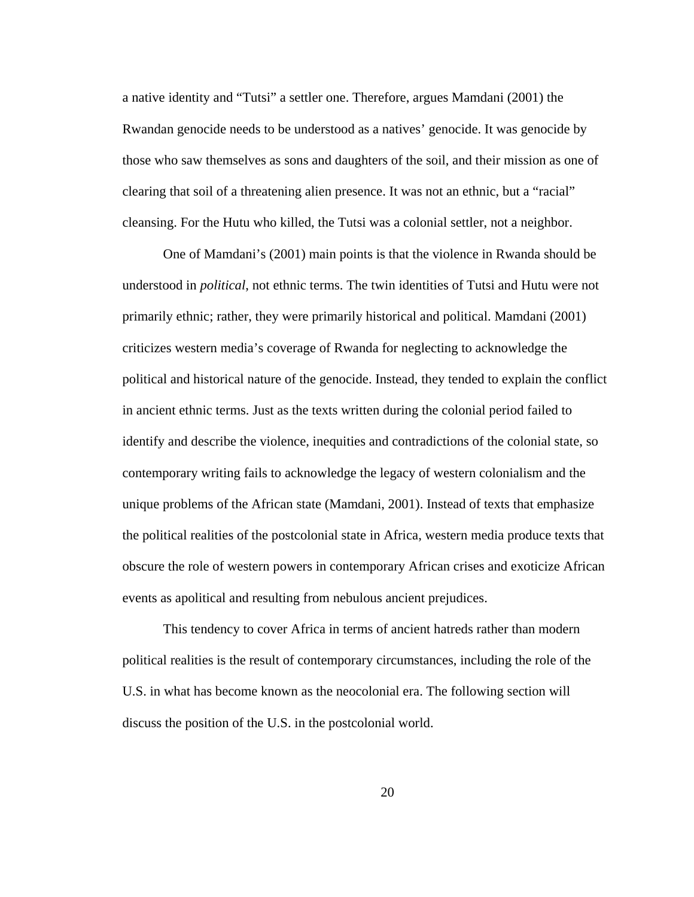a native identity and “Tutsi” a settler one. Therefore, argues Mamdani (2001) the Rwandan genocide needs to be understood as a natives’ genocide. It was genocide by those who saw themselves as sons and daughters of the soil, and their mission as one of clearing that soil of a threatening alien presence. It was not an ethnic, but a “racial” cleansing. For the Hutu who killed, the Tutsi was a colonial settler, not a neighbor.

One of Mamdani’s (2001) main points is that the violence in Rwanda should be understood in *political*, not ethnic terms. The twin identities of Tutsi and Hutu were not primarily ethnic; rather, they were primarily historical and political. Mamdani (2001) criticizes western media’s coverage of Rwanda for neglecting to acknowledge the political and historical nature of the genocide. Instead, they tended to explain the conflict in ancient ethnic terms. Just as the texts written during the colonial period failed to identify and describe the violence, inequities and contradictions of the colonial state, so contemporary writing fails to acknowledge the legacy of western colonialism and the unique problems of the African state (Mamdani, 2001). Instead of texts that emphasize the political realities of the postcolonial state in Africa, western media produce texts that obscure the role of western powers in contemporary African crises and exoticize African events as apolitical and resulting from nebulous ancient prejudices.

This tendency to cover Africa in terms of ancient hatreds rather than modern political realities is the result of contemporary circumstances, including the role of the U.S. in what has become known as the neocolonial era. The following section will discuss the position of the U.S. in the postcolonial world.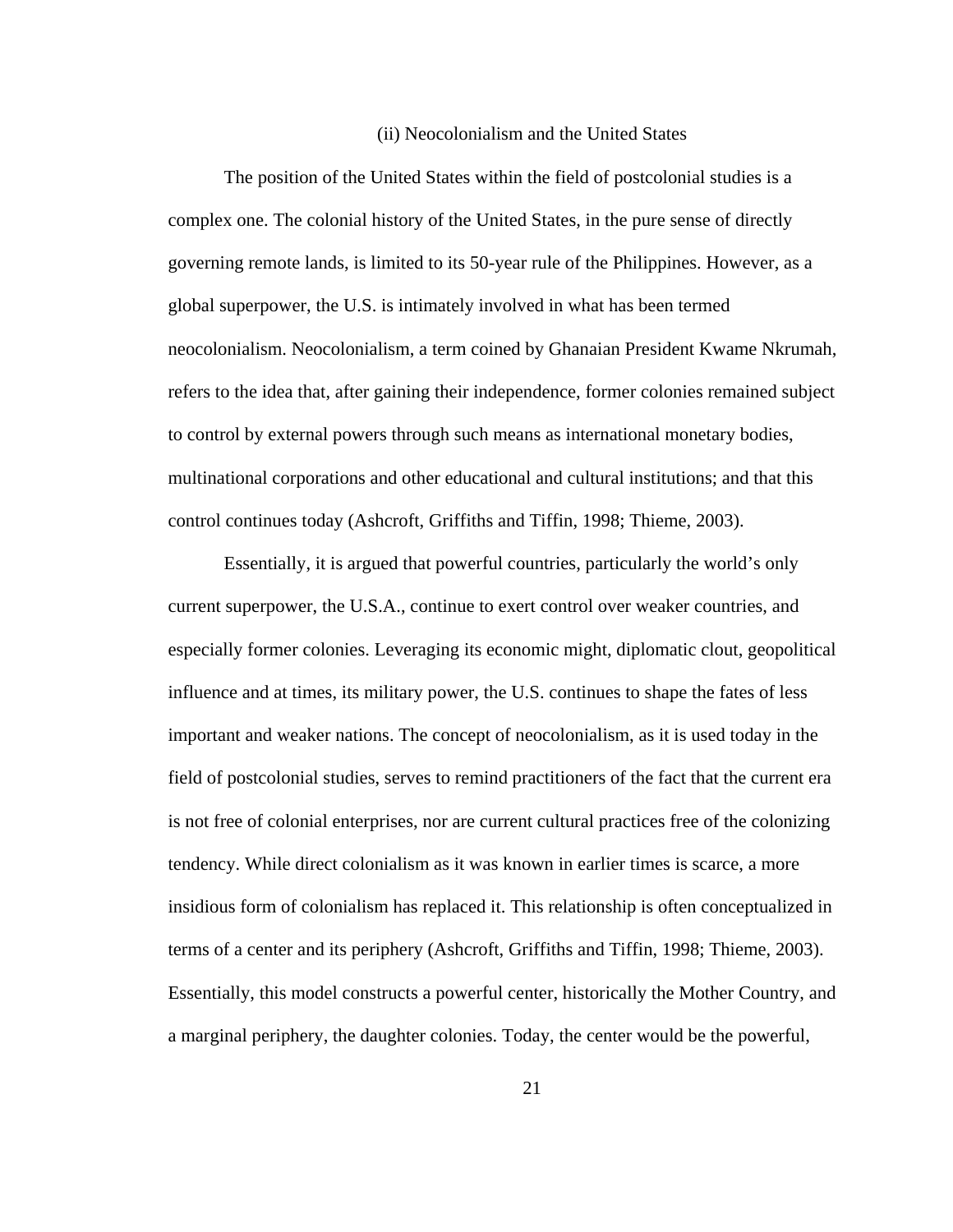### (ii) Neocolonialism and the United States

The position of the United States within the field of postcolonial studies is a complex one. The colonial history of the United States, in the pure sense of directly governing remote lands, is limited to its 50-year rule of the Philippines. However, as a global superpower, the U.S. is intimately involved in what has been termed neocolonialism. Neocolonialism, a term coined by Ghanaian President Kwame Nkrumah, refers to the idea that, after gaining their independence, former colonies remained subject to control by external powers through such means as international monetary bodies, multinational corporations and other educational and cultural institutions; and that this control continues today (Ashcroft, Griffiths and Tiffin, 1998; Thieme, 2003).

Essentially, it is argued that powerful countries, particularly the world's only current superpower, the U.S.A., continue to exert control over weaker countries, and especially former colonies. Leveraging its economic might, diplomatic clout, geopolitical influence and at times, its military power, the U.S. continues to shape the fates of less important and weaker nations. The concept of neocolonialism, as it is used today in the field of postcolonial studies, serves to remind practitioners of the fact that the current era is not free of colonial enterprises, nor are current cultural practices free of the colonizing tendency. While direct colonialism as it was known in earlier times is scarce, a more insidious form of colonialism has replaced it. This relationship is often conceptualized in terms of a center and its periphery (Ashcroft, Griffiths and Tiffin, 1998; Thieme, 2003). Essentially, this model constructs a powerful center, historically the Mother Country, and a marginal periphery, the daughter colonies. Today, the center would be the powerful,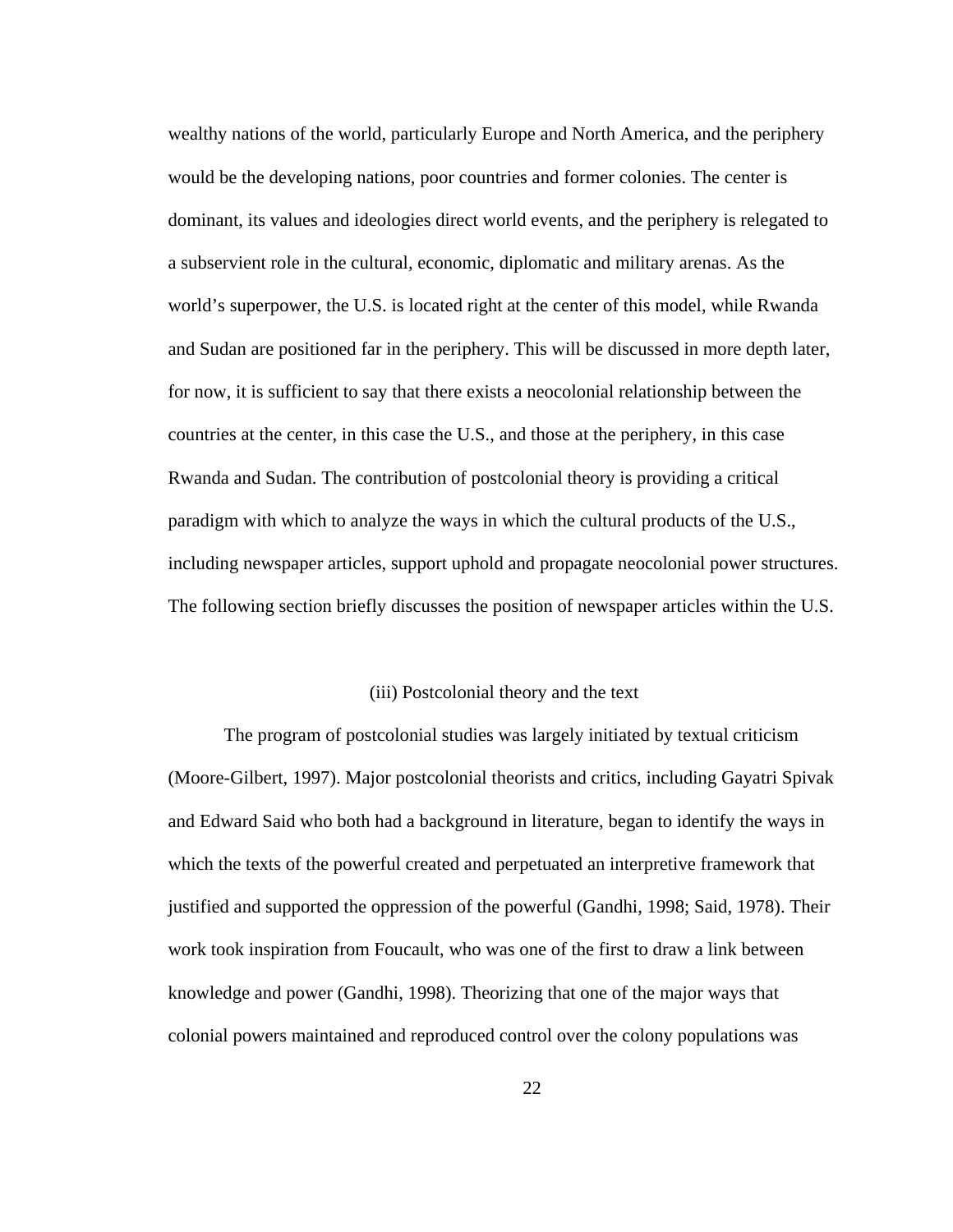wealthy nations of the world, particularly Europe and North America, and the periphery would be the developing nations, poor countries and former colonies. The center is dominant, its values and ideologies direct world events, and the periphery is relegated to a subservient role in the cultural, economic, diplomatic and military arenas. As the world's superpower, the U.S. is located right at the center of this model, while Rwanda and Sudan are positioned far in the periphery. This will be discussed in more depth later, for now, it is sufficient to say that there exists a neocolonial relationship between the countries at the center, in this case the U.S., and those at the periphery, in this case Rwanda and Sudan. The contribution of postcolonial theory is providing a critical paradigm with which to analyze the ways in which the cultural products of the U.S., including newspaper articles, support uphold and propagate neocolonial power structures. The following section briefly discusses the position of newspaper articles within the U.S.

### (iii) Postcolonial theory and the text

The program of postcolonial studies was largely initiated by textual criticism (Moore-Gilbert, 1997). Major postcolonial theorists and critics, including Gayatri Spivak and Edward Said who both had a background in literature, began to identify the ways in which the texts of the powerful created and perpetuated an interpretive framework that justified and supported the oppression of the powerful (Gandhi, 1998; Said, 1978). Their work took inspiration from Foucault, who was one of the first to draw a link between knowledge and power (Gandhi, 1998). Theorizing that one of the major ways that colonial powers maintained and reproduced control over the colony populations was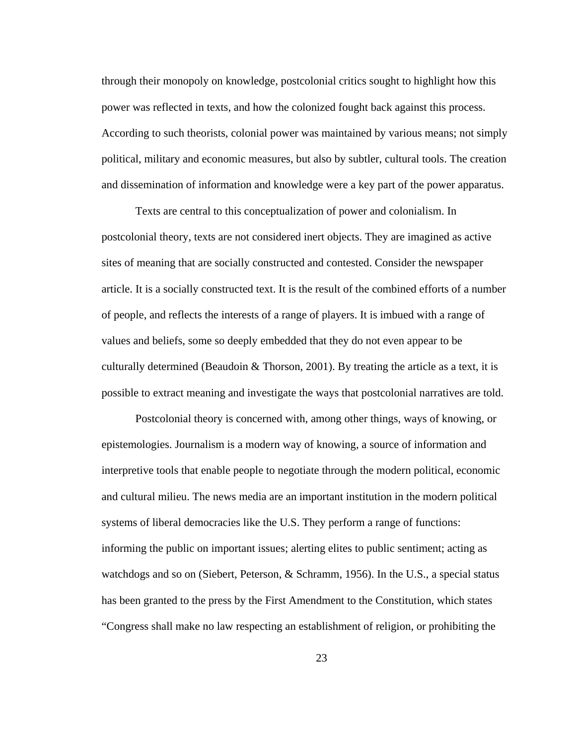through their monopoly on knowledge, postcolonial critics sought to highlight how this power was reflected in texts, and how the colonized fought back against this process. According to such theorists, colonial power was maintained by various means; not simply political, military and economic measures, but also by subtler, cultural tools. The creation and dissemination of information and knowledge were a key part of the power apparatus.

Texts are central to this conceptualization of power and colonialism. In postcolonial theory, texts are not considered inert objects. They are imagined as active sites of meaning that are socially constructed and contested. Consider the newspaper article. It is a socially constructed text. It is the result of the combined efforts of a number of people, and reflects the interests of a range of players. It is imbued with a range of values and beliefs, some so deeply embedded that they do not even appear to be culturally determined (Beaudoin & Thorson, 2001). By treating the article as a text, it is possible to extract meaning and investigate the ways that postcolonial narratives are told.

Postcolonial theory is concerned with, among other things, ways of knowing, or epistemologies. Journalism is a modern way of knowing, a source of information and interpretive tools that enable people to negotiate through the modern political, economic and cultural milieu. The news media are an important institution in the modern political systems of liberal democracies like the U.S. They perform a range of functions: informing the public on important issues; alerting elites to public sentiment; acting as watchdogs and so on (Siebert, Peterson, & Schramm, 1956). In the U.S., a special status has been granted to the press by the First Amendment to the Constitution, which states "Congress shall make no law respecting an establishment of religion, or prohibiting the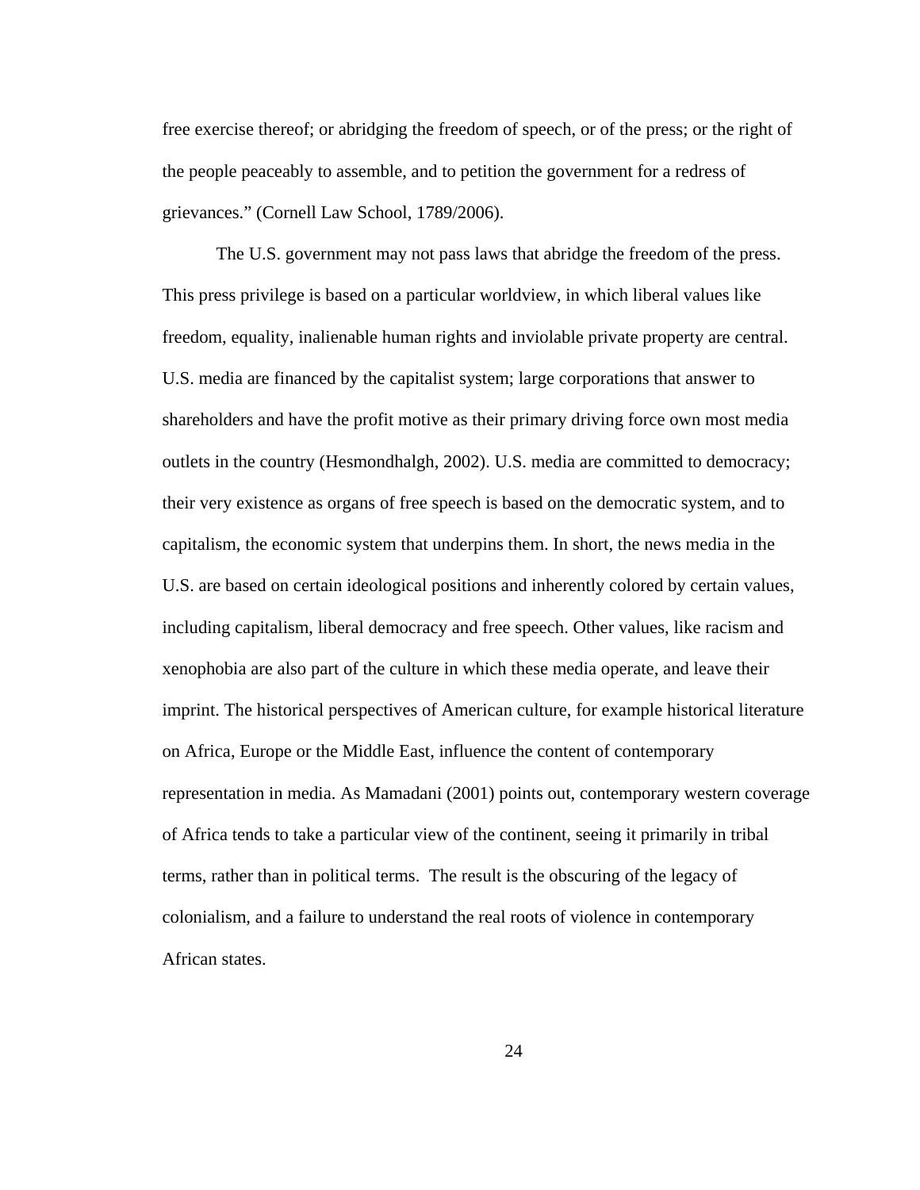free exercise thereof; or abridging the freedom of speech, or of the press; or the right of the people peaceably to assemble, and to petition the government for a redress of grievances." (Cornell Law School, 1789/2006).

The U.S. government may not pass laws that abridge the freedom of the press. This press privilege is based on a particular worldview, in which liberal values like freedom, equality, inalienable human rights and inviolable private property are central. U.S. media are financed by the capitalist system; large corporations that answer to shareholders and have the profit motive as their primary driving force own most media outlets in the country (Hesmondhalgh, 2002). U.S. media are committed to democracy; their very existence as organs of free speech is based on the democratic system, and to capitalism, the economic system that underpins them. In short, the news media in the U.S. are based on certain ideological positions and inherently colored by certain values, including capitalism, liberal democracy and free speech. Other values, like racism and xenophobia are also part of the culture in which these media operate, and leave their imprint. The historical perspectives of American culture, for example historical literature on Africa, Europe or the Middle East, influence the content of contemporary representation in media. As Mamadani (2001) points out, contemporary western coverage of Africa tends to take a particular view of the continent, seeing it primarily in tribal terms, rather than in political terms. The result is the obscuring of the legacy of colonialism, and a failure to understand the real roots of violence in contemporary African states.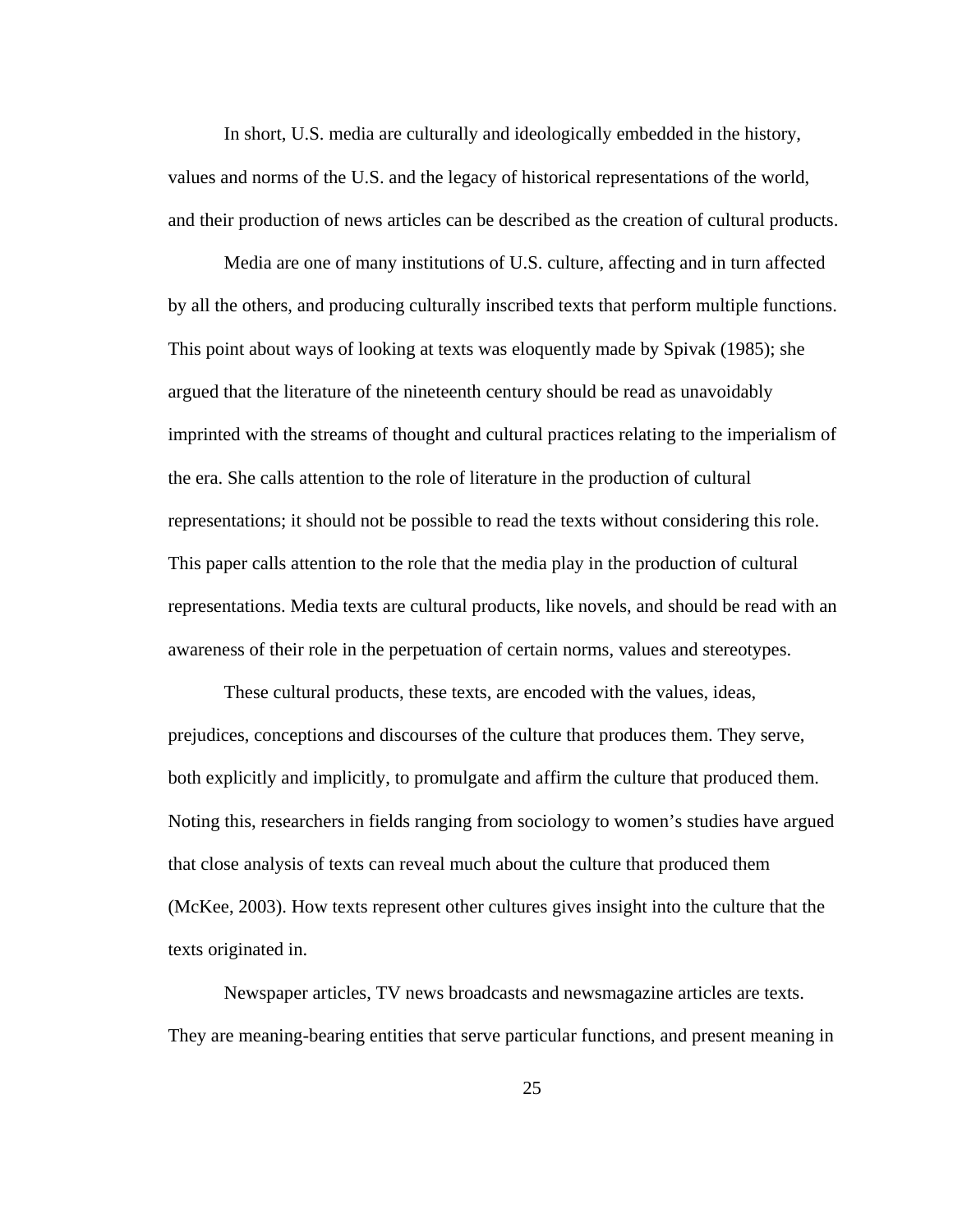In short, U.S. media are culturally and ideologically embedded in the history, values and norms of the U.S. and the legacy of historical representations of the world, and their production of news articles can be described as the creation of cultural products.

Media are one of many institutions of U.S. culture, affecting and in turn affected by all the others, and producing culturally inscribed texts that perform multiple functions. This point about ways of looking at texts was eloquently made by Spivak (1985); she argued that the literature of the nineteenth century should be read as unavoidably imprinted with the streams of thought and cultural practices relating to the imperialism of the era. She calls attention to the role of literature in the production of cultural representations; it should not be possible to read the texts without considering this role. This paper calls attention to the role that the media play in the production of cultural representations. Media texts are cultural products, like novels, and should be read with an awareness of their role in the perpetuation of certain norms, values and stereotypes.

These cultural products, these texts, are encoded with the values, ideas, prejudices, conceptions and discourses of the culture that produces them. They serve, both explicitly and implicitly, to promulgate and affirm the culture that produced them. Noting this, researchers in fields ranging from sociology to women's studies have argued that close analysis of texts can reveal much about the culture that produced them (McKee, 2003). How texts represent other cultures gives insight into the culture that the texts originated in.

Newspaper articles, TV news broadcasts and newsmagazine articles are texts. They are meaning-bearing entities that serve particular functions, and present meaning in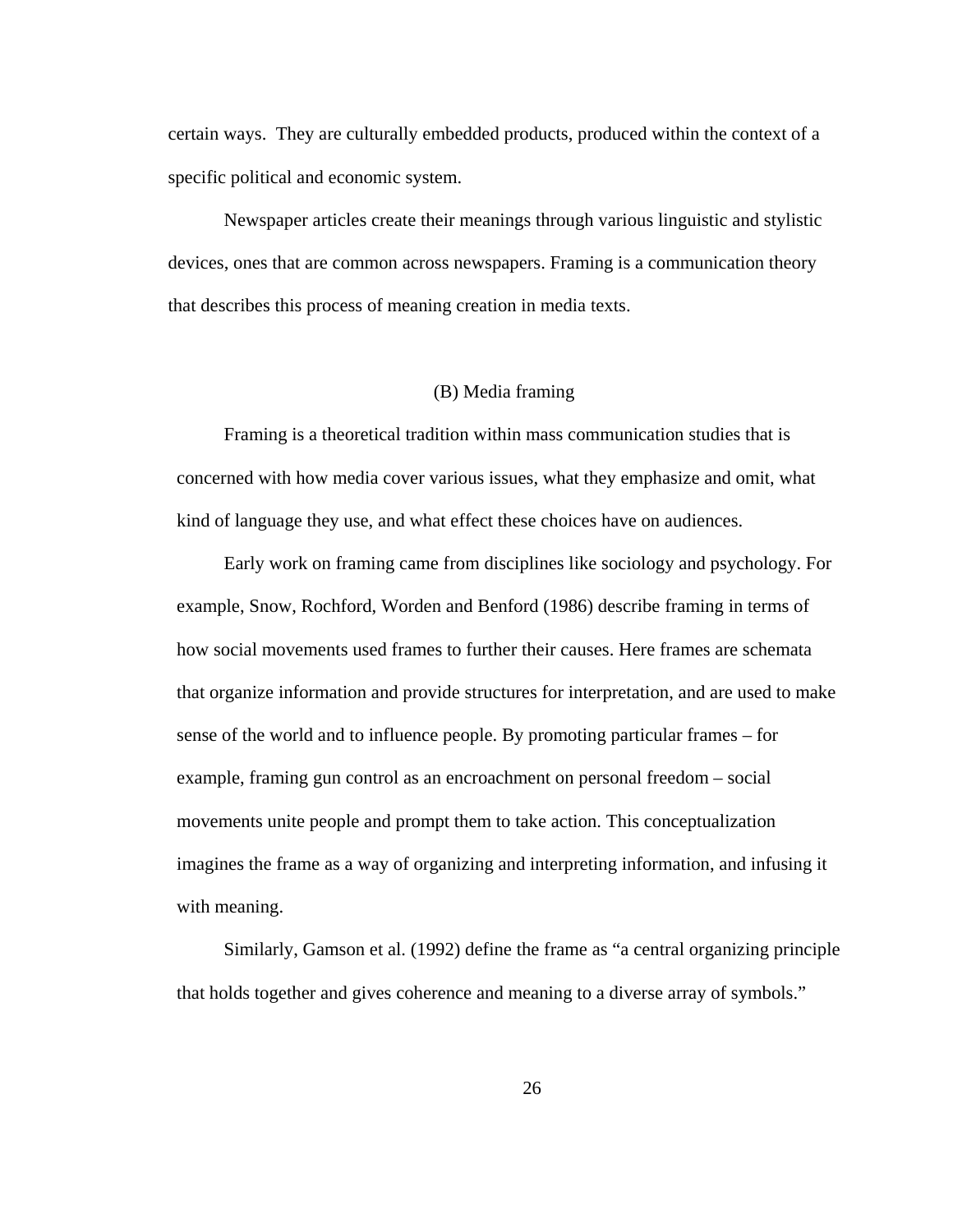certain ways. They are culturally embedded products, produced within the context of a specific political and economic system.

Newspaper articles create their meanings through various linguistic and stylistic devices, ones that are common across newspapers. Framing is a communication theory that describes this process of meaning creation in media texts.

## (B) Media framing

Framing is a theoretical tradition within mass communication studies that is concerned with how media cover various issues, what they emphasize and omit, what kind of language they use, and what effect these choices have on audiences.

Early work on framing came from disciplines like sociology and psychology. For example, Snow, Rochford, Worden and Benford (1986) describe framing in terms of how social movements used frames to further their causes. Here frames are schemata that organize information and provide structures for interpretation, and are used to make sense of the world and to influence people. By promoting particular frames – for example, framing gun control as an encroachment on personal freedom – social movements unite people and prompt them to take action. This conceptualization imagines the frame as a way of organizing and interpreting information, and infusing it with meaning.

Similarly, Gamson et al. (1992) define the frame as "a central organizing principle that holds together and gives coherence and meaning to a diverse array of symbols."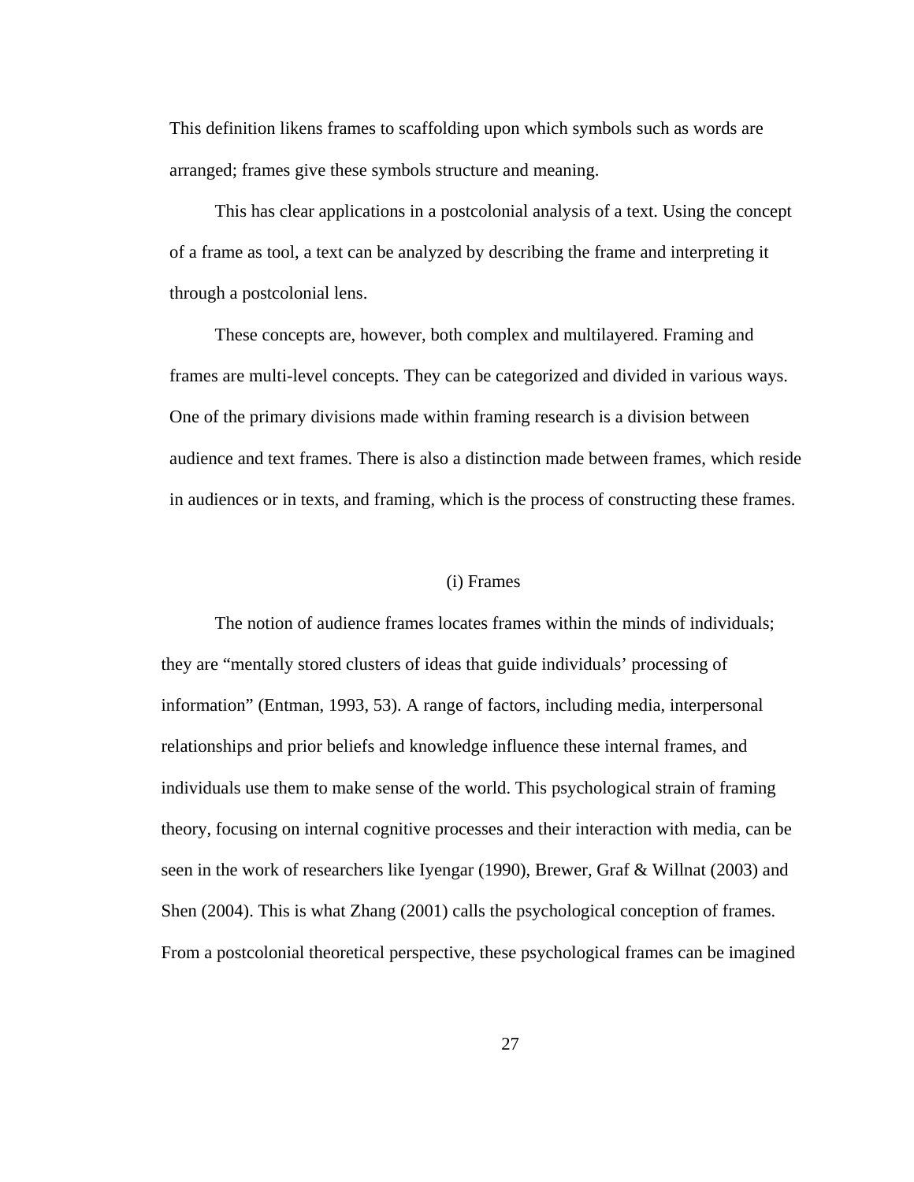This definition likens frames to scaffolding upon which symbols such as words are arranged; frames give these symbols structure and meaning.

This has clear applications in a postcolonial analysis of a text. Using the concept of a frame as tool, a text can be analyzed by describing the frame and interpreting it through a postcolonial lens.

These concepts are, however, both complex and multilayered. Framing and frames are multi-level concepts. They can be categorized and divided in various ways. One of the primary divisions made within framing research is a division between audience and text frames. There is also a distinction made between frames, which reside in audiences or in texts, and framing, which is the process of constructing these frames.

### (i) Frames

The notion of audience frames locates frames within the minds of individuals; they are "mentally stored clusters of ideas that guide individuals' processing of information" (Entman, 1993, 53). A range of factors, including media, interpersonal relationships and prior beliefs and knowledge influence these internal frames, and individuals use them to make sense of the world. This psychological strain of framing theory, focusing on internal cognitive processes and their interaction with media, can be seen in the work of researchers like Iyengar (1990), Brewer, Graf & Willnat (2003) and Shen (2004). This is what Zhang (2001) calls the psychological conception of frames. From a postcolonial theoretical perspective, these psychological frames can be imagined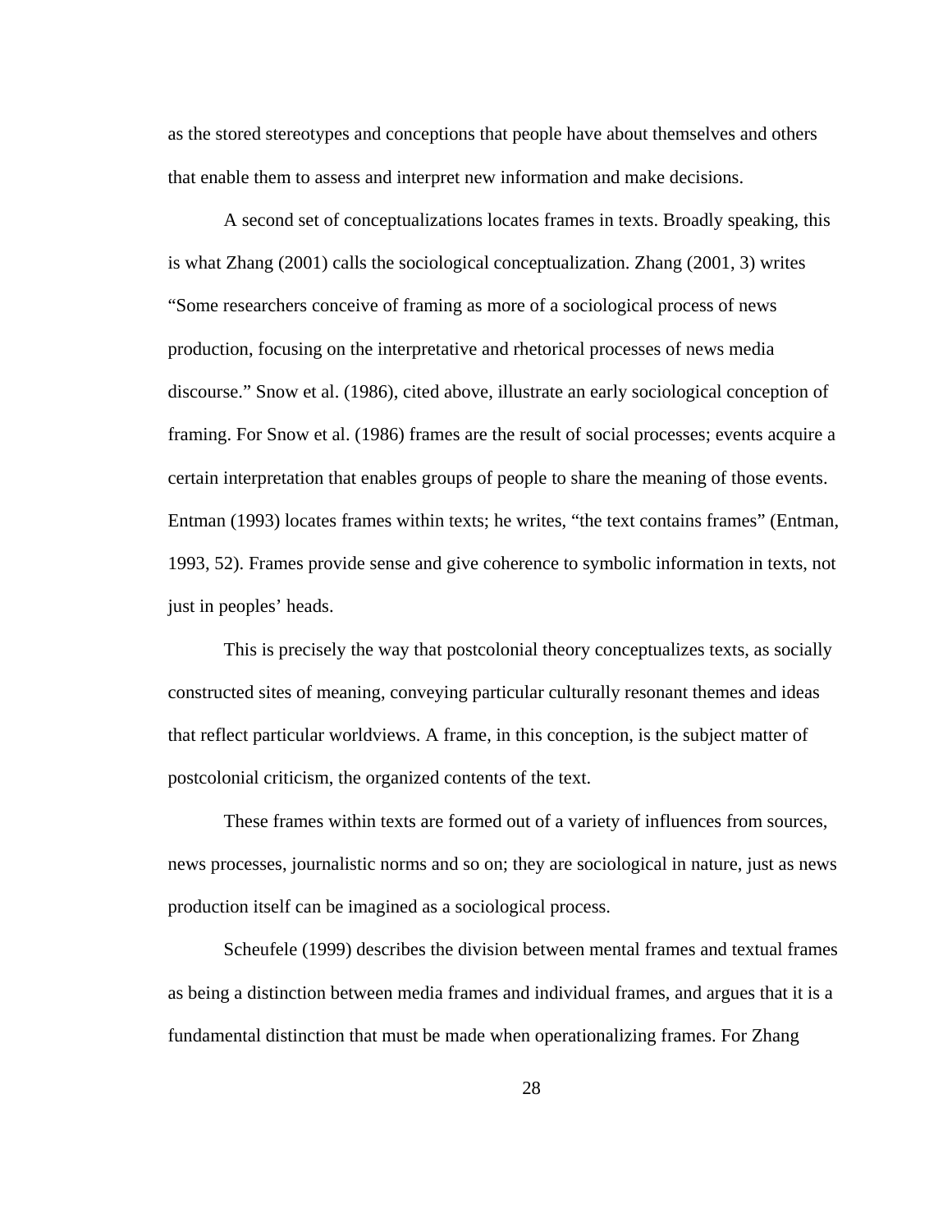as the stored stereotypes and conceptions that people have about themselves and others that enable them to assess and interpret new information and make decisions.

A second set of conceptualizations locates frames in texts. Broadly speaking, this is what Zhang (2001) calls the sociological conceptualization. Zhang (2001, 3) writes "Some researchers conceive of framing as more of a sociological process of news production, focusing on the interpretative and rhetorical processes of news media discourse." Snow et al. (1986), cited above, illustrate an early sociological conception of framing. For Snow et al. (1986) frames are the result of social processes; events acquire a certain interpretation that enables groups of people to share the meaning of those events. Entman (1993) locates frames within texts; he writes, "the text contains frames" (Entman, 1993, 52). Frames provide sense and give coherence to symbolic information in texts, not just in peoples' heads.

This is precisely the way that postcolonial theory conceptualizes texts, as socially constructed sites of meaning, conveying particular culturally resonant themes and ideas that reflect particular worldviews. A frame, in this conception, is the subject matter of postcolonial criticism, the organized contents of the text.

These frames within texts are formed out of a variety of influences from sources, news processes, journalistic norms and so on; they are sociological in nature, just as news production itself can be imagined as a sociological process.

Scheufele (1999) describes the division between mental frames and textual frames as being a distinction between media frames and individual frames, and argues that it is a fundamental distinction that must be made when operationalizing frames. For Zhang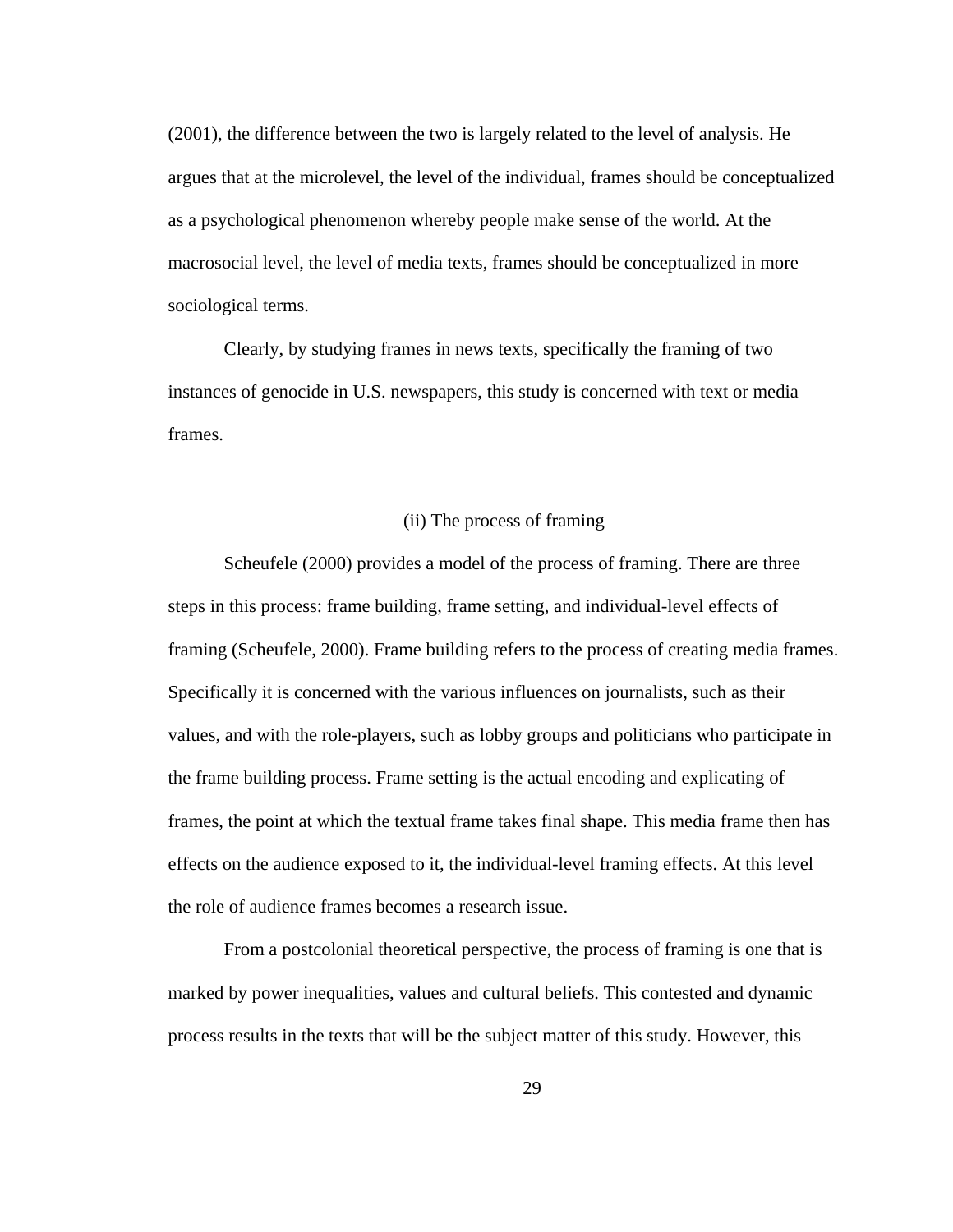(2001), the difference between the two is largely related to the level of analysis. He argues that at the microlevel, the level of the individual, frames should be conceptualized as a psychological phenomenon whereby people make sense of the world. At the macrosocial level, the level of media texts, frames should be conceptualized in more sociological terms.

Clearly, by studying frames in news texts, specifically the framing of two instances of genocide in U.S. newspapers, this study is concerned with text or media frames.

### (ii) The process of framing

Scheufele (2000) provides a model of the process of framing. There are three steps in this process: frame building, frame setting, and individual-level effects of framing (Scheufele, 2000). Frame building refers to the process of creating media frames. Specifically it is concerned with the various influences on journalists, such as their values, and with the role-players, such as lobby groups and politicians who participate in the frame building process. Frame setting is the actual encoding and explicating of frames, the point at which the textual frame takes final shape. This media frame then has effects on the audience exposed to it, the individual-level framing effects. At this level the role of audience frames becomes a research issue.

From a postcolonial theoretical perspective, the process of framing is one that is marked by power inequalities, values and cultural beliefs. This contested and dynamic process results in the texts that will be the subject matter of this study. However, this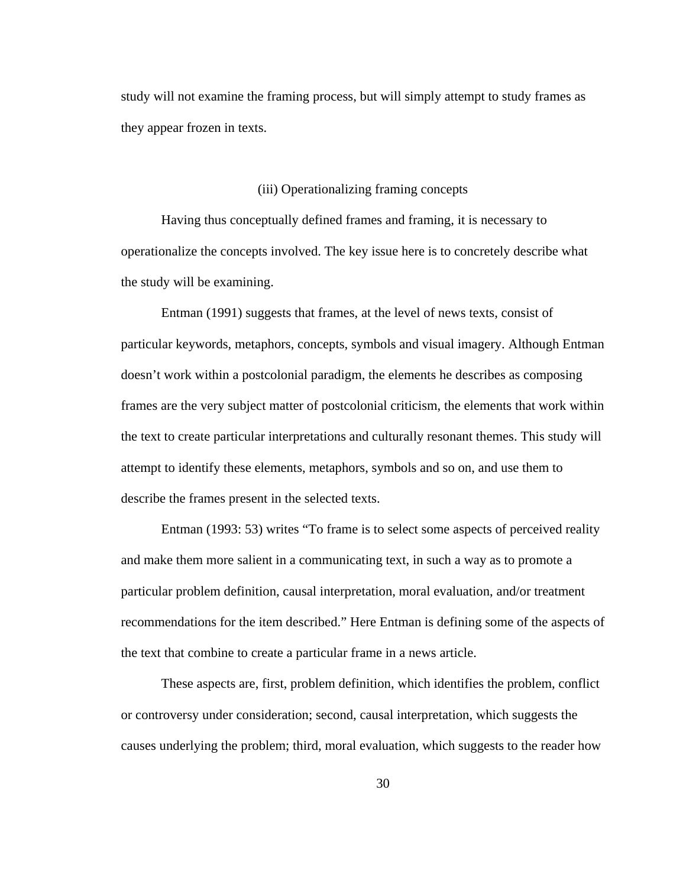study will not examine the framing process, but will simply attempt to study frames as they appear frozen in texts.

### (iii) Operationalizing framing concepts

Having thus conceptually defined frames and framing, it is necessary to operationalize the concepts involved. The key issue here is to concretely describe what the study will be examining.

Entman (1991) suggests that frames, at the level of news texts, consist of particular keywords, metaphors, concepts, symbols and visual imagery. Although Entman doesn't work within a postcolonial paradigm, the elements he describes as composing frames are the very subject matter of postcolonial criticism, the elements that work within the text to create particular interpretations and culturally resonant themes. This study will attempt to identify these elements, metaphors, symbols and so on, and use them to describe the frames present in the selected texts.

Entman (1993: 53) writes "To frame is to select some aspects of perceived reality and make them more salient in a communicating text, in such a way as to promote a particular problem definition, causal interpretation, moral evaluation, and/or treatment recommendations for the item described." Here Entman is defining some of the aspects of the text that combine to create a particular frame in a news article.

These aspects are, first, problem definition, which identifies the problem, conflict or controversy under consideration; second, causal interpretation, which suggests the causes underlying the problem; third, moral evaluation, which suggests to the reader how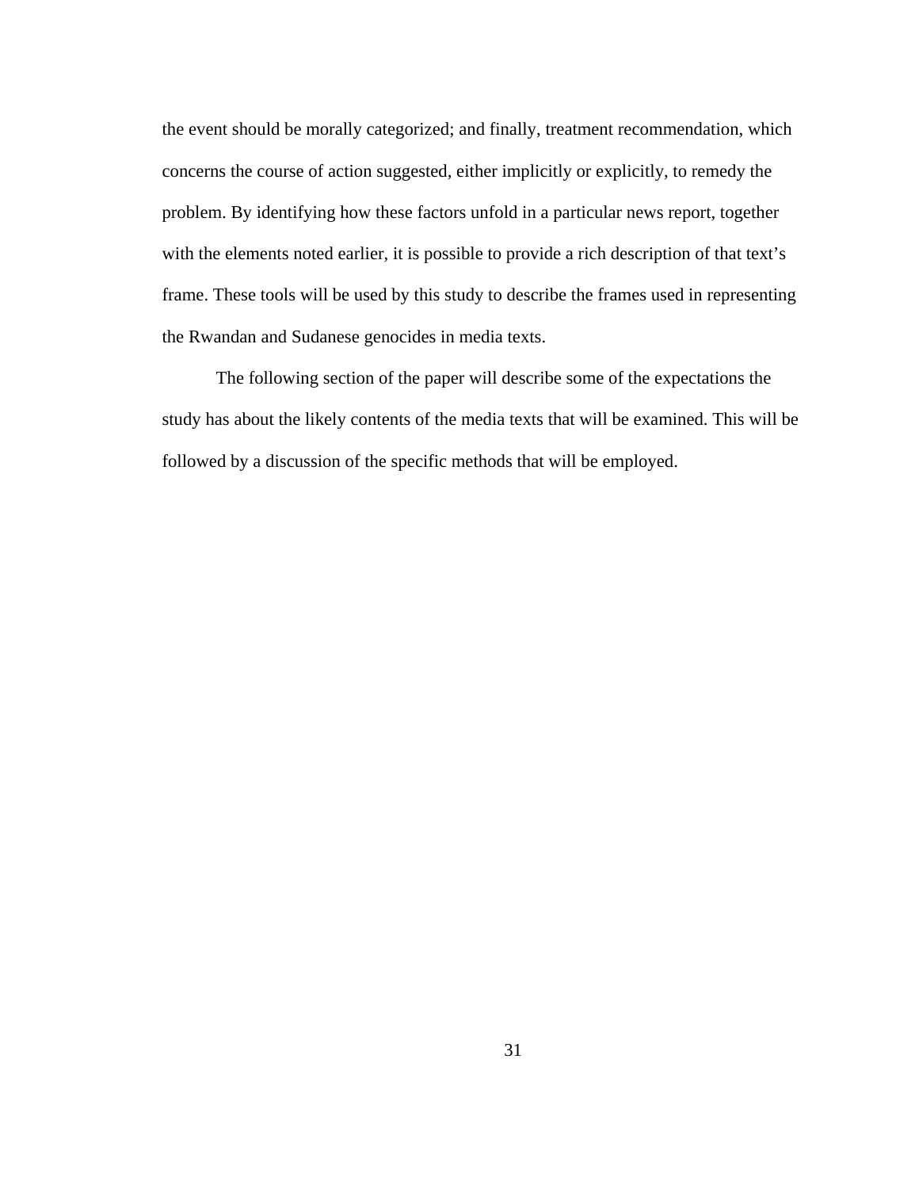the event should be morally categorized; and finally, treatment recommendation, which concerns the course of action suggested, either implicitly or explicitly, to remedy the problem. By identifying how these factors unfold in a particular news report, together with the elements noted earlier, it is possible to provide a rich description of that text's frame. These tools will be used by this study to describe the frames used in representing the Rwandan and Sudanese genocides in media texts.

The following section of the paper will describe some of the expectations the study has about the likely contents of the media texts that will be examined. This will be followed by a discussion of the specific methods that will be employed.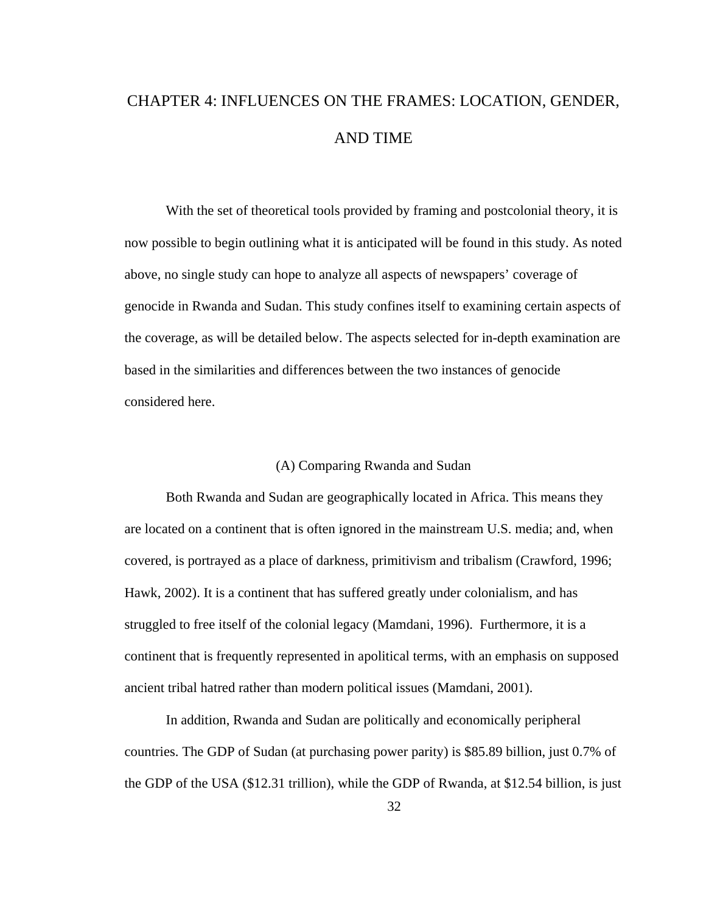# CHAPTER 4: INFLUENCES ON THE FRAMES: LOCATION, GENDER, AND TIME

With the set of theoretical tools provided by framing and postcolonial theory, it is now possible to begin outlining what it is anticipated will be found in this study. As noted above, no single study can hope to analyze all aspects of newspapers' coverage of genocide in Rwanda and Sudan. This study confines itself to examining certain aspects of the coverage, as will be detailed below. The aspects selected for in-depth examination are based in the similarities and differences between the two instances of genocide considered here.

## (A) Comparing Rwanda and Sudan

Both Rwanda and Sudan are geographically located in Africa. This means they are located on a continent that is often ignored in the mainstream U.S. media; and, when covered, is portrayed as a place of darkness, primitivism and tribalism (Crawford, 1996; Hawk, 2002). It is a continent that has suffered greatly under colonialism, and has struggled to free itself of the colonial legacy (Mamdani, 1996). Furthermore, it is a continent that is frequently represented in apolitical terms, with an emphasis on supposed ancient tribal hatred rather than modern political issues (Mamdani, 2001).

In addition, Rwanda and Sudan are politically and economically peripheral countries. The GDP of Sudan (at purchasing power parity) is $85.89 billion, just 0.7% of the GDP of the USA ($12.31 trillion), while the GDP of Rwanda, at $12.54 billion, is just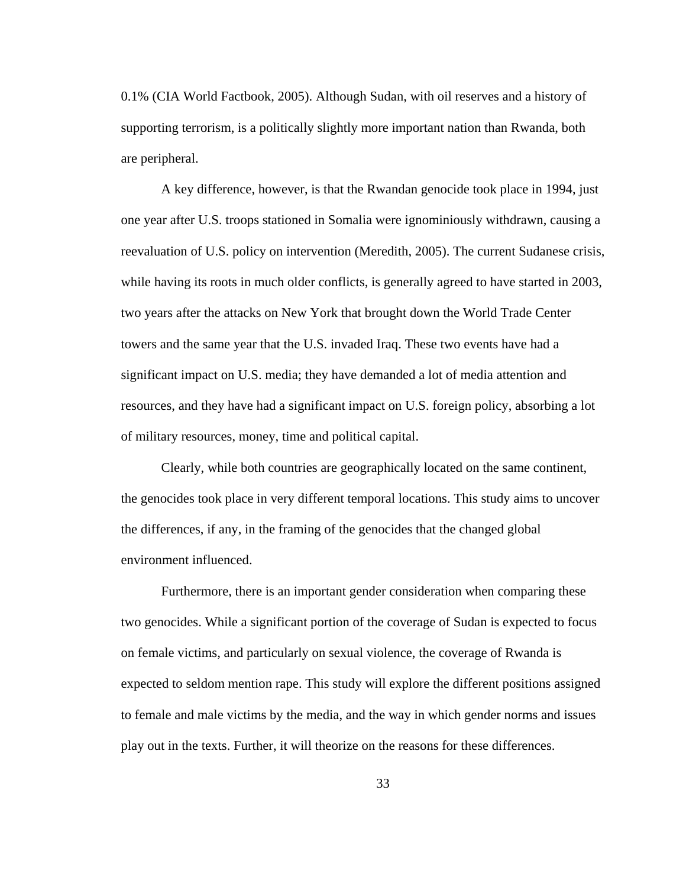0.1% (CIA World Factbook, 2005). Although Sudan, with oil reserves and a history of supporting terrorism, is a politically slightly more important nation than Rwanda, both are peripheral.

A key difference, however, is that the Rwandan genocide took place in 1994, just one year after U.S. troops stationed in Somalia were ignominiously withdrawn, causing a reevaluation of U.S. policy on intervention (Meredith, 2005). The current Sudanese crisis, while having its roots in much older conflicts, is generally agreed to have started in 2003, two years after the attacks on New York that brought down the World Trade Center towers and the same year that the U.S. invaded Iraq. These two events have had a significant impact on U.S. media; they have demanded a lot of media attention and resources, and they have had a significant impact on U.S. foreign policy, absorbing a lot of military resources, money, time and political capital.

Clearly, while both countries are geographically located on the same continent, the genocides took place in very different temporal locations. This study aims to uncover the differences, if any, in the framing of the genocides that the changed global environment influenced.

Furthermore, there is an important gender consideration when comparing these two genocides. While a significant portion of the coverage of Sudan is expected to focus on female victims, and particularly on sexual violence, the coverage of Rwanda is expected to seldom mention rape. This study will explore the different positions assigned to female and male victims by the media, and the way in which gender norms and issues play out in the texts. Further, it will theorize on the reasons for these differences.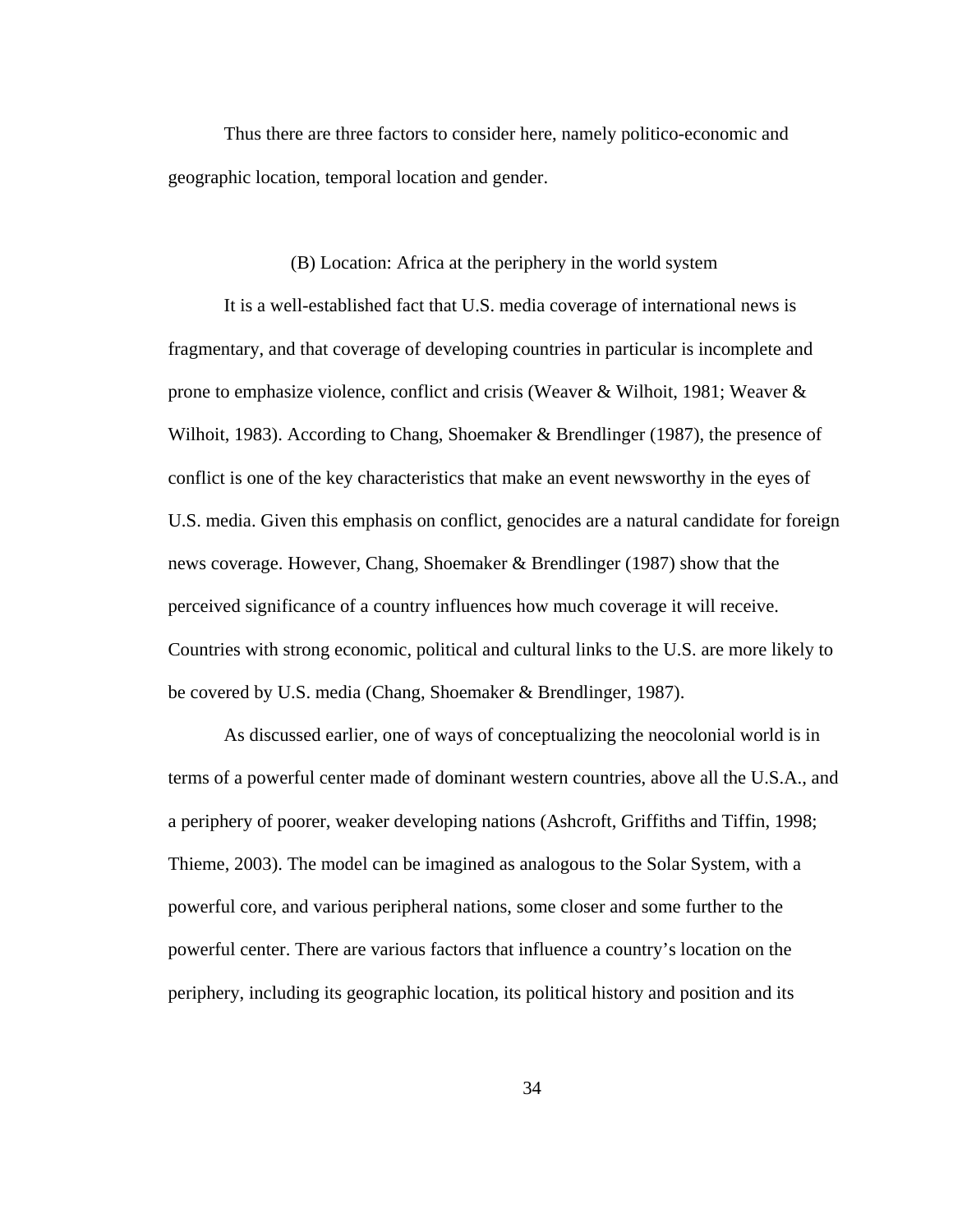Thus there are three factors to consider here, namely politico-economic and geographic location, temporal location and gender.

### (B) Location: Africa at the periphery in the world system

It is a well-established fact that U.S. media coverage of international news is fragmentary, and that coverage of developing countries in particular is incomplete and prone to emphasize violence, conflict and crisis (Weaver & Wilhoit, 1981; Weaver & Wilhoit, 1983). According to Chang, Shoemaker & Brendlinger (1987), the presence of conflict is one of the key characteristics that make an event newsworthy in the eyes of U.S. media. Given this emphasis on conflict, genocides are a natural candidate for foreign news coverage. However, Chang, Shoemaker & Brendlinger (1987) show that the perceived significance of a country influences how much coverage it will receive. Countries with strong economic, political and cultural links to the U.S. are more likely to be covered by U.S. media (Chang, Shoemaker & Brendlinger, 1987).

As discussed earlier, one of ways of conceptualizing the neocolonial world is in terms of a powerful center made of dominant western countries, above all the U.S.A., and a periphery of poorer, weaker developing nations (Ashcroft, Griffiths and Tiffin, 1998; Thieme, 2003). The model can be imagined as analogous to the Solar System, with a powerful core, and various peripheral nations, some closer and some further to the powerful center. There are various factors that influence a country's location on the periphery, including its geographic location, its political history and position and its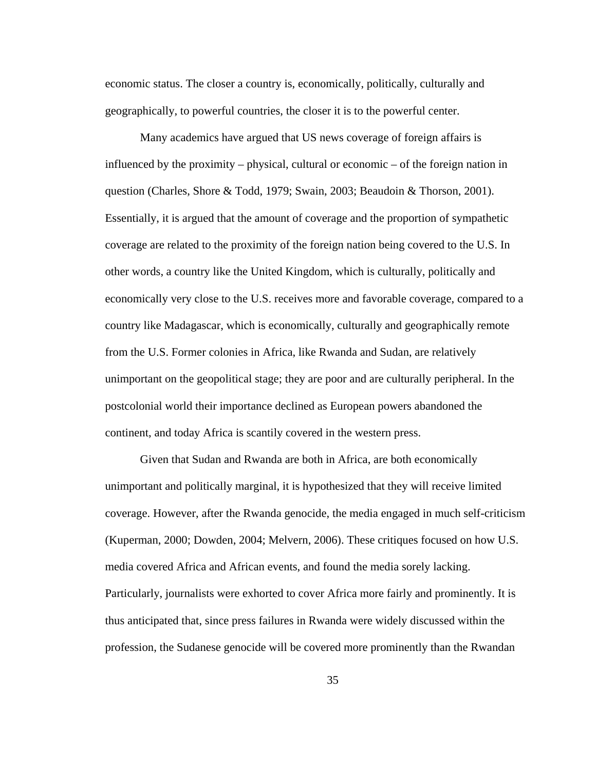economic status. The closer a country is, economically, politically, culturally and geographically, to powerful countries, the closer it is to the powerful center.

Many academics have argued that US news coverage of foreign affairs is influenced by the proximity – physical, cultural or economic – of the foreign nation in question (Charles, Shore & Todd, 1979; Swain, 2003; Beaudoin & Thorson, 2001). Essentially, it is argued that the amount of coverage and the proportion of sympathetic coverage are related to the proximity of the foreign nation being covered to the U.S. In other words, a country like the United Kingdom, which is culturally, politically and economically very close to the U.S. receives more and favorable coverage, compared to a country like Madagascar, which is economically, culturally and geographically remote from the U.S. Former colonies in Africa, like Rwanda and Sudan, are relatively unimportant on the geopolitical stage; they are poor and are culturally peripheral. In the postcolonial world their importance declined as European powers abandoned the continent, and today Africa is scantily covered in the western press.

Given that Sudan and Rwanda are both in Africa, are both economically unimportant and politically marginal, it is hypothesized that they will receive limited coverage. However, after the Rwanda genocide, the media engaged in much self-criticism (Kuperman, 2000; Dowden, 2004; Melvern, 2006). These critiques focused on how U.S. media covered Africa and African events, and found the media sorely lacking. Particularly, journalists were exhorted to cover Africa more fairly and prominently. It is thus anticipated that, since press failures in Rwanda were widely discussed within the profession, the Sudanese genocide will be covered more prominently than the Rwandan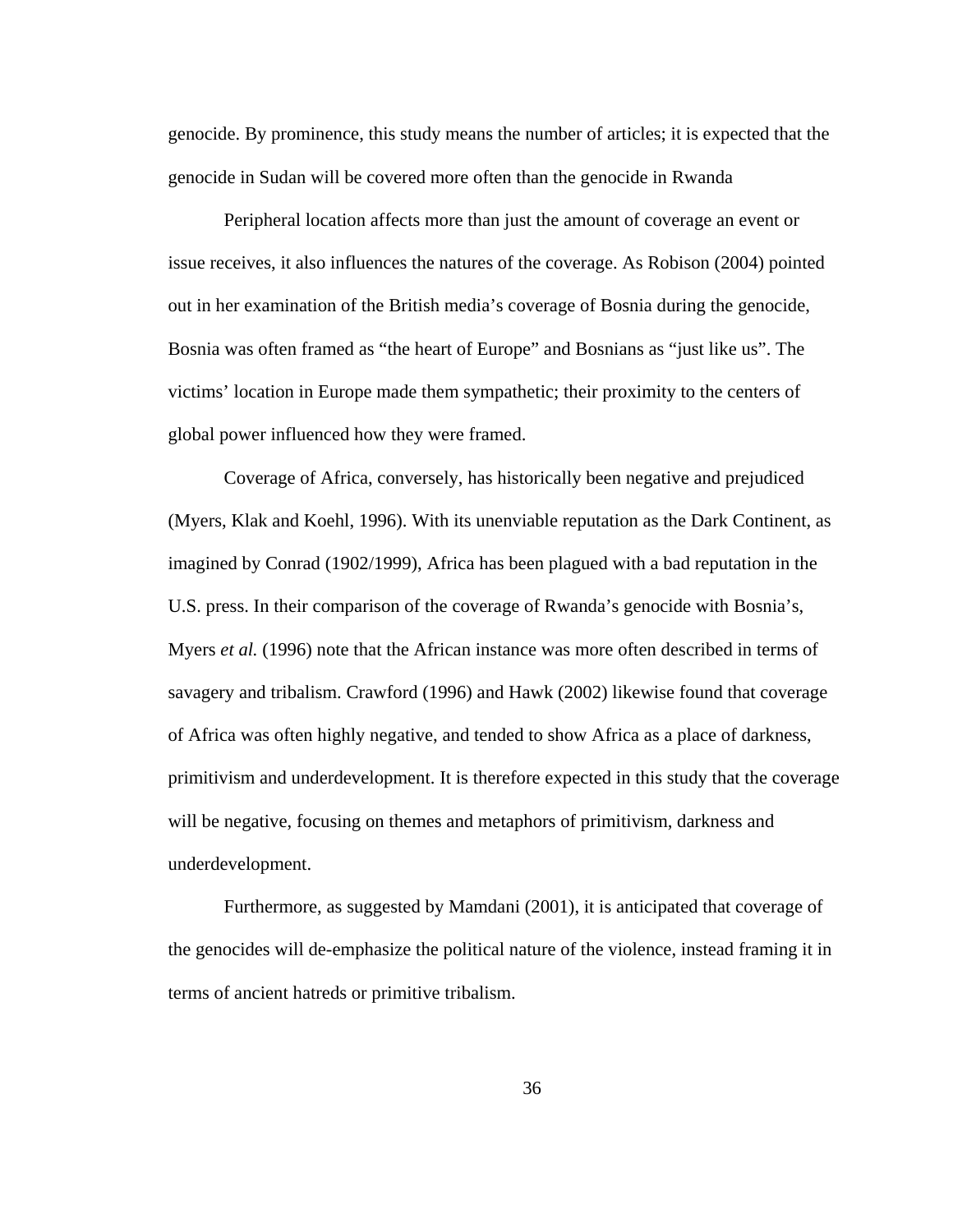genocide. By prominence, this study means the number of articles; it is expected that the genocide in Sudan will be covered more often than the genocide in Rwanda

Peripheral location affects more than just the amount of coverage an event or issue receives, it also influences the natures of the coverage. As Robison (2004) pointed out in her examination of the British media's coverage of Bosnia during the genocide, Bosnia was often framed as "the heart of Europe" and Bosnians as "just like us". The victims' location in Europe made them sympathetic; their proximity to the centers of global power influenced how they were framed.

Coverage of Africa, conversely, has historically been negative and prejudiced (Myers, Klak and Koehl, 1996). With its unenviable reputation as the Dark Continent, as imagined by Conrad (1902/1999), Africa has been plagued with a bad reputation in the U.S. press. In their comparison of the coverage of Rwanda's genocide with Bosnia's, Myers *et al.* (1996) note that the African instance was more often described in terms of savagery and tribalism. Crawford (1996) and Hawk (2002) likewise found that coverage of Africa was often highly negative, and tended to show Africa as a place of darkness, primitivism and underdevelopment. It is therefore expected in this study that the coverage will be negative, focusing on themes and metaphors of primitivism, darkness and underdevelopment.

Furthermore, as suggested by Mamdani (2001), it is anticipated that coverage of the genocides will de-emphasize the political nature of the violence, instead framing it in terms of ancient hatreds or primitive tribalism.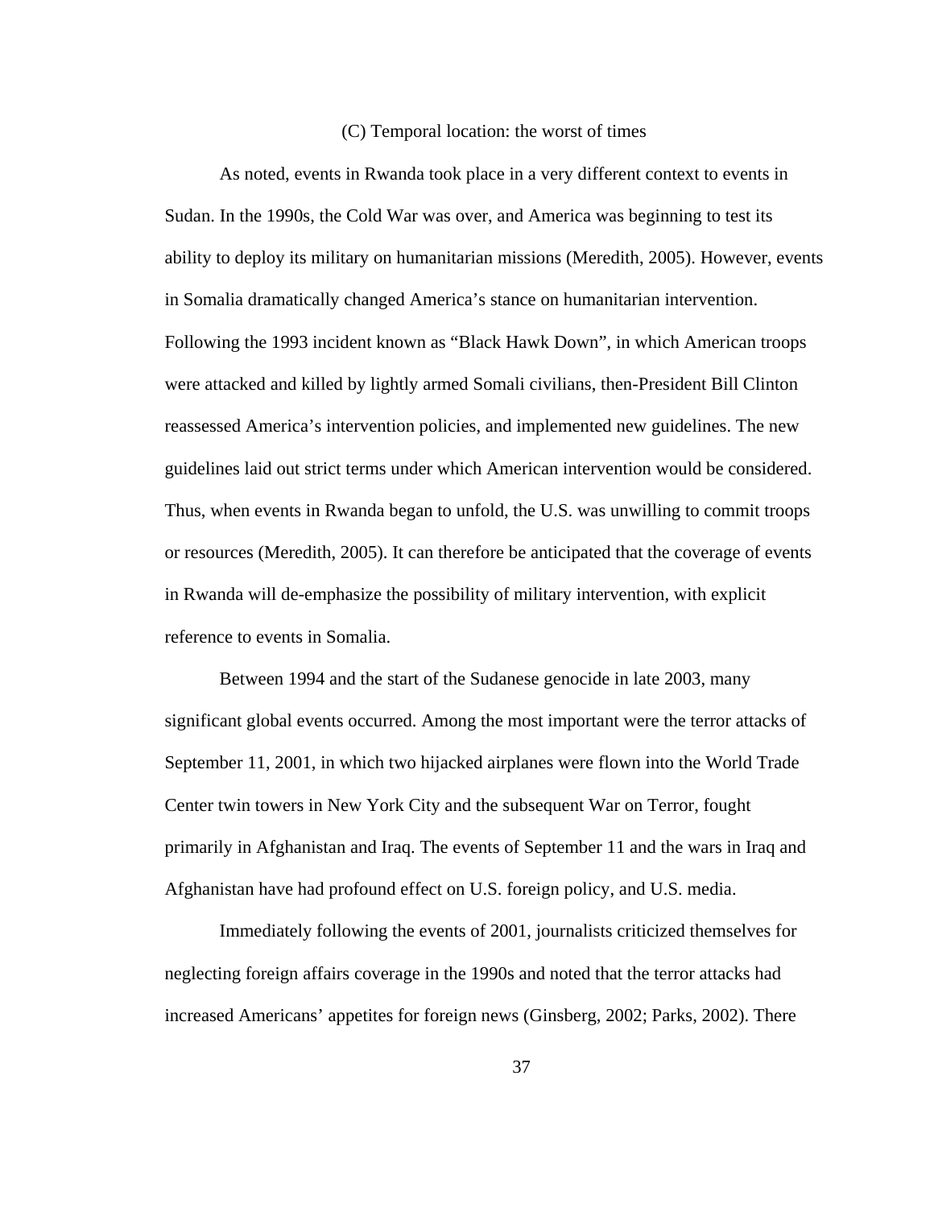### (C) Temporal location: the worst of times

As noted, events in Rwanda took place in a very different context to events in Sudan. In the 1990s, the Cold War was over, and America was beginning to test its ability to deploy its military on humanitarian missions (Meredith, 2005). However, events in Somalia dramatically changed America's stance on humanitarian intervention. Following the 1993 incident known as "Black Hawk Down", in which American troops were attacked and killed by lightly armed Somali civilians, then-President Bill Clinton reassessed America's intervention policies, and implemented new guidelines. The new guidelines laid out strict terms under which American intervention would be considered. Thus, when events in Rwanda began to unfold, the U.S. was unwilling to commit troops or resources (Meredith, 2005). It can therefore be anticipated that the coverage of events in Rwanda will de-emphasize the possibility of military intervention, with explicit reference to events in Somalia.

Between 1994 and the start of the Sudanese genocide in late 2003, many significant global events occurred. Among the most important were the terror attacks of September 11, 2001, in which two hijacked airplanes were flown into the World Trade Center twin towers in New York City and the subsequent War on Terror, fought primarily in Afghanistan and Iraq. The events of September 11 and the wars in Iraq and Afghanistan have had profound effect on U.S. foreign policy, and U.S. media.

Immediately following the events of 2001, journalists criticized themselves for neglecting foreign affairs coverage in the 1990s and noted that the terror attacks had increased Americans' appetites for foreign news (Ginsberg, 2002; Parks, 2002). There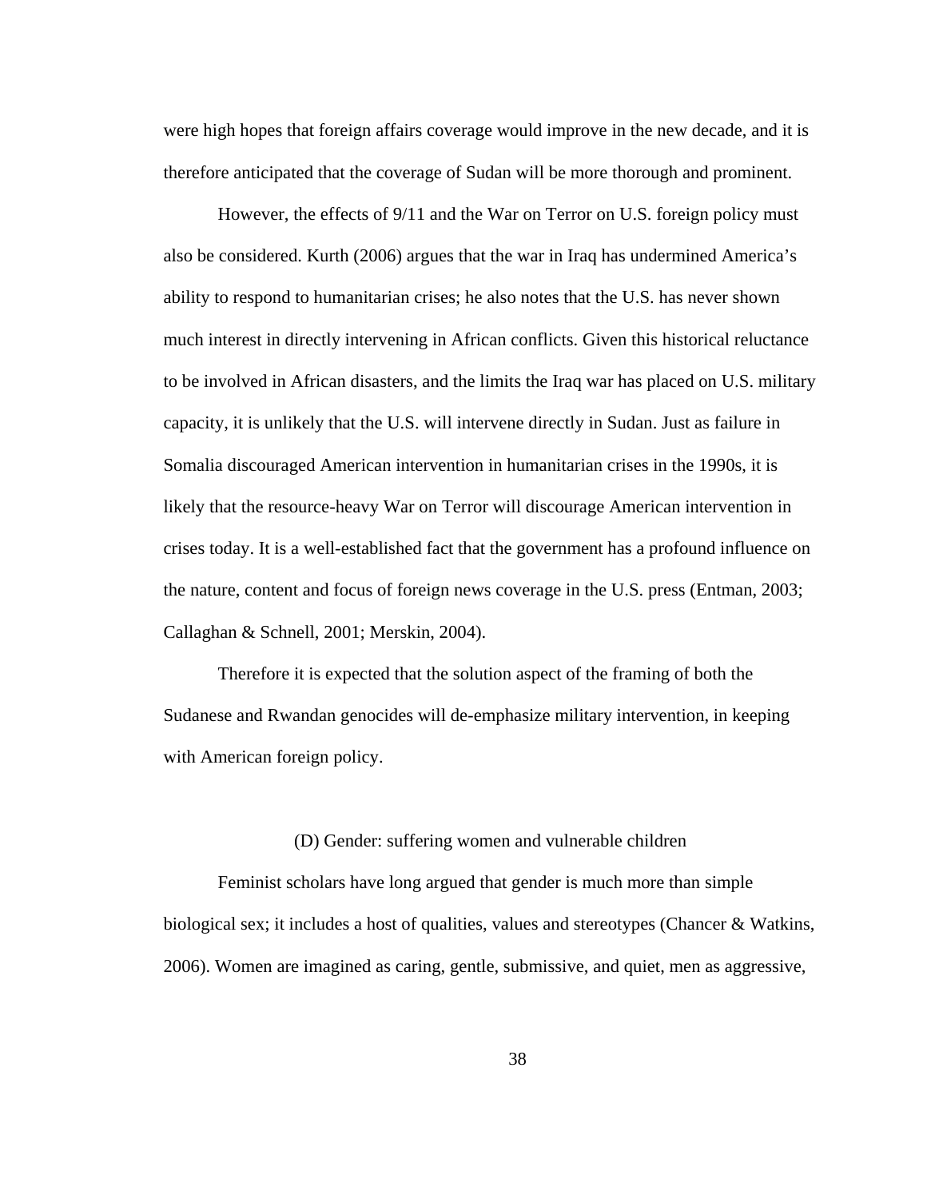were high hopes that foreign affairs coverage would improve in the new decade, and it is therefore anticipated that the coverage of Sudan will be more thorough and prominent.

However, the effects of 9/11 and the War on Terror on U.S. foreign policy must also be considered. Kurth (2006) argues that the war in Iraq has undermined America's ability to respond to humanitarian crises; he also notes that the U.S. has never shown much interest in directly intervening in African conflicts. Given this historical reluctance to be involved in African disasters, and the limits the Iraq war has placed on U.S. military capacity, it is unlikely that the U.S. will intervene directly in Sudan. Just as failure in Somalia discouraged American intervention in humanitarian crises in the 1990s, it is likely that the resource-heavy War on Terror will discourage American intervention in crises today. It is a well-established fact that the government has a profound influence on the nature, content and focus of foreign news coverage in the U.S. press (Entman, 2003; Callaghan & Schnell, 2001; Merskin, 2004).

Therefore it is expected that the solution aspect of the framing of both the Sudanese and Rwandan genocides will de-emphasize military intervention, in keeping with American foreign policy.

### (D) Gender: suffering women and vulnerable children

Feminist scholars have long argued that gender is much more than simple biological sex; it includes a host of qualities, values and stereotypes (Chancer & Watkins, 2006). Women are imagined as caring, gentle, submissive, and quiet, men as aggressive,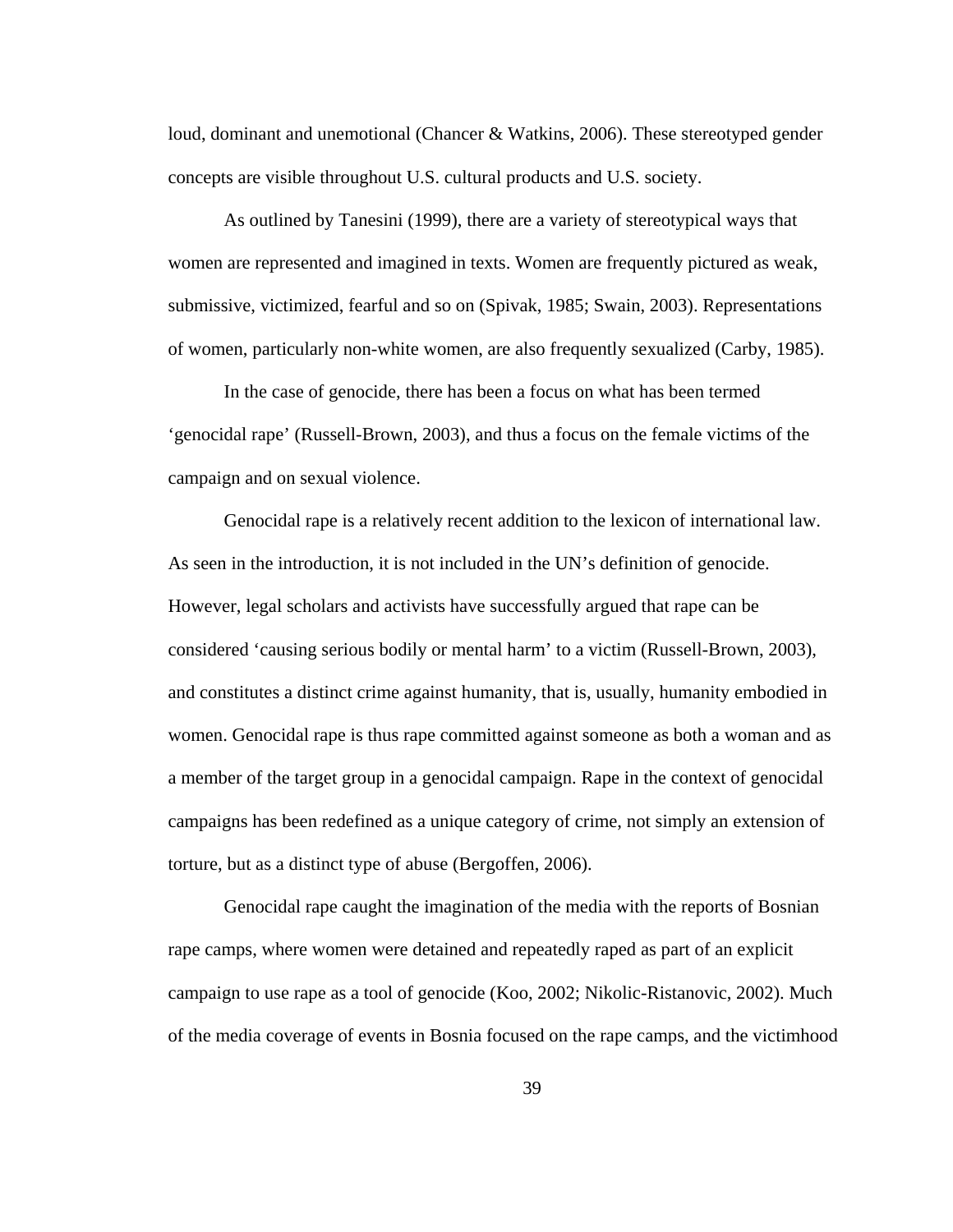loud, dominant and unemotional (Chancer & Watkins, 2006). These stereotyped gender concepts are visible throughout U.S. cultural products and U.S. society.

As outlined by Tanesini (1999), there are a variety of stereotypical ways that women are represented and imagined in texts. Women are frequently pictured as weak, submissive, victimized, fearful and so on (Spivak, 1985; Swain, 2003). Representations of women, particularly non-white women, are also frequently sexualized (Carby, 1985).

In the case of genocide, there has been a focus on what has been termed 'genocidal rape' (Russell-Brown, 2003), and thus a focus on the female victims of the campaign and on sexual violence.

Genocidal rape is a relatively recent addition to the lexicon of international law. As seen in the introduction, it is not included in the UN's definition of genocide. However, legal scholars and activists have successfully argued that rape can be considered 'causing serious bodily or mental harm' to a victim (Russell-Brown, 2003), and constitutes a distinct crime against humanity, that is, usually, humanity embodied in women. Genocidal rape is thus rape committed against someone as both a woman and as a member of the target group in a genocidal campaign. Rape in the context of genocidal campaigns has been redefined as a unique category of crime, not simply an extension of torture, but as a distinct type of abuse (Bergoffen, 2006).

Genocidal rape caught the imagination of the media with the reports of Bosnian rape camps, where women were detained and repeatedly raped as part of an explicit campaign to use rape as a tool of genocide (Koo, 2002; Nikolic-Ristanovic, 2002). Much of the media coverage of events in Bosnia focused on the rape camps, and the victimhood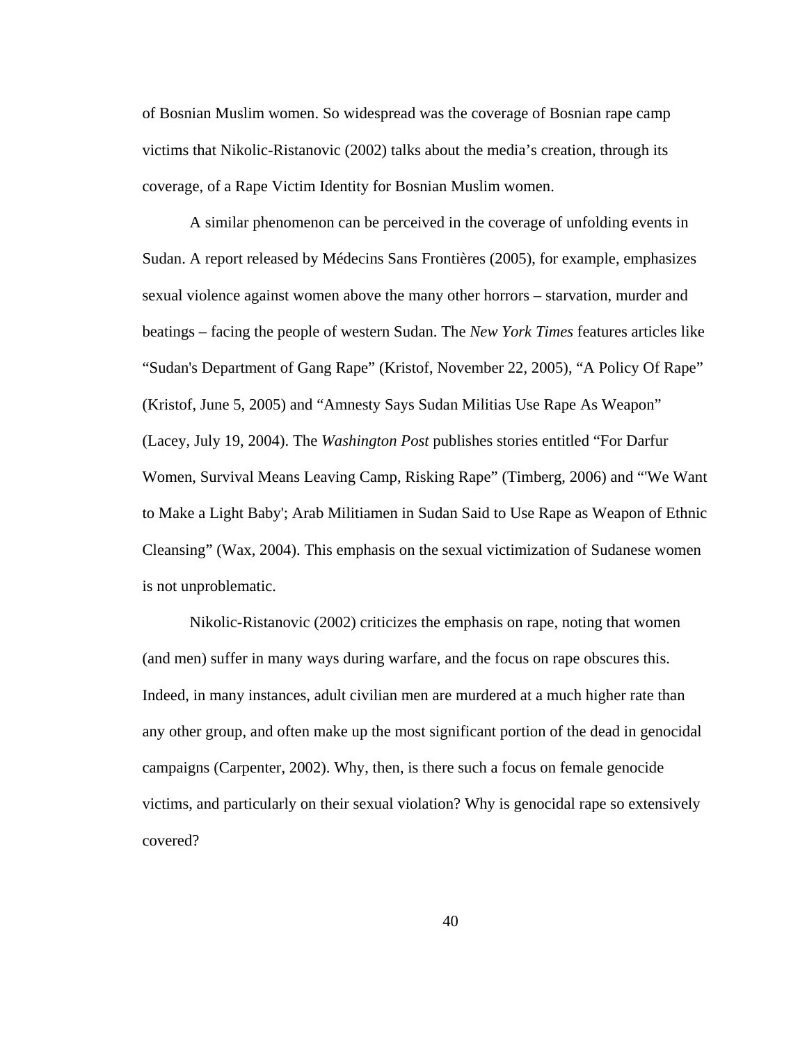of Bosnian Muslim women. So widespread was the coverage of Bosnian rape camp victims that Nikolic-Ristanovic (2002) talks about the media's creation, through its coverage, of a Rape Victim Identity for Bosnian Muslim women.

A similar phenomenon can be perceived in the coverage of unfolding events in Sudan. A report released by Médecins Sans Frontières (2005), for example, emphasizes sexual violence against women above the many other horrors – starvation, murder and beatings – facing the people of western Sudan. The *New York Times* features articles like "Sudan's Department of Gang Rape" (Kristof, November 22, 2005), "A Policy Of Rape" (Kristof, June 5, 2005) and "Amnesty Says Sudan Militias Use Rape As Weapon" (Lacey, July 19, 2004). The *Washington Post* publishes stories entitled "For Darfur Women, Survival Means Leaving Camp, Risking Rape" (Timberg, 2006) and "'We Want to Make a Light Baby'; Arab Militiamen in Sudan Said to Use Rape as Weapon of Ethnic Cleansing" (Wax, 2004). This emphasis on the sexual victimization of Sudanese women is not unproblematic.

Nikolic-Ristanovic (2002) criticizes the emphasis on rape, noting that women (and men) suffer in many ways during warfare, and the focus on rape obscures this. Indeed, in many instances, adult civilian men are murdered at a much higher rate than any other group, and often make up the most significant portion of the dead in genocidal campaigns (Carpenter, 2002). Why, then, is there such a focus on female genocide victims, and particularly on their sexual violation? Why is genocidal rape so extensively covered?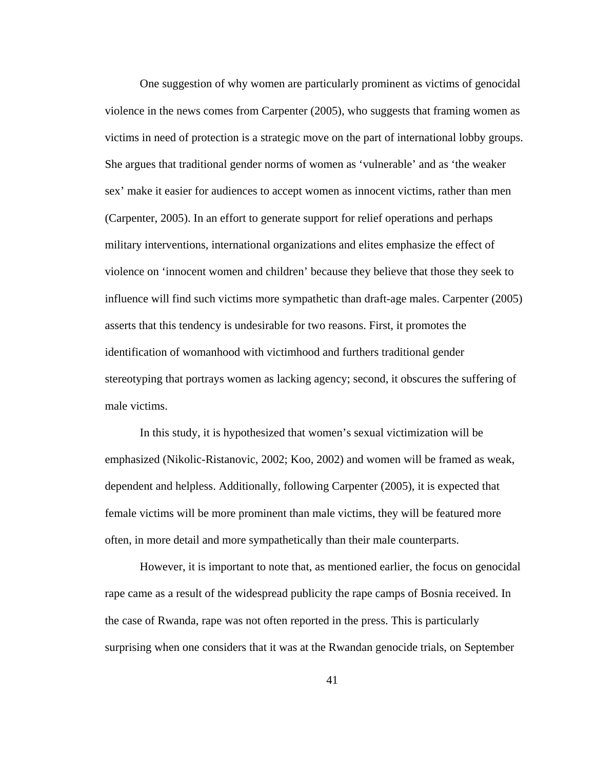One suggestion of why women are particularly prominent as victims of genocidal violence in the news comes from Carpenter (2005), who suggests that framing women as victims in need of protection is a strategic move on the part of international lobby groups. She argues that traditional gender norms of women as 'vulnerable' and as 'the weaker sex' make it easier for audiences to accept women as innocent victims, rather than men (Carpenter, 2005). In an effort to generate support for relief operations and perhaps military interventions, international organizations and elites emphasize the effect of violence on 'innocent women and children' because they believe that those they seek to influence will find such victims more sympathetic than draft-age males. Carpenter (2005) asserts that this tendency is undesirable for two reasons. First, it promotes the identification of womanhood with victimhood and furthers traditional gender stereotyping that portrays women as lacking agency; second, it obscures the suffering of male victims.

In this study, it is hypothesized that women's sexual victimization will be emphasized (Nikolic-Ristanovic, 2002; Koo, 2002) and women will be framed as weak, dependent and helpless. Additionally, following Carpenter (2005), it is expected that female victims will be more prominent than male victims, they will be featured more often, in more detail and more sympathetically than their male counterparts.

However, it is important to note that, as mentioned earlier, the focus on genocidal rape came as a result of the widespread publicity the rape camps of Bosnia received. In the case of Rwanda, rape was not often reported in the press. This is particularly surprising when one considers that it was at the Rwandan genocide trials, on September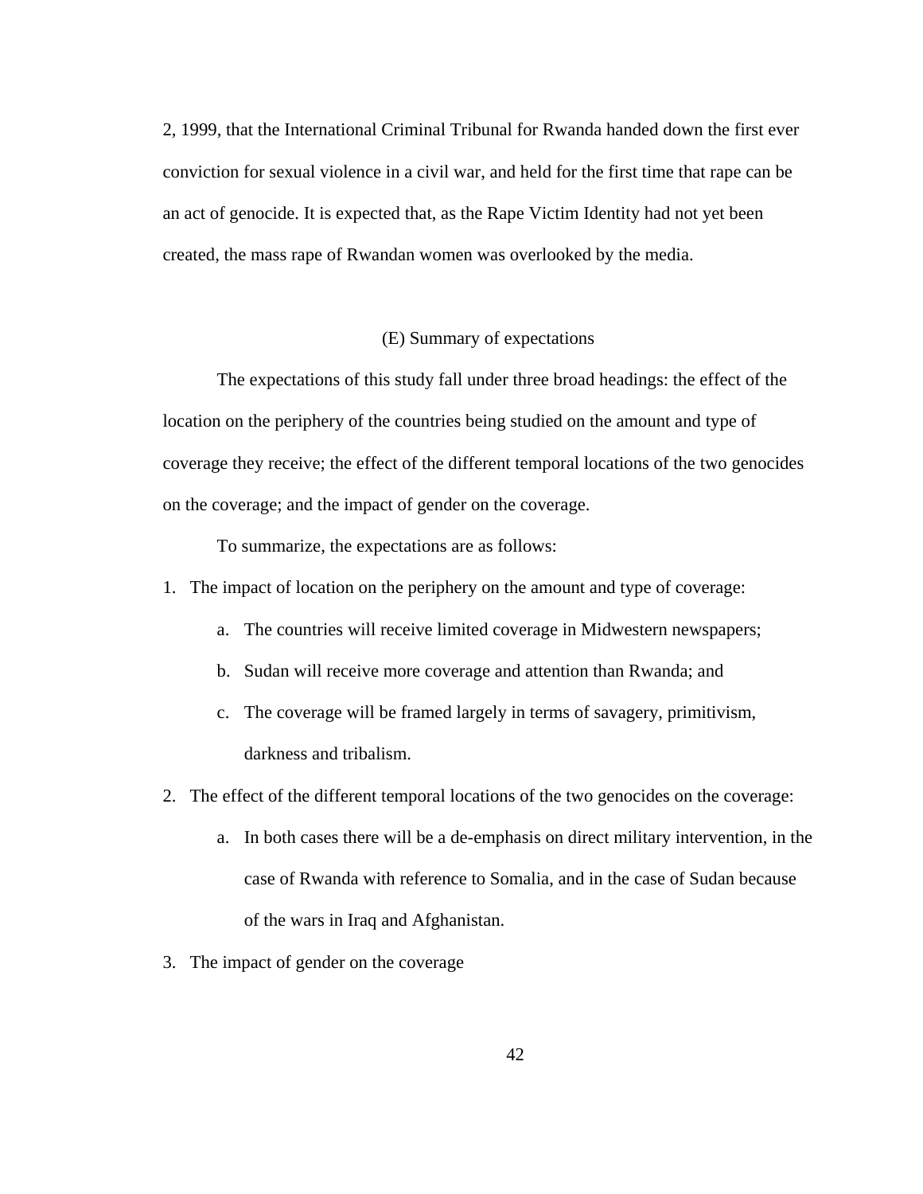2, 1999, that the International Criminal Tribunal for Rwanda handed down the first ever conviction for sexual violence in a civil war, and held for the first time that rape can be an act of genocide. It is expected that, as the Rape Victim Identity had not yet been created, the mass rape of Rwandan women was overlooked by the media.

### (E) Summary of expectations

The expectations of this study fall under three broad headings: the effect of the location on the periphery of the countries being studied on the amount and type of coverage they receive; the effect of the different temporal locations of the two genocides on the coverage; and the impact of gender on the coverage.

To summarize, the expectations are as follows:

1. The impact of location on the periphery on the amount and type of coverage:
   a. The countries will receive limited coverage in Midwestern newspapers;
   b. Sudan will receive more coverage and attention than Rwanda; and
   c. The coverage will be framed largely in terms of savagery, primitivism, darkness and tribalism.
2. The effect of the different temporal locations of the two genocides on the coverage:
   a. In both cases there will be a de-emphasis on direct military intervention, in the case of Rwanda with reference to Somalia, and in the case of Sudan because of the wars in Iraq and Afghanistan.
3. The impact of gender on the coverage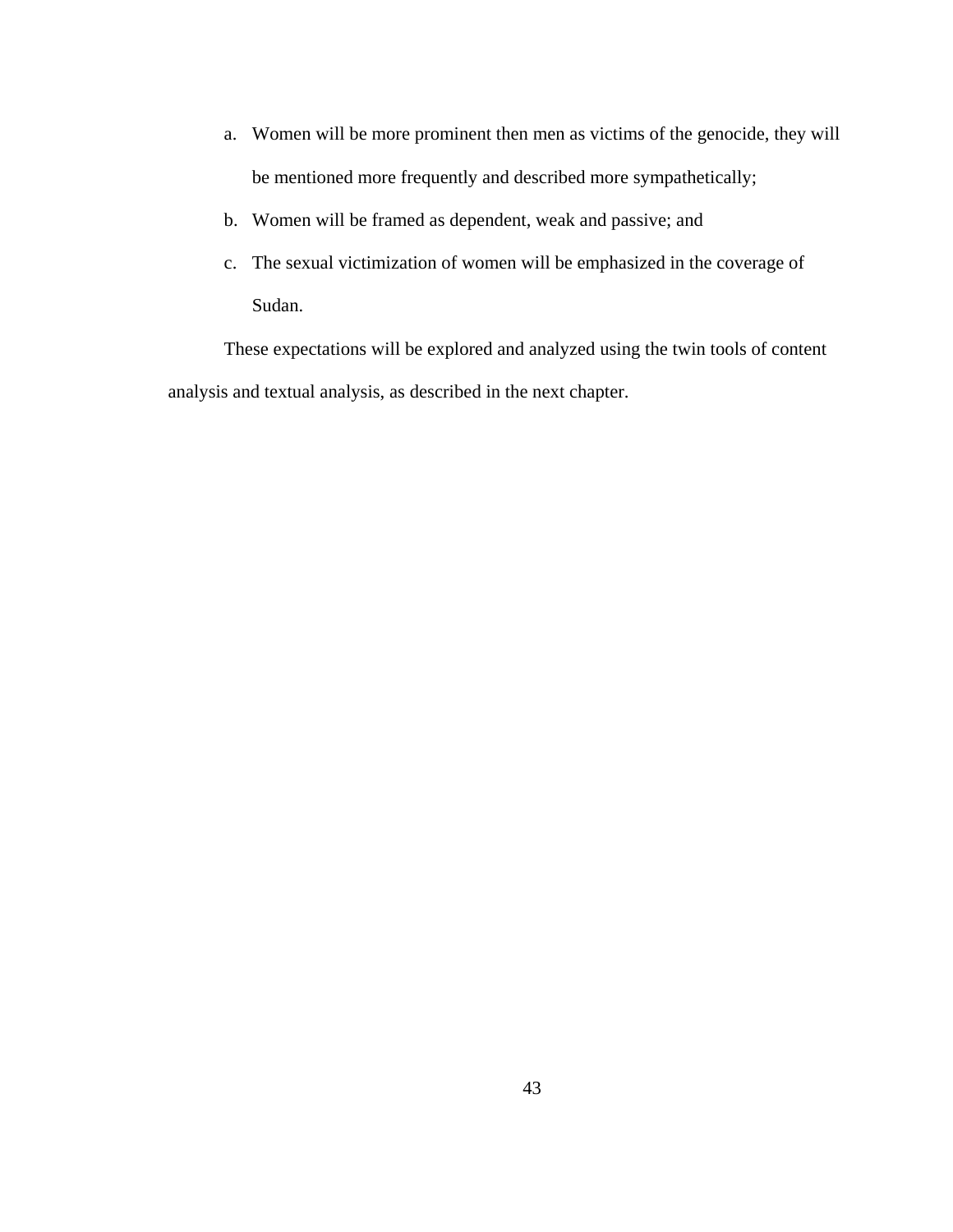a. Women will be more prominent then men as victims of the genocide, they will be mentioned more frequently and described more sympathetically;
b. Women will be framed as dependent, weak and passive; and
c. The sexual victimization of women will be emphasized in the coverage of Sudan.

These expectations will be explored and analyzed using the twin tools of content analysis and textual analysis, as described in the next chapter.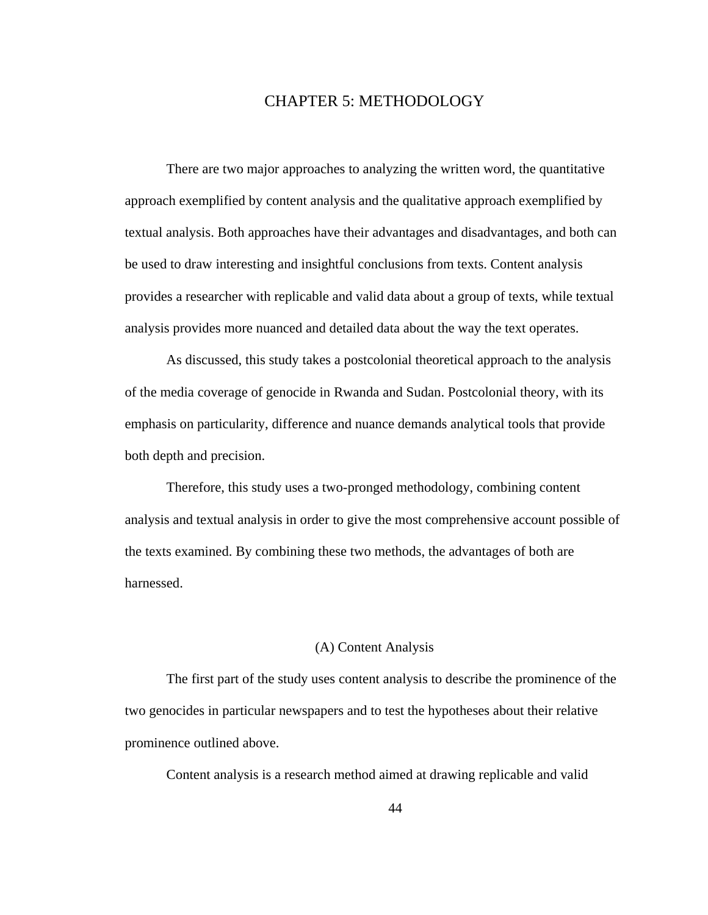# CHAPTER 5: METHODOLOGY

There are two major approaches to analyzing the written word, the quantitative approach exemplified by content analysis and the qualitative approach exemplified by textual analysis. Both approaches have their advantages and disadvantages, and both can be used to draw interesting and insightful conclusions from texts. Content analysis provides a researcher with replicable and valid data about a group of texts, while textual analysis provides more nuanced and detailed data about the way the text operates.

As discussed, this study takes a postcolonial theoretical approach to the analysis of the media coverage of genocide in Rwanda and Sudan. Postcolonial theory, with its emphasis on particularity, difference and nuance demands analytical tools that provide both depth and precision.

Therefore, this study uses a two-pronged methodology, combining content analysis and textual analysis in order to give the most comprehensive account possible of the texts examined. By combining these two methods, the advantages of both are harnessed.

## (A) Content Analysis

The first part of the study uses content analysis to describe the prominence of the two genocides in particular newspapers and to test the hypotheses about their relative prominence outlined above.

Content analysis is a research method aimed at drawing replicable and valid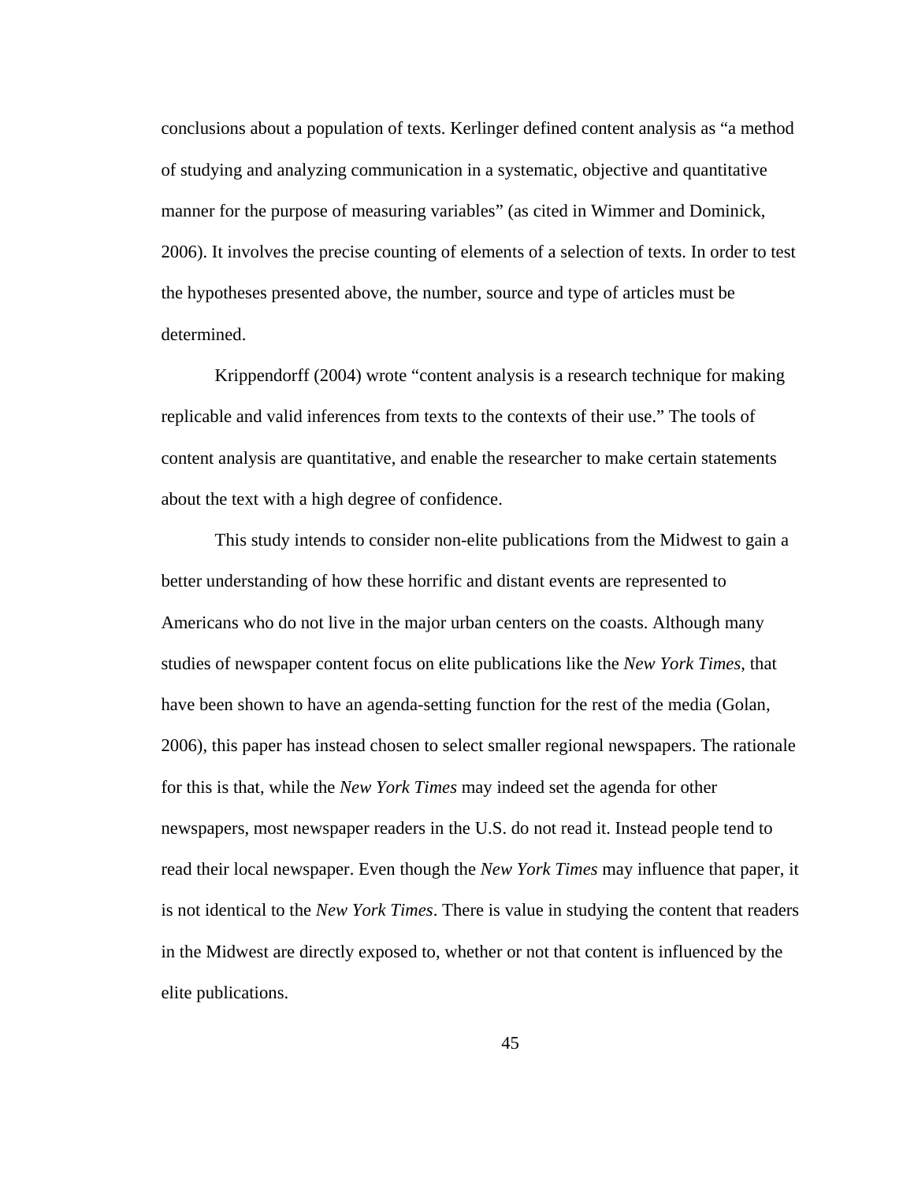conclusions about a population of texts. Kerlinger defined content analysis as “a method of studying and analyzing communication in a systematic, objective and quantitative manner for the purpose of measuring variables” (as cited in Wimmer and Dominick, 2006). It involves the precise counting of elements of a selection of texts. In order to test the hypotheses presented above, the number, source and type of articles must be determined.

Krippendorff (2004) wrote “content analysis is a research technique for making replicable and valid inferences from texts to the contexts of their use.” The tools of content analysis are quantitative, and enable the researcher to make certain statements about the text with a high degree of confidence.

This study intends to consider non-elite publications from the Midwest to gain a better understanding of how these horrific and distant events are represented to Americans who do not live in the major urban centers on the coasts. Although many studies of newspaper content focus on elite publications like the *New York Times*, that have been shown to have an agenda-setting function for the rest of the media (Golan, 2006), this paper has instead chosen to select smaller regional newspapers. The rationale for this is that, while the *New York Times* may indeed set the agenda for other newspapers, most newspaper readers in the U.S. do not read it. Instead people tend to read their local newspaper. Even though the *New York Times* may influence that paper, it is not identical to the *New York Times*. There is value in studying the content that readers in the Midwest are directly exposed to, whether or not that content is influenced by the elite publications.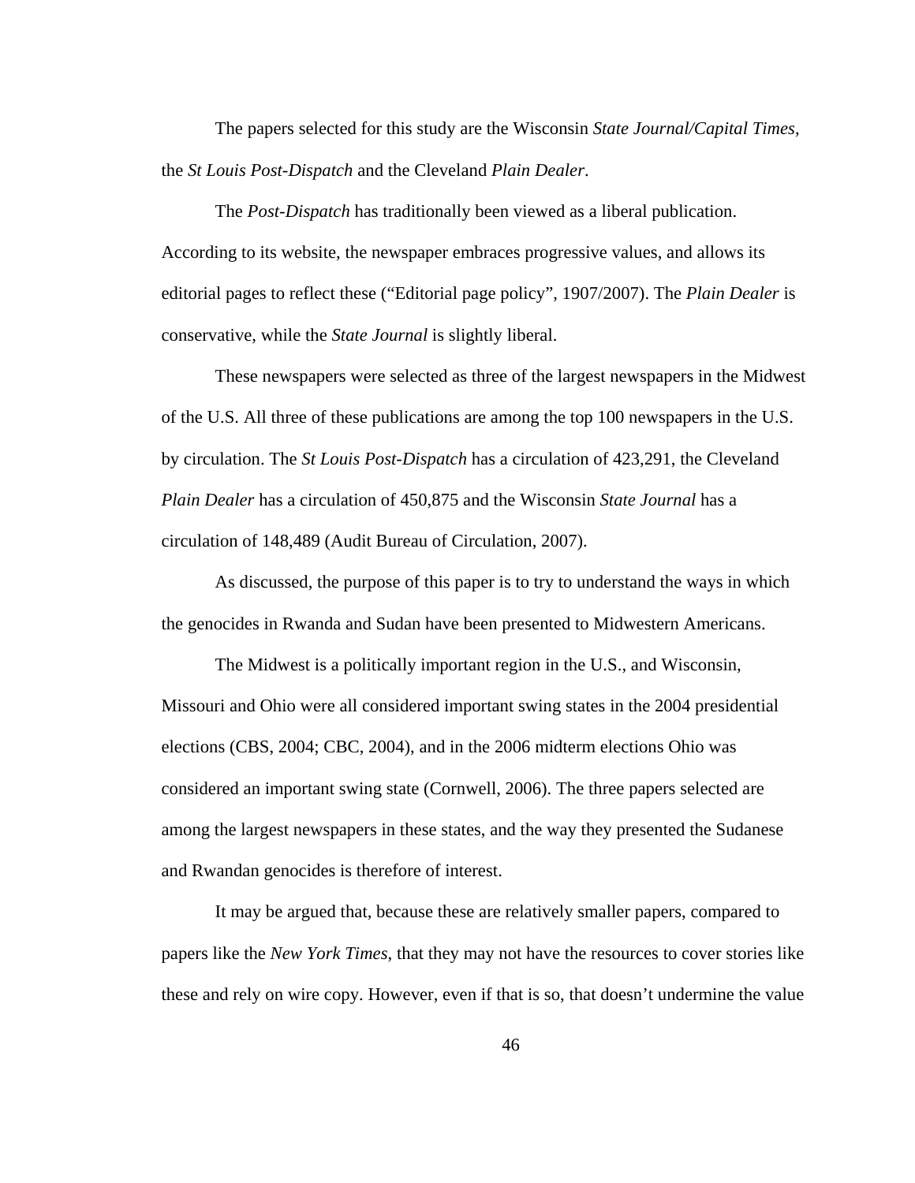The papers selected for this study are the Wisconsin *State Journal/Capital Times*, the *St Louis Post-Dispatch* and the Cleveland *Plain Dealer*.

The *Post-Dispatch* has traditionally been viewed as a liberal publication. According to its website, the newspaper embraces progressive values, and allows its editorial pages to reflect these ("Editorial page policy", 1907/2007). The *Plain Dealer* is conservative, while the *State Journal* is slightly liberal.

These newspapers were selected as three of the largest newspapers in the Midwest of the U.S. All three of these publications are among the top 100 newspapers in the U.S. by circulation. The *St Louis Post-Dispatch* has a circulation of 423,291, the Cleveland *Plain Dealer* has a circulation of 450,875 and the Wisconsin *State Journal* has a circulation of 148,489 (Audit Bureau of Circulation, 2007).

As discussed, the purpose of this paper is to try to understand the ways in which the genocides in Rwanda and Sudan have been presented to Midwestern Americans.

The Midwest is a politically important region in the U.S., and Wisconsin, Missouri and Ohio were all considered important swing states in the 2004 presidential elections (CBS, 2004; CBC, 2004), and in the 2006 midterm elections Ohio was considered an important swing state (Cornwell, 2006). The three papers selected are among the largest newspapers in these states, and the way they presented the Sudanese and Rwandan genocides is therefore of interest.

It may be argued that, because these are relatively smaller papers, compared to papers like the *New York Times*, that they may not have the resources to cover stories like these and rely on wire copy. However, even if that is so, that doesn't undermine the value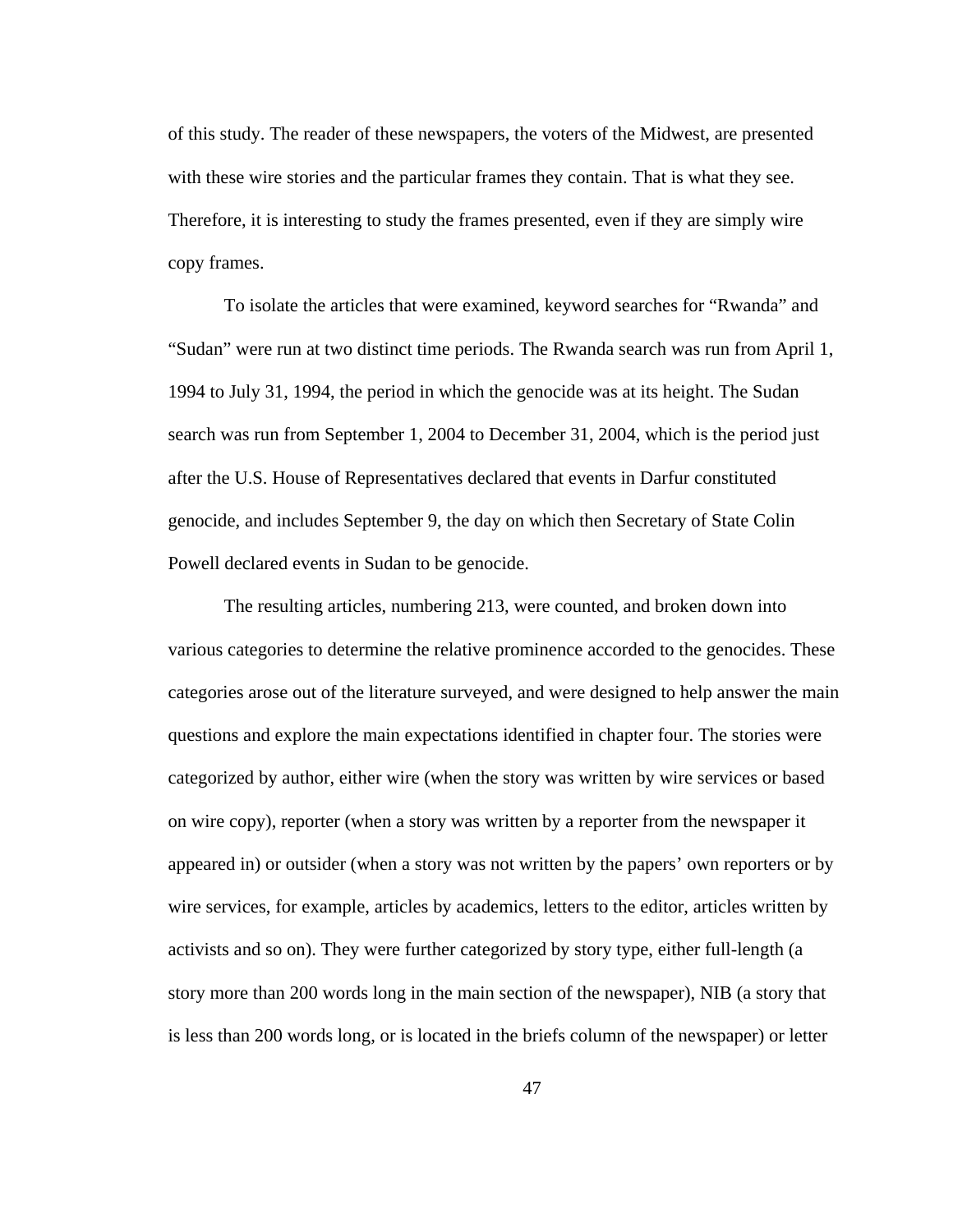of this study. The reader of these newspapers, the voters of the Midwest, are presented with these wire stories and the particular frames they contain. That is what they see. Therefore, it is interesting to study the frames presented, even if they are simply wire copy frames.

To isolate the articles that were examined, keyword searches for "Rwanda" and "Sudan" were run at two distinct time periods. The Rwanda search was run from April 1, 1994 to July 31, 1994, the period in which the genocide was at its height. The Sudan search was run from September 1, 2004 to December 31, 2004, which is the period just after the U.S. House of Representatives declared that events in Darfur constituted genocide, and includes September 9, the day on which then Secretary of State Colin Powell declared events in Sudan to be genocide.

The resulting articles, numbering 213, were counted, and broken down into various categories to determine the relative prominence accorded to the genocides. These categories arose out of the literature surveyed, and were designed to help answer the main questions and explore the main expectations identified in chapter four. The stories were categorized by author, either wire (when the story was written by wire services or based on wire copy), reporter (when a story was written by a reporter from the newspaper it appeared in) or outsider (when a story was not written by the papers' own reporters or by wire services, for example, articles by academics, letters to the editor, articles written by activists and so on). They were further categorized by story type, either full-length (a story more than 200 words long in the main section of the newspaper), NIB (a story that is less than 200 words long, or is located in the briefs column of the newspaper) or letter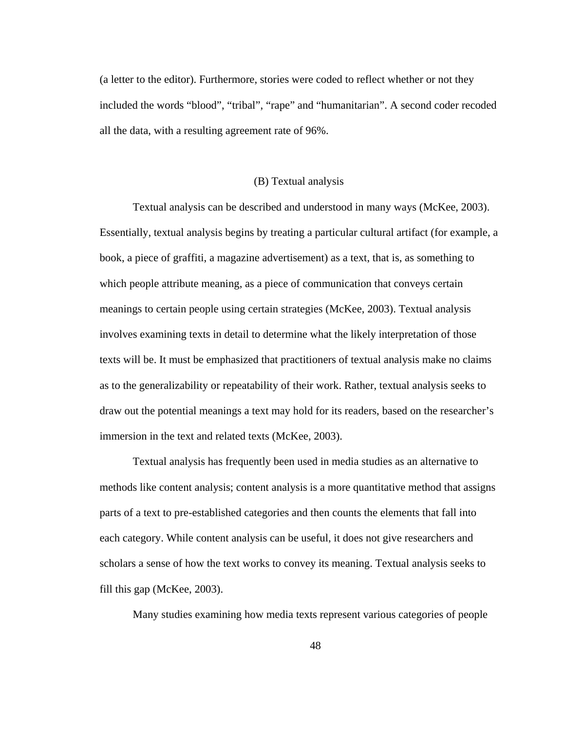(a letter to the editor). Furthermore, stories were coded to reflect whether or not they included the words “blood”, “tribal”, “rape” and “humanitarian”. A second coder recoded all the data, with a resulting agreement rate of 96%.

### (B) Textual analysis

Textual analysis can be described and understood in many ways (McKee, 2003). Essentially, textual analysis begins by treating a particular cultural artifact (for example, a book, a piece of graffiti, a magazine advertisement) as a text, that is, as something to which people attribute meaning, as a piece of communication that conveys certain meanings to certain people using certain strategies (McKee, 2003). Textual analysis involves examining texts in detail to determine what the likely interpretation of those texts will be. It must be emphasized that practitioners of textual analysis make no claims as to the generalizability or repeatability of their work. Rather, textual analysis seeks to draw out the potential meanings a text may hold for its readers, based on the researcher’s immersion in the text and related texts (McKee, 2003).

Textual analysis has frequently been used in media studies as an alternative to methods like content analysis; content analysis is a more quantitative method that assigns parts of a text to pre-established categories and then counts the elements that fall into each category. While content analysis can be useful, it does not give researchers and scholars a sense of how the text works to convey its meaning. Textual analysis seeks to fill this gap (McKee, 2003).

Many studies examining how media texts represent various categories of people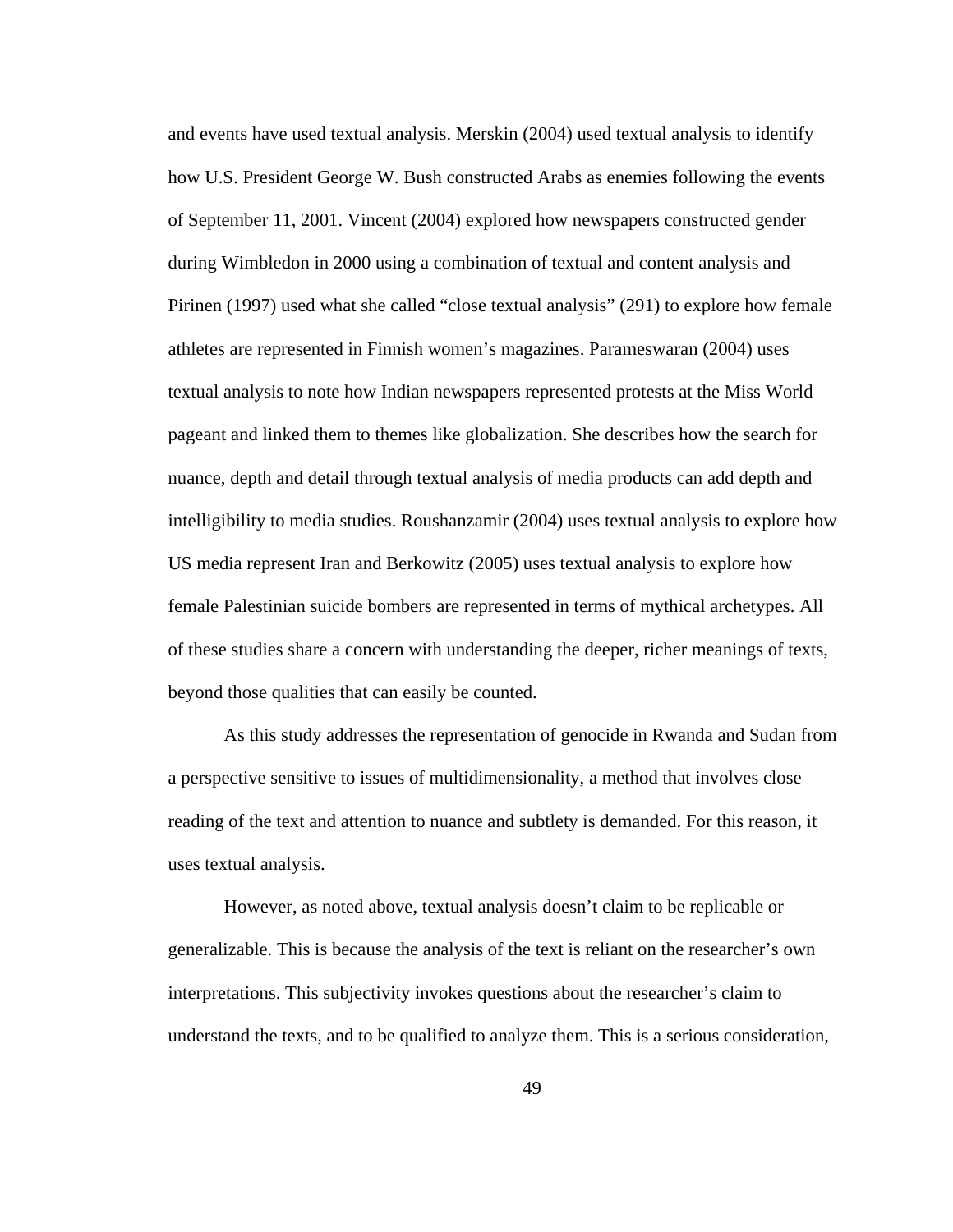and events have used textual analysis. Merskin (2004) used textual analysis to identify how U.S. President George W. Bush constructed Arabs as enemies following the events of September 11, 2001. Vincent (2004) explored how newspapers constructed gender during Wimbledon in 2000 using a combination of textual and content analysis and Pirinen (1997) used what she called “close textual analysis” (291) to explore how female athletes are represented in Finnish women’s magazines. Parameswaran (2004) uses textual analysis to note how Indian newspapers represented protests at the Miss World pageant and linked them to themes like globalization. She describes how the search for nuance, depth and detail through textual analysis of media products can add depth and intelligibility to media studies. Roushanzamir (2004) uses textual analysis to explore how US media represent Iran and Berkowitz (2005) uses textual analysis to explore how female Palestinian suicide bombers are represented in terms of mythical archetypes. All of these studies share a concern with understanding the deeper, richer meanings of texts, beyond those qualities that can easily be counted.

As this study addresses the representation of genocide in Rwanda and Sudan from a perspective sensitive to issues of multidimensionality, a method that involves close reading of the text and attention to nuance and subtlety is demanded. For this reason, it uses textual analysis.

However, as noted above, textual analysis doesn’t claim to be replicable or generalizable. This is because the analysis of the text is reliant on the researcher’s own interpretations. This subjectivity invokes questions about the researcher’s claim to understand the texts, and to be qualified to analyze them. This is a serious consideration,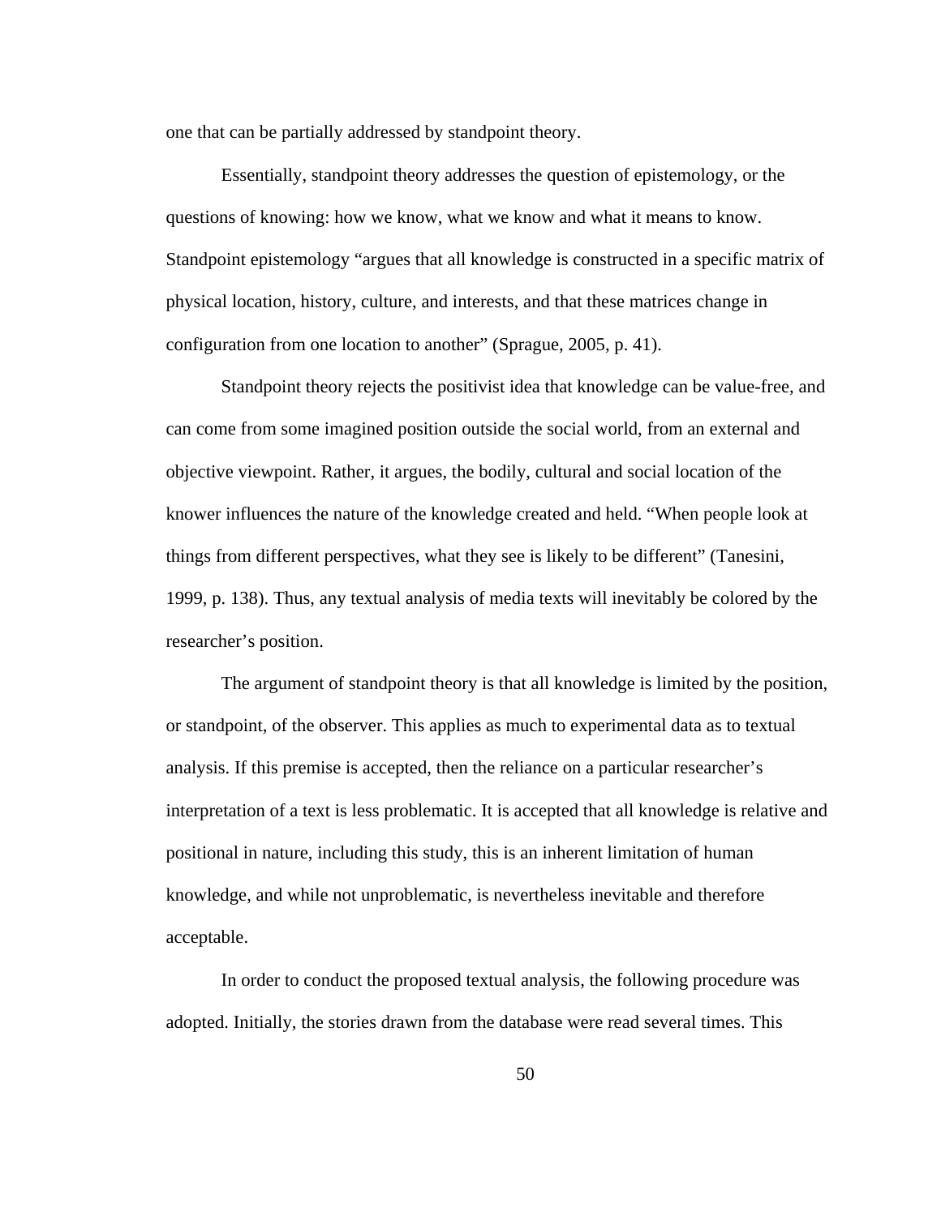one that can be partially addressed by standpoint theory.

Essentially, standpoint theory addresses the question of epistemology, or the questions of knowing: how we know, what we know and what it means to know. Standpoint epistemology "argues that all knowledge is constructed in a specific matrix of physical location, history, culture, and interests, and that these matrices change in configuration from one location to another" (Sprague, 2005, p. 41).

Standpoint theory rejects the positivist idea that knowledge can be value-free, and can come from some imagined position outside the social world, from an external and objective viewpoint. Rather, it argues, the bodily, cultural and social location of the knower influences the nature of the knowledge created and held. "When people look at things from different perspectives, what they see is likely to be different" (Tanesini, 1999, p. 138). Thus, any textual analysis of media texts will inevitably be colored by the researcher's position.

The argument of standpoint theory is that all knowledge is limited by the position, or standpoint, of the observer. This applies as much to experimental data as to textual analysis. If this premise is accepted, then the reliance on a particular researcher's interpretation of a text is less problematic. It is accepted that all knowledge is relative and positional in nature, including this study, this is an inherent limitation of human knowledge, and while not unproblematic, is nevertheless inevitable and therefore acceptable.

In order to conduct the proposed textual analysis, the following procedure was adopted. Initially, the stories drawn from the database were read several times. This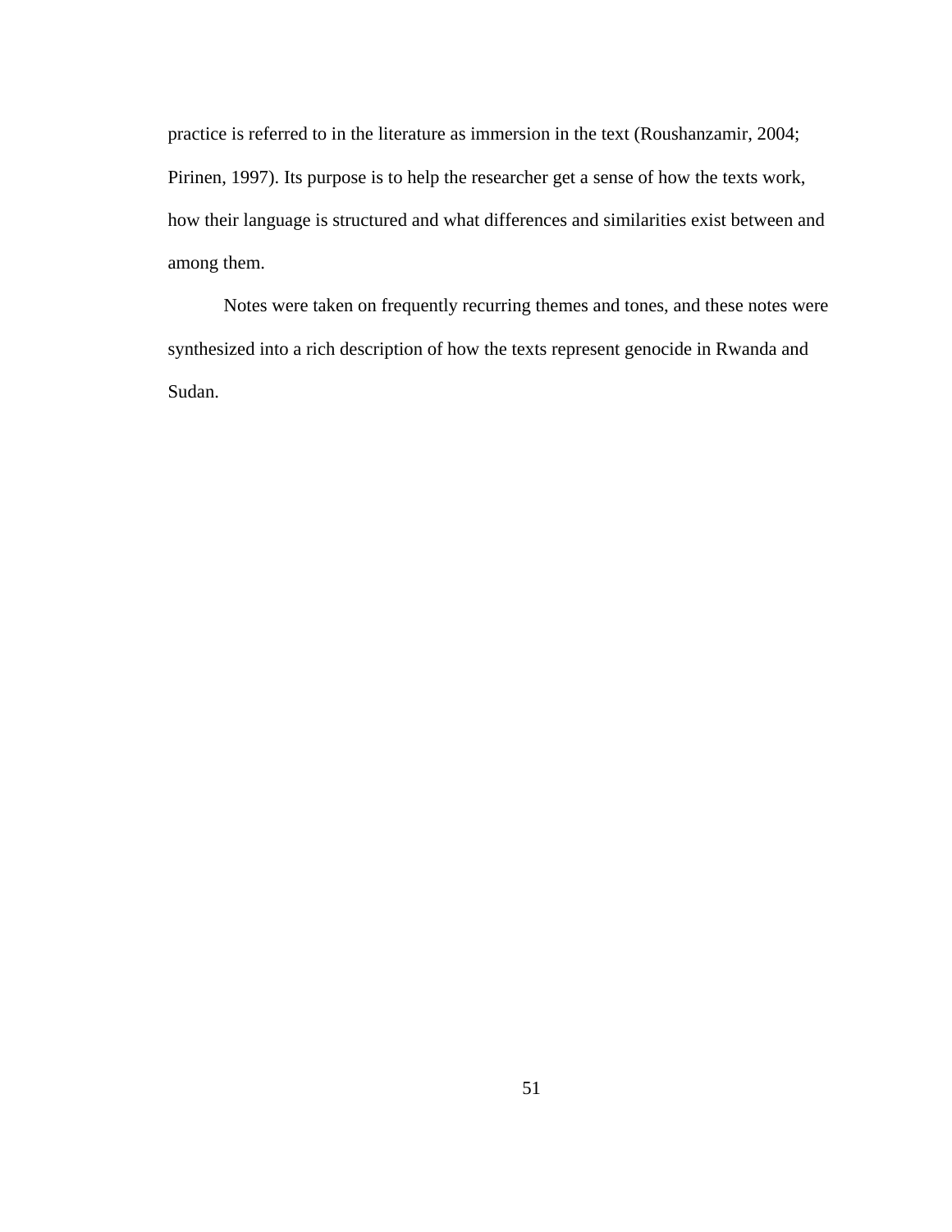practice is referred to in the literature as immersion in the text (Roushanzamir, 2004; Pirinen, 1997). Its purpose is to help the researcher get a sense of how the texts work, how their language is structured and what differences and similarities exist between and among them.

Notes were taken on frequently recurring themes and tones, and these notes were synthesized into a rich description of how the texts represent genocide in Rwanda and Sudan.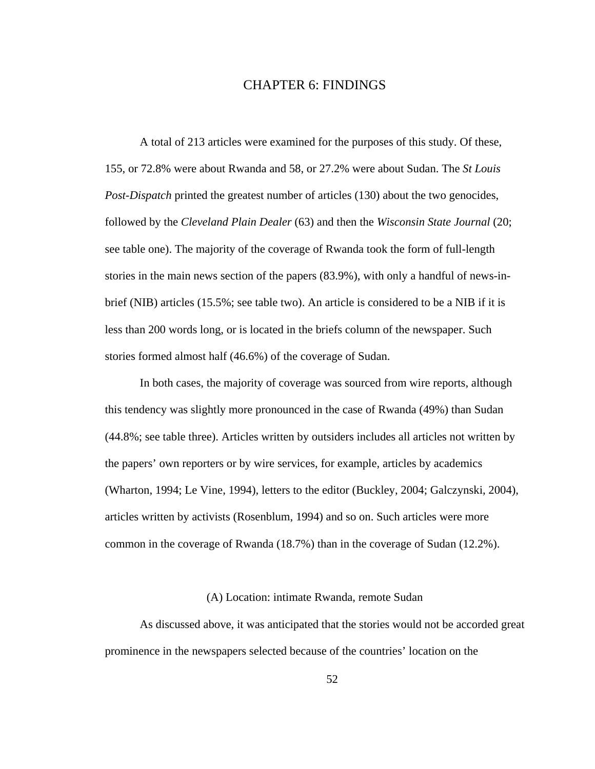# CHAPTER 6: FINDINGS

A total of 213 articles were examined for the purposes of this study. Of these, 155, or 72.8% were about Rwanda and 58, or 27.2% were about Sudan. The *St Louis Post-Dispatch* printed the greatest number of articles (130) about the two genocides, followed by the *Cleveland Plain Dealer* (63) and then the *Wisconsin State Journal* (20; see table one). The majority of the coverage of Rwanda took the form of full-length stories in the main news section of the papers (83.9%), with only a handful of news-in-brief (NIB) articles (15.5%; see table two). An article is considered to be a NIB if it is less than 200 words long, or is located in the briefs column of the newspaper. Such stories formed almost half (46.6%) of the coverage of Sudan.

In both cases, the majority of coverage was sourced from wire reports, although this tendency was slightly more pronounced in the case of Rwanda (49%) than Sudan (44.8%; see table three). Articles written by outsiders includes all articles not written by the papers' own reporters or by wire services, for example, articles by academics (Wharton, 1994; Le Vine, 1994), letters to the editor (Buckley, 2004; Galczynski, 2004), articles written by activists (Rosenblum, 1994) and so on. Such articles were more common in the coverage of Rwanda (18.7%) than in the coverage of Sudan (12.2%).

## (A) Location: intimate Rwanda, remote Sudan

As discussed above, it was anticipated that the stories would not be accorded great prominence in the newspapers selected because of the countries' location on the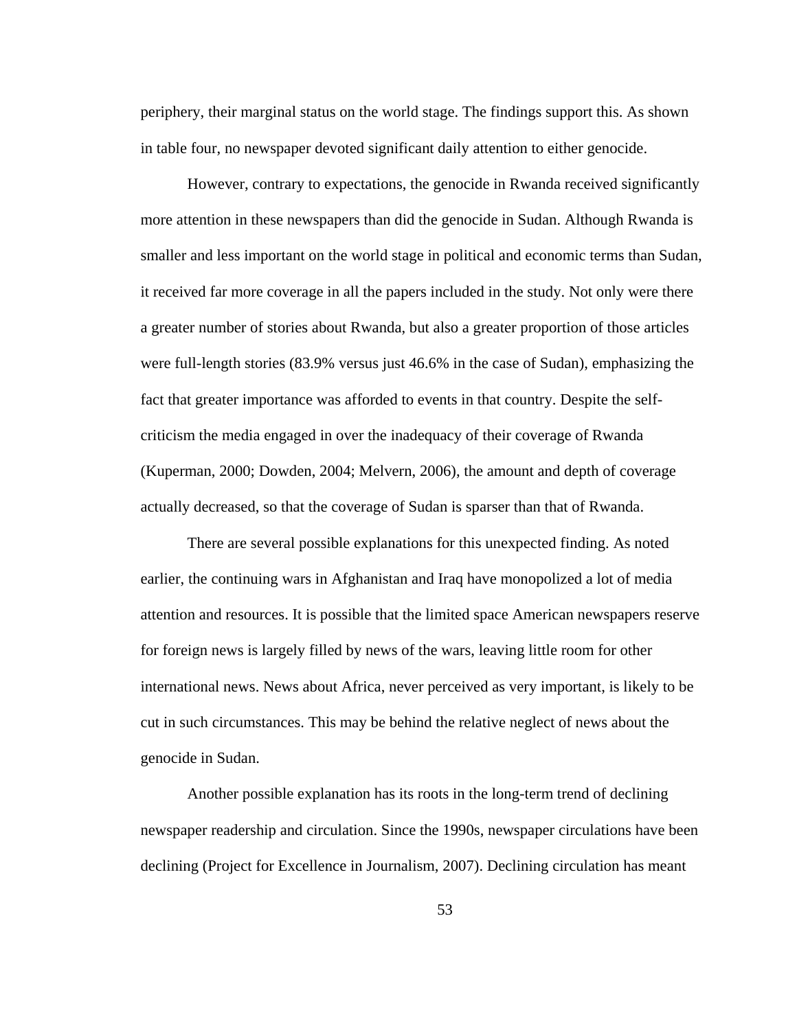periphery, their marginal status on the world stage. The findings support this. As shown in table four, no newspaper devoted significant daily attention to either genocide.

However, contrary to expectations, the genocide in Rwanda received significantly more attention in these newspapers than did the genocide in Sudan. Although Rwanda is smaller and less important on the world stage in political and economic terms than Sudan, it received far more coverage in all the papers included in the study. Not only were there a greater number of stories about Rwanda, but also a greater proportion of those articles were full-length stories (83.9% versus just 46.6% in the case of Sudan), emphasizing the fact that greater importance was afforded to events in that country. Despite the self-criticism the media engaged in over the inadequacy of their coverage of Rwanda (Kuperman, 2000; Dowden, 2004; Melvern, 2006), the amount and depth of coverage actually decreased, so that the coverage of Sudan is sparser than that of Rwanda.

There are several possible explanations for this unexpected finding. As noted earlier, the continuing wars in Afghanistan and Iraq have monopolized a lot of media attention and resources. It is possible that the limited space American newspapers reserve for foreign news is largely filled by news of the wars, leaving little room for other international news. News about Africa, never perceived as very important, is likely to be cut in such circumstances. This may be behind the relative neglect of news about the genocide in Sudan.

Another possible explanation has its roots in the long-term trend of declining newspaper readership and circulation. Since the 1990s, newspaper circulations have been declining (Project for Excellence in Journalism, 2007). Declining circulation has meant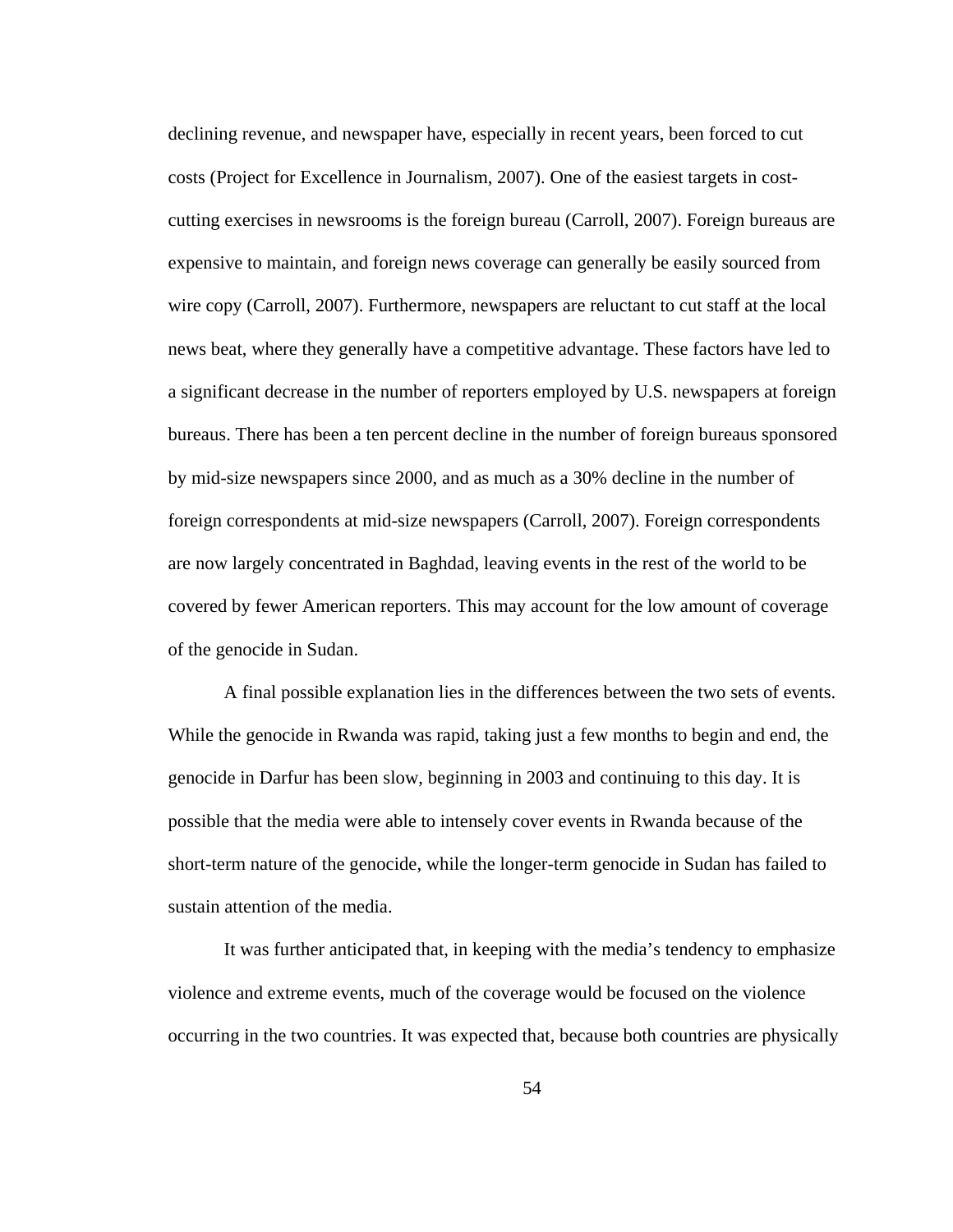declining revenue, and newspaper have, especially in recent years, been forced to cut costs (Project for Excellence in Journalism, 2007). One of the easiest targets in cost-cutting exercises in newsrooms is the foreign bureau (Carroll, 2007). Foreign bureaus are expensive to maintain, and foreign news coverage can generally be easily sourced from wire copy (Carroll, 2007). Furthermore, newspapers are reluctant to cut staff at the local news beat, where they generally have a competitive advantage. These factors have led to a significant decrease in the number of reporters employed by U.S. newspapers at foreign bureaus. There has been a ten percent decline in the number of foreign bureaus sponsored by mid-size newspapers since 2000, and as much as a 30% decline in the number of foreign correspondents at mid-size newspapers (Carroll, 2007). Foreign correspondents are now largely concentrated in Baghdad, leaving events in the rest of the world to be covered by fewer American reporters. This may account for the low amount of coverage of the genocide in Sudan.

A final possible explanation lies in the differences between the two sets of events. While the genocide in Rwanda was rapid, taking just a few months to begin and end, the genocide in Darfur has been slow, beginning in 2003 and continuing to this day. It is possible that the media were able to intensely cover events in Rwanda because of the short-term nature of the genocide, while the longer-term genocide in Sudan has failed to sustain attention of the media.

It was further anticipated that, in keeping with the media's tendency to emphasize violence and extreme events, much of the coverage would be focused on the violence occurring in the two countries. It was expected that, because both countries are physically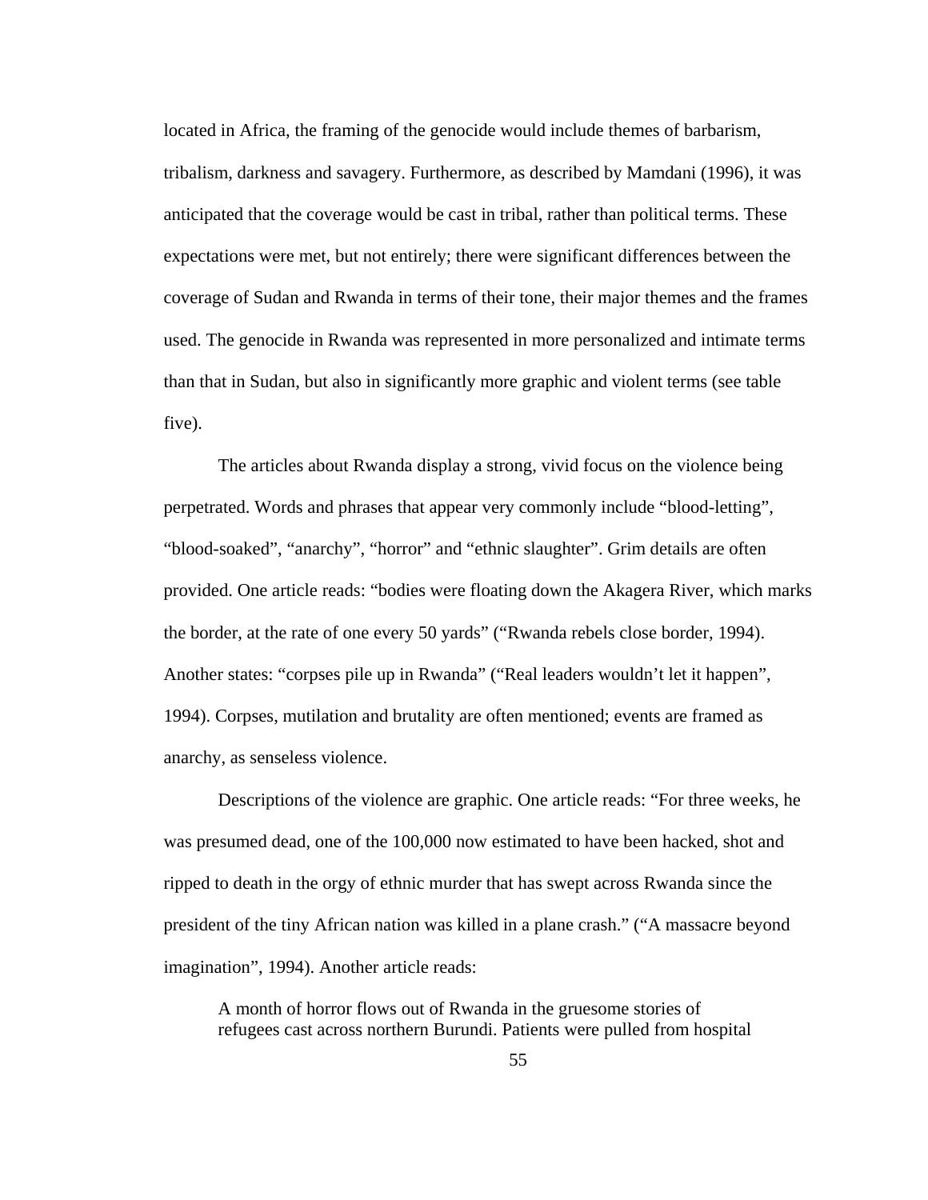located in Africa, the framing of the genocide would include themes of barbarism, tribalism, darkness and savagery. Furthermore, as described by Mamdani (1996), it was anticipated that the coverage would be cast in tribal, rather than political terms. These expectations were met, but not entirely; there were significant differences between the coverage of Sudan and Rwanda in terms of their tone, their major themes and the frames used. The genocide in Rwanda was represented in more personalized and intimate terms than that in Sudan, but also in significantly more graphic and violent terms (see table five).

The articles about Rwanda display a strong, vivid focus on the violence being perpetrated. Words and phrases that appear very commonly include "blood-letting", "blood-soaked", "anarchy", "horror" and "ethnic slaughter". Grim details are often provided. One article reads: "bodies were floating down the Akagera River, which marks the border, at the rate of one every 50 yards" ("Rwanda rebels close border, 1994). Another states: "corpses pile up in Rwanda" ("Real leaders wouldn't let it happen", 1994). Corpses, mutilation and brutality are often mentioned; events are framed as anarchy, as senseless violence.

Descriptions of the violence are graphic. One article reads: "For three weeks, he was presumed dead, one of the 100,000 now estimated to have been hacked, shot and ripped to death in the orgy of ethnic murder that has swept across Rwanda since the president of the tiny African nation was killed in a plane crash." ("A massacre beyond imagination", 1994). Another article reads:

> A month of horror flows out of Rwanda in the gruesome stories of refugees cast across northern Burundi. Patients were pulled from hospital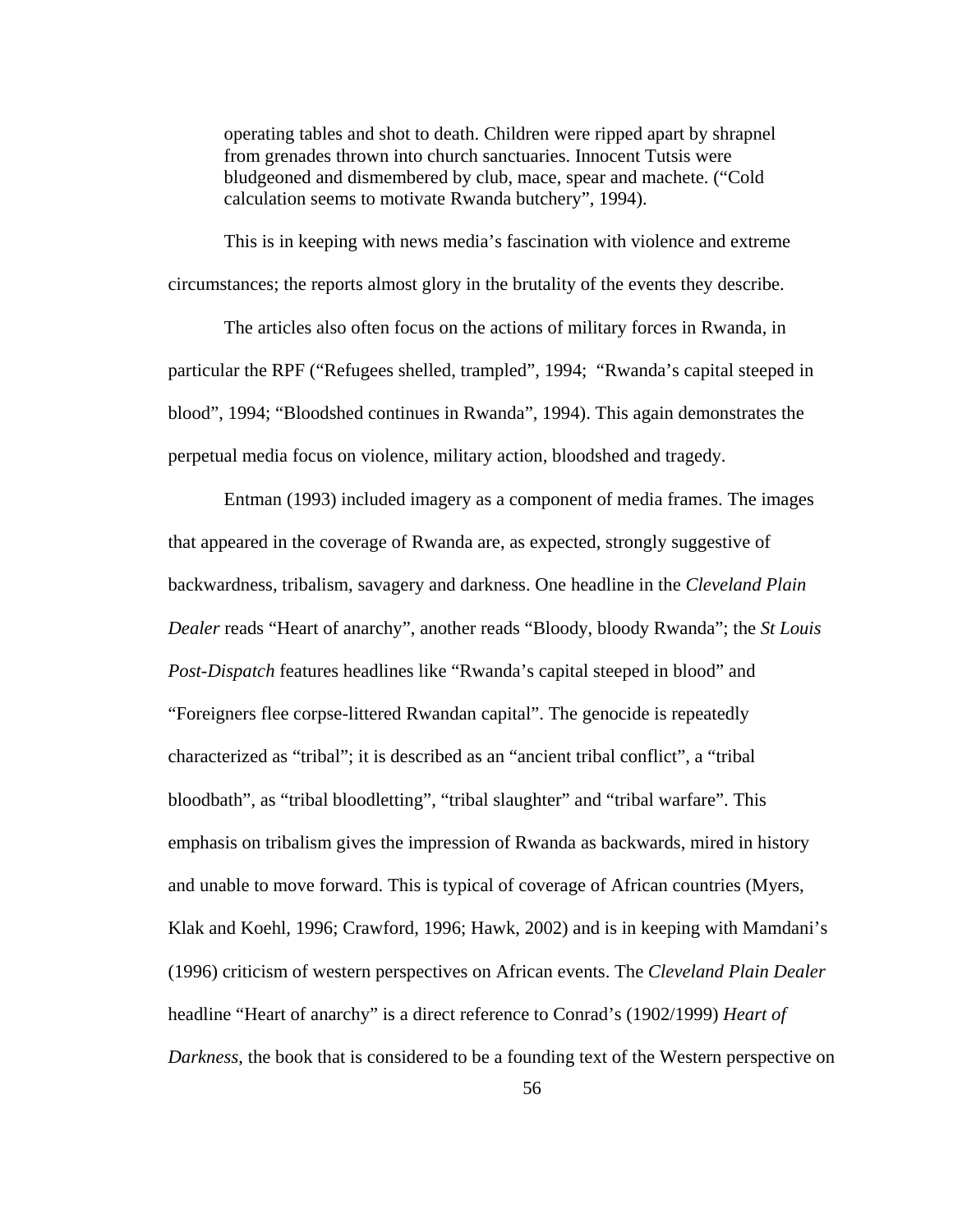> operating tables and shot to death. Children were ripped apart by shrapnel from grenades thrown into church sanctuaries. Innocent Tutsis were bludgeoned and dismembered by club, mace, spear and machete. ("Cold calculation seems to motivate Rwanda butchery", 1994).

This is in keeping with news media's fascination with violence and extreme circumstances; the reports almost glory in the brutality of the events they describe.

The articles also often focus on the actions of military forces in Rwanda, in particular the RPF ("Refugees shelled, trampled", 1994; "Rwanda's capital steeped in blood", 1994; "Bloodshed continues in Rwanda", 1994). This again demonstrates the perpetual media focus on violence, military action, bloodshed and tragedy.

Entman (1993) included imagery as a component of media frames. The images that appeared in the coverage of Rwanda are, as expected, strongly suggestive of backwardness, tribalism, savagery and darkness. One headline in the *Cleveland Plain Dealer* reads "Heart of anarchy", another reads "Bloody, bloody Rwanda"; the *St Louis Post-Dispatch* features headlines like "Rwanda's capital steeped in blood" and "Foreigners flee corpse-littered Rwandan capital". The genocide is repeatedly characterized as "tribal"; it is described as an "ancient tribal conflict", a "tribal bloodbath", as "tribal bloodletting", "tribal slaughter" and "tribal warfare". This emphasis on tribalism gives the impression of Rwanda as backwards, mired in history and unable to move forward. This is typical of coverage of African countries (Myers, Klak and Koehl, 1996; Crawford, 1996; Hawk, 2002) and is in keeping with Mamdani's (1996) criticism of western perspectives on African events. The *Cleveland Plain Dealer* headline "Heart of anarchy" is a direct reference to Conrad's (1902/1999) *Heart of Darkness*, the book that is considered to be a founding text of the Western perspective on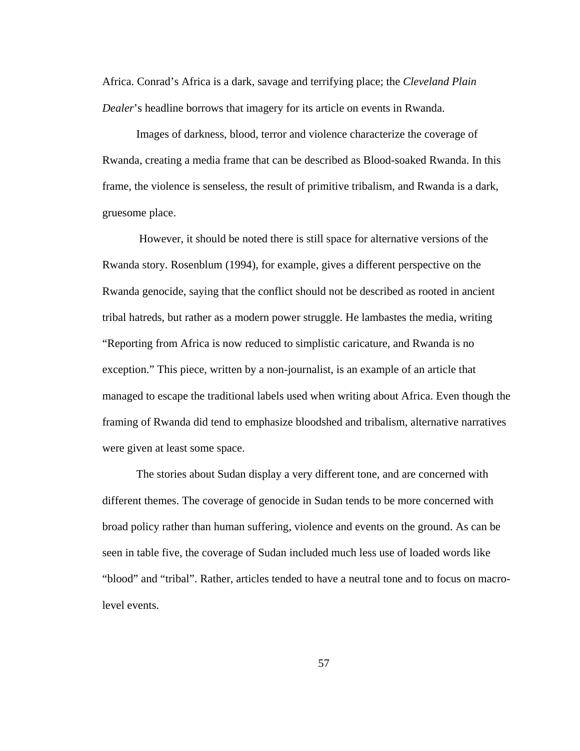Africa. Conrad's Africa is a dark, savage and terrifying place; the *Cleveland Plain Dealer*'s headline borrows that imagery for its article on events in Rwanda.

Images of darkness, blood, terror and violence characterize the coverage of Rwanda, creating a media frame that can be described as Blood-soaked Rwanda. In this frame, the violence is senseless, the result of primitive tribalism, and Rwanda is a dark, gruesome place.

However, it should be noted there is still space for alternative versions of the Rwanda story. Rosenblum (1994), for example, gives a different perspective on the Rwanda genocide, saying that the conflict should not be described as rooted in ancient tribal hatreds, but rather as a modern power struggle. He lambastes the media, writing "Reporting from Africa is now reduced to simplistic caricature, and Rwanda is no exception." This piece, written by a non-journalist, is an example of an article that managed to escape the traditional labels used when writing about Africa. Even though the framing of Rwanda did tend to emphasize bloodshed and tribalism, alternative narratives were given at least some space.

The stories about Sudan display a very different tone, and are concerned with different themes. The coverage of genocide in Sudan tends to be more concerned with broad policy rather than human suffering, violence and events on the ground. As can be seen in table five, the coverage of Sudan included much less use of loaded words like "blood" and "tribal". Rather, articles tended to have a neutral tone and to focus on macro-level events.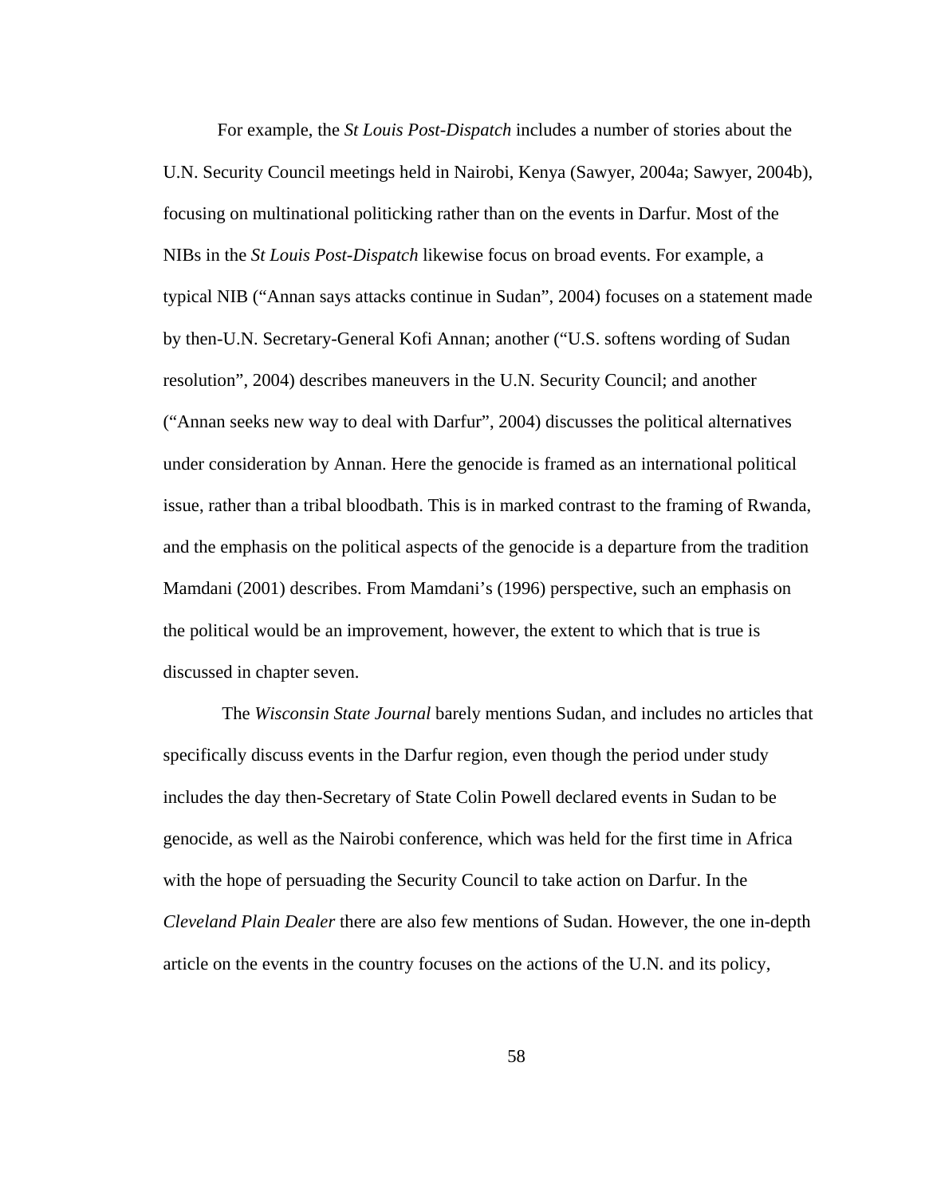For example, the *St Louis Post-Dispatch* includes a number of stories about the U.N. Security Council meetings held in Nairobi, Kenya (Sawyer, 2004a; Sawyer, 2004b), focusing on multinational politicking rather than on the events in Darfur. Most of the NIBs in the *St Louis Post-Dispatch* likewise focus on broad events. For example, a typical NIB ("Annan says attacks continue in Sudan", 2004) focuses on a statement made by then-U.N. Secretary-General Kofi Annan; another ("U.S. softens wording of Sudan resolution", 2004) describes maneuvers in the U.N. Security Council; and another ("Annan seeks new way to deal with Darfur", 2004) discusses the political alternatives under consideration by Annan. Here the genocide is framed as an international political issue, rather than a tribal bloodbath. This is in marked contrast to the framing of Rwanda, and the emphasis on the political aspects of the genocide is a departure from the tradition Mamdani (2001) describes. From Mamdani's (1996) perspective, such an emphasis on the political would be an improvement, however, the extent to which that is true is discussed in chapter seven.

The *Wisconsin State Journal* barely mentions Sudan, and includes no articles that specifically discuss events in the Darfur region, even though the period under study includes the day then-Secretary of State Colin Powell declared events in Sudan to be genocide, as well as the Nairobi conference, which was held for the first time in Africa with the hope of persuading the Security Council to take action on Darfur. In the *Cleveland Plain Dealer* there are also few mentions of Sudan. However, the one in-depth article on the events in the country focuses on the actions of the U.N. and its policy,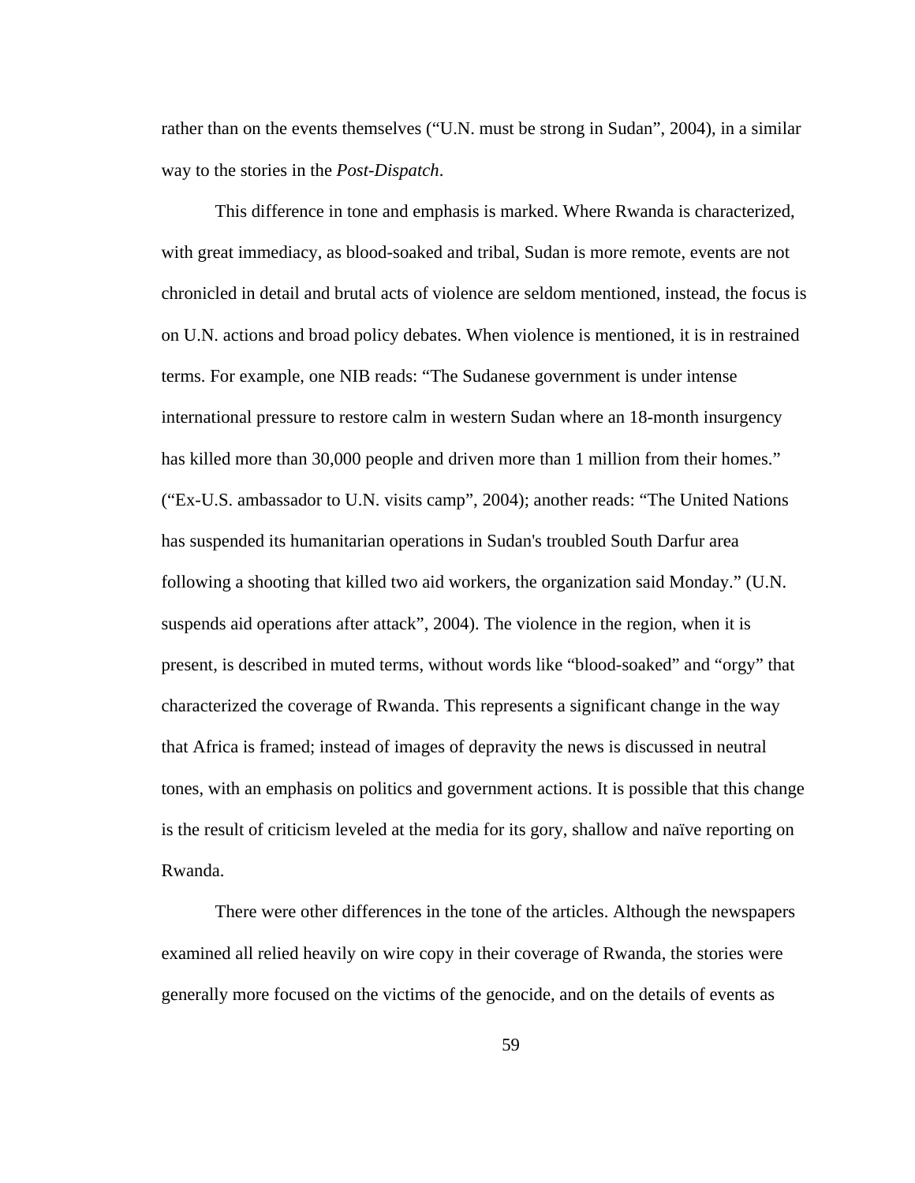rather than on the events themselves ("U.N. must be strong in Sudan", 2004), in a similar way to the stories in the *Post-Dispatch*.

This difference in tone and emphasis is marked. Where Rwanda is characterized, with great immediacy, as blood-soaked and tribal, Sudan is more remote, events are not chronicled in detail and brutal acts of violence are seldom mentioned, instead, the focus is on U.N. actions and broad policy debates. When violence is mentioned, it is in restrained terms. For example, one NIB reads: "The Sudanese government is under intense international pressure to restore calm in western Sudan where an 18-month insurgency has killed more than 30,000 people and driven more than 1 million from their homes." ("Ex-U.S. ambassador to U.N. visits camp", 2004); another reads: "The United Nations has suspended its humanitarian operations in Sudan's troubled South Darfur area following a shooting that killed two aid workers, the organization said Monday." (U.N. suspends aid operations after attack", 2004). The violence in the region, when it is present, is described in muted terms, without words like "blood-soaked" and "orgy" that characterized the coverage of Rwanda. This represents a significant change in the way that Africa is framed; instead of images of depravity the news is discussed in neutral tones, with an emphasis on politics and government actions. It is possible that this change is the result of criticism leveled at the media for its gory, shallow and naïve reporting on Rwanda.

There were other differences in the tone of the articles. Although the newspapers examined all relied heavily on wire copy in their coverage of Rwanda, the stories were generally more focused on the victims of the genocide, and on the details of events as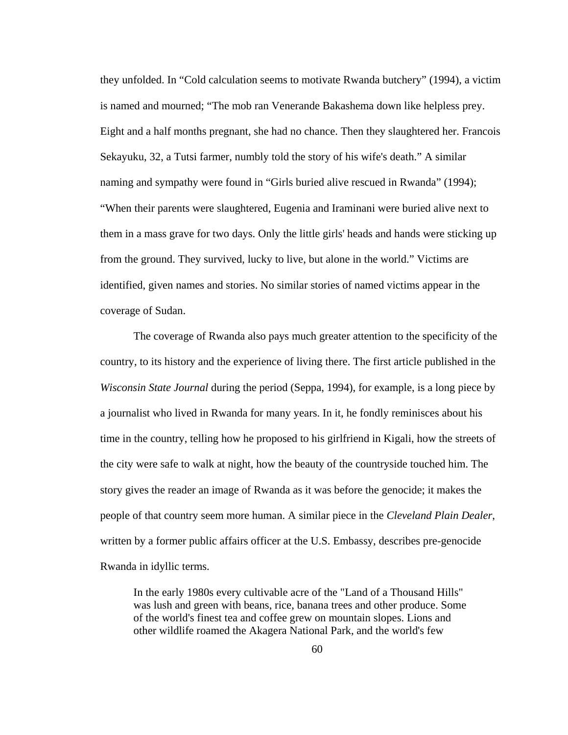they unfolded. In “Cold calculation seems to motivate Rwanda butchery” (1994), a victim is named and mourned; “The mob ran Venerande Bakashema down like helpless prey. Eight and a half months pregnant, she had no chance. Then they slaughtered her. Francois Sekayuku, 32, a Tutsi farmer, numbly told the story of his wife's death.” A similar naming and sympathy were found in “Girls buried alive rescued in Rwanda” (1994); “When their parents were slaughtered, Eugenia and Iraminani were buried alive next to them in a mass grave for two days. Only the little girls' heads and hands were sticking up from the ground. They survived, lucky to live, but alone in the world.” Victims are identified, given names and stories. No similar stories of named victims appear in the coverage of Sudan.

The coverage of Rwanda also pays much greater attention to the specificity of the country, to its history and the experience of living there. The first article published in the *Wisconsin State Journal* during the period (Seppa, 1994), for example, is a long piece by a journalist who lived in Rwanda for many years. In it, he fondly reminisces about his time in the country, telling how he proposed to his girlfriend in Kigali, how the streets of the city were safe to walk at night, how the beauty of the countryside touched him. The story gives the reader an image of Rwanda as it was before the genocide; it makes the people of that country seem more human. A similar piece in the *Cleveland Plain Dealer*, written by a former public affairs officer at the U.S. Embassy, describes pre-genocide Rwanda in idyllic terms.

> In the early 1980s every cultivable acre of the "Land of a Thousand Hills" was lush and green with beans, rice, banana trees and other produce. Some of the world's finest tea and coffee grew on mountain slopes. Lions and other wildlife roamed the Akagera National Park, and the world's few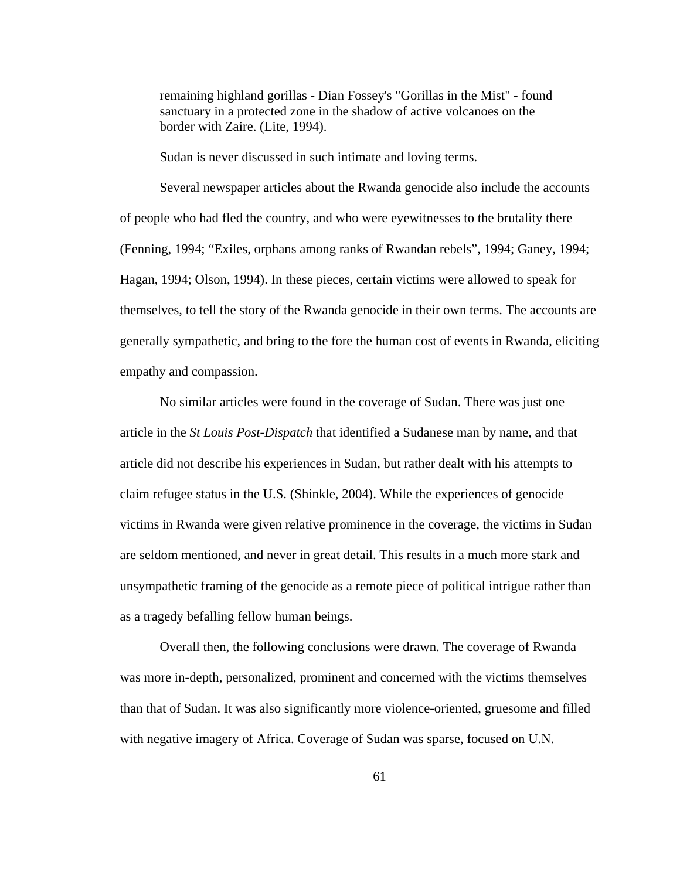> remaining highland gorillas - Dian Fossey's "Gorillas in the Mist" - found sanctuary in a protected zone in the shadow of active volcanoes on the border with Zaire. (Lite, 1994).

Sudan is never discussed in such intimate and loving terms.

Several newspaper articles about the Rwanda genocide also include the accounts of people who had fled the country, and who were eyewitnesses to the brutality there (Fenning, 1994; "Exiles, orphans among ranks of Rwandan rebels", 1994; Ganey, 1994; Hagan, 1994; Olson, 1994). In these pieces, certain victims were allowed to speak for themselves, to tell the story of the Rwanda genocide in their own terms. The accounts are generally sympathetic, and bring to the fore the human cost of events in Rwanda, eliciting empathy and compassion.

No similar articles were found in the coverage of Sudan. There was just one article in the *St Louis Post-Dispatch* that identified a Sudanese man by name, and that article did not describe his experiences in Sudan, but rather dealt with his attempts to claim refugee status in the U.S. (Shinkle, 2004). While the experiences of genocide victims in Rwanda were given relative prominence in the coverage, the victims in Sudan are seldom mentioned, and never in great detail. This results in a much more stark and unsympathetic framing of the genocide as a remote piece of political intrigue rather than as a tragedy befalling fellow human beings.

Overall then, the following conclusions were drawn. The coverage of Rwanda was more in-depth, personalized, prominent and concerned with the victims themselves than that of Sudan. It was also significantly more violence-oriented, gruesome and filled with negative imagery of Africa. Coverage of Sudan was sparse, focused on U.N.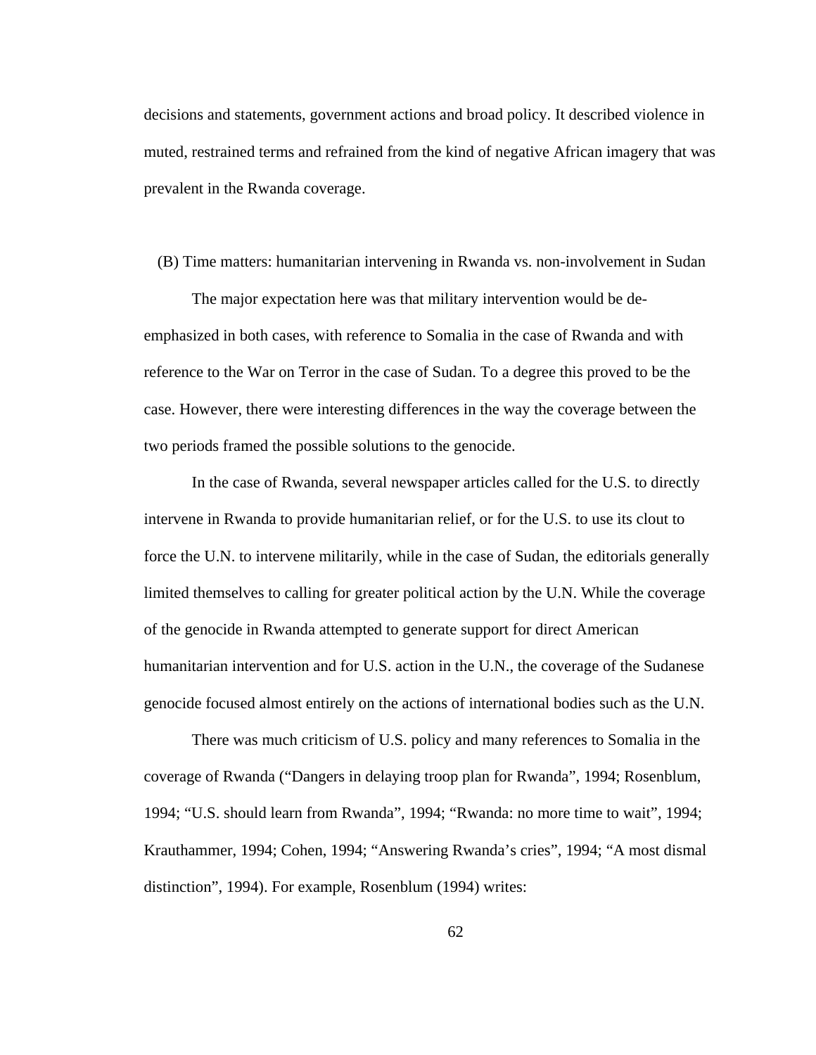decisions and statements, government actions and broad policy. It described violence in muted, restrained terms and refrained from the kind of negative African imagery that was prevalent in the Rwanda coverage.

### (B) Time matters: humanitarian intervening in Rwanda vs. non-involvement in Sudan

The major expectation here was that military intervention would be de-emphasized in both cases, with reference to Somalia in the case of Rwanda and with reference to the War on Terror in the case of Sudan. To a degree this proved to be the case. However, there were interesting differences in the way the coverage between the two periods framed the possible solutions to the genocide.

In the case of Rwanda, several newspaper articles called for the U.S. to directly intervene in Rwanda to provide humanitarian relief, or for the U.S. to use its clout to force the U.N. to intervene militarily, while in the case of Sudan, the editorials generally limited themselves to calling for greater political action by the U.N. While the coverage of the genocide in Rwanda attempted to generate support for direct American humanitarian intervention and for U.S. action in the U.N., the coverage of the Sudanese genocide focused almost entirely on the actions of international bodies such as the U.N.

There was much criticism of U.S. policy and many references to Somalia in the coverage of Rwanda (“Dangers in delaying troop plan for Rwanda”, 1994; Rosenblum, 1994; “U.S. should learn from Rwanda”, 1994; “Rwanda: no more time to wait”, 1994; Krauthammer, 1994; Cohen, 1994; “Answering Rwanda’s cries”, 1994; “A most dismal distinction”, 1994). For example, Rosenblum (1994) writes: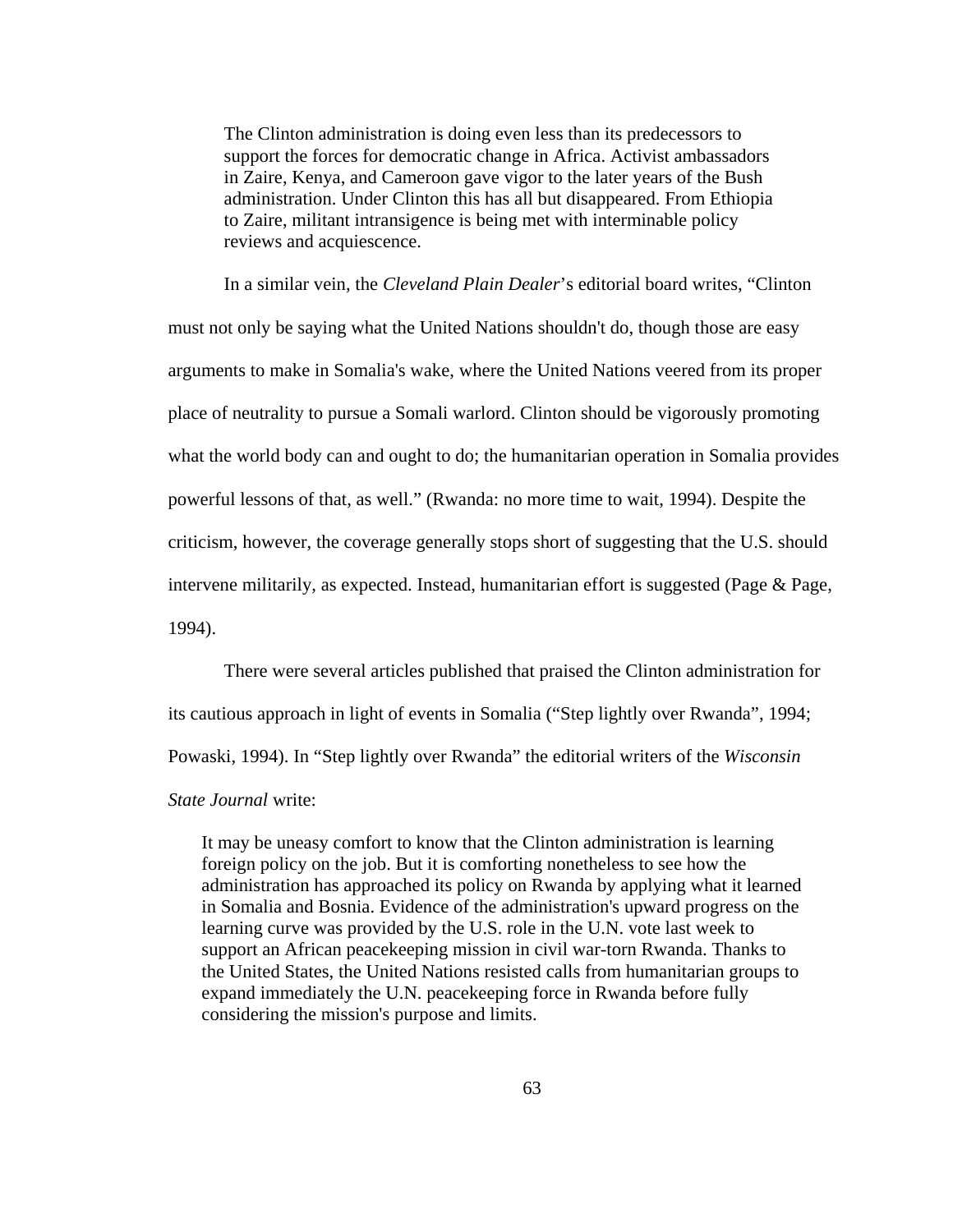> The Clinton administration is doing even less than its predecessors to support the forces for democratic change in Africa. Activist ambassadors in Zaire, Kenya, and Cameroon gave vigor to the later years of the Bush administration. Under Clinton this has all but disappeared. From Ethiopia to Zaire, militant intransigence is being met with interminable policy reviews and acquiescence.

In a similar vein, the *Cleveland Plain Dealer*'s editorial board writes, "Clinton must not only be saying what the United Nations shouldn't do, though those are easy arguments to make in Somalia's wake, where the United Nations veered from its proper place of neutrality to pursue a Somali warlord. Clinton should be vigorously promoting what the world body can and ought to do; the humanitarian operation in Somalia provides powerful lessons of that, as well." (Rwanda: no more time to wait, 1994). Despite the criticism, however, the coverage generally stops short of suggesting that the U.S. should intervene militarily, as expected. Instead, humanitarian effort is suggested (Page & Page, 1994).

There were several articles published that praised the Clinton administration for its cautious approach in light of events in Somalia ("Step lightly over Rwanda", 1994; Powaski, 1994). In "Step lightly over Rwanda" the editorial writers of the *Wisconsin State Journal* write:

> It may be uneasy comfort to know that the Clinton administration is learning foreign policy on the job. But it is comforting nonetheless to see how the administration has approached its policy on Rwanda by applying what it learned in Somalia and Bosnia. Evidence of the administration's upward progress on the learning curve was provided by the U.S. role in the U.N. vote last week to support an African peacekeeping mission in civil war-torn Rwanda. Thanks to the United States, the United Nations resisted calls from humanitarian groups to expand immediately the U.N. peacekeeping force in Rwanda before fully considering the mission's purpose and limits.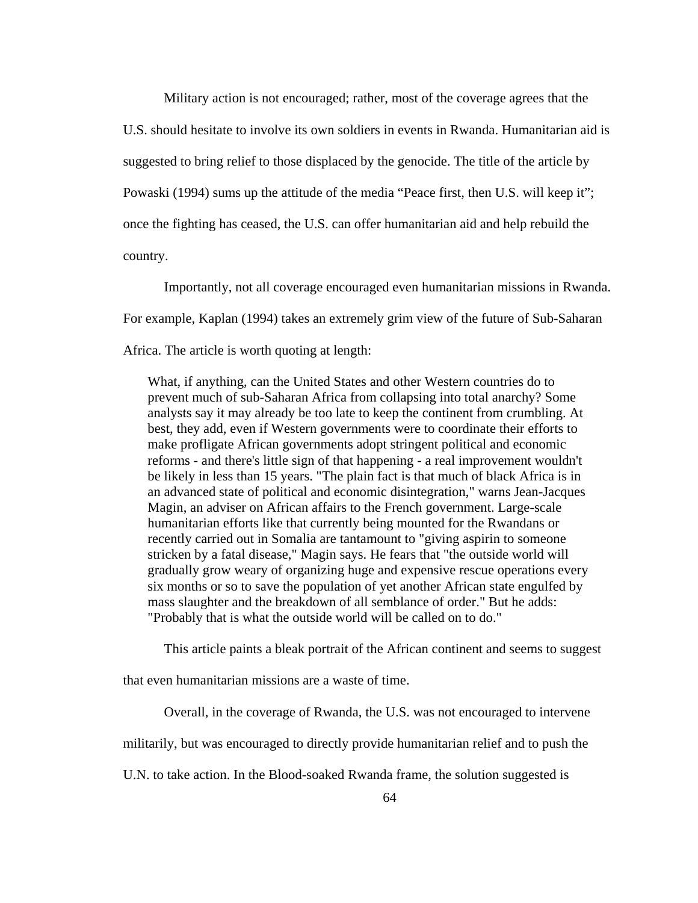Military action is not encouraged; rather, most of the coverage agrees that the U.S. should hesitate to involve its own soldiers in events in Rwanda. Humanitarian aid is suggested to bring relief to those displaced by the genocide. The title of the article by Powaski (1994) sums up the attitude of the media "Peace first, then U.S. will keep it"; once the fighting has ceased, the U.S. can offer humanitarian aid and help rebuild the country.

Importantly, not all coverage encouraged even humanitarian missions in Rwanda. For example, Kaplan (1994) takes an extremely grim view of the future of Sub-Saharan Africa. The article is worth quoting at length:

> What, if anything, can the United States and other Western countries do to prevent much of sub-Saharan Africa from collapsing into total anarchy? Some analysts say it may already be too late to keep the continent from crumbling. At best, they add, even if Western governments were to coordinate their efforts to make profligate African governments adopt stringent political and economic reforms - and there's little sign of that happening - a real improvement wouldn't be likely in less than 15 years. "The plain fact is that much of black Africa is in an advanced state of political and economic disintegration," warns Jean-Jacques Magin, an adviser on African affairs to the French government. Large-scale humanitarian efforts like that currently being mounted for the Rwandans or recently carried out in Somalia are tantamount to "giving aspirin to someone stricken by a fatal disease," Magin says. He fears that "the outside world will gradually grow weary of organizing huge and expensive rescue operations every six months or so to save the population of yet another African state engulfed by mass slaughter and the breakdown of all semblance of order." But he adds: "Probably that is what the outside world will be called on to do."

This article paints a bleak portrait of the African continent and seems to suggest that even humanitarian missions are a waste of time.

Overall, in the coverage of Rwanda, the U.S. was not encouraged to intervene militarily, but was encouraged to directly provide humanitarian relief and to push the U.N. to take action. In the Blood-soaked Rwanda frame, the solution suggested is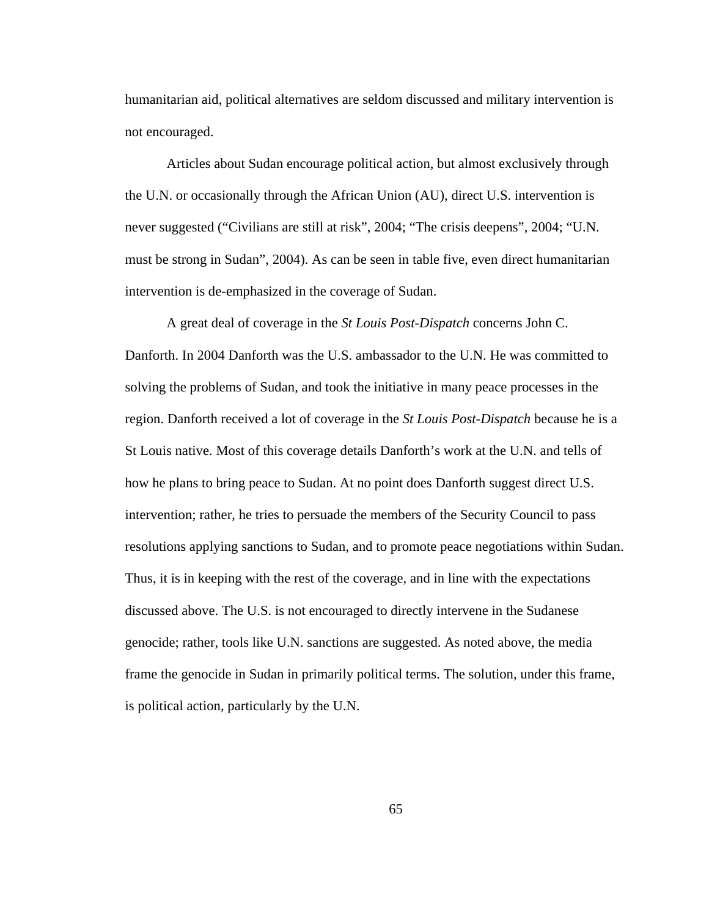humanitarian aid, political alternatives are seldom discussed and military intervention is not encouraged.

Articles about Sudan encourage political action, but almost exclusively through the U.N. or occasionally through the African Union (AU), direct U.S. intervention is never suggested ("Civilians are still at risk", 2004; "The crisis deepens", 2004; "U.N. must be strong in Sudan", 2004). As can be seen in table five, even direct humanitarian intervention is de-emphasized in the coverage of Sudan.

A great deal of coverage in the *St Louis Post-Dispatch* concerns John C. Danforth. In 2004 Danforth was the U.S. ambassador to the U.N. He was committed to solving the problems of Sudan, and took the initiative in many peace processes in the region. Danforth received a lot of coverage in the *St Louis Post-Dispatch* because he is a St Louis native. Most of this coverage details Danforth's work at the U.N. and tells of how he plans to bring peace to Sudan. At no point does Danforth suggest direct U.S. intervention; rather, he tries to persuade the members of the Security Council to pass resolutions applying sanctions to Sudan, and to promote peace negotiations within Sudan. Thus, it is in keeping with the rest of the coverage, and in line with the expectations discussed above. The U.S. is not encouraged to directly intervene in the Sudanese genocide; rather, tools like U.N. sanctions are suggested. As noted above, the media frame the genocide in Sudan in primarily political terms. The solution, under this frame, is political action, particularly by the U.N.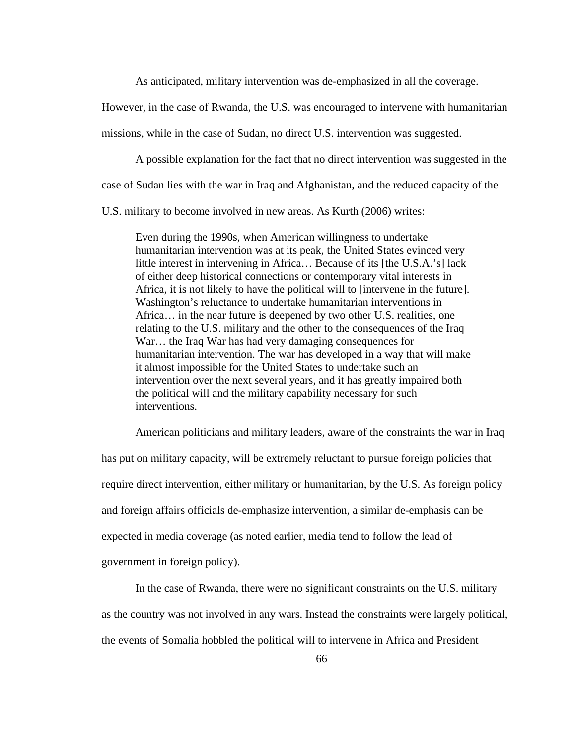As anticipated, military intervention was de-emphasized in all the coverage. However, in the case of Rwanda, the U.S. was encouraged to intervene with humanitarian missions, while in the case of Sudan, no direct U.S. intervention was suggested.

A possible explanation for the fact that no direct intervention was suggested in the case of Sudan lies with the war in Iraq and Afghanistan, and the reduced capacity of the U.S. military to become involved in new areas. As Kurth (2006) writes:

> Even during the 1990s, when American willingness to undertake humanitarian intervention was at its peak, the United States evinced very little interest in intervening in Africa… Because of its [the U.S.A.'s] lack of either deep historical connections or contemporary vital interests in Africa, it is not likely to have the political will to [intervene in the future]. Washington's reluctance to undertake humanitarian interventions in Africa… in the near future is deepened by two other U.S. realities, one relating to the U.S. military and the other to the consequences of the Iraq War… the Iraq War has had very damaging consequences for humanitarian intervention. The war has developed in a way that will make it almost impossible for the United States to undertake such an intervention over the next several years, and it has greatly impaired both the political will and the military capability necessary for such interventions.

American politicians and military leaders, aware of the constraints the war in Iraq has put on military capacity, will be extremely reluctant to pursue foreign policies that require direct intervention, either military or humanitarian, by the U.S. As foreign policy and foreign affairs officials de-emphasize intervention, a similar de-emphasis can be expected in media coverage (as noted earlier, media tend to follow the lead of government in foreign policy).

In the case of Rwanda, there were no significant constraints on the U.S. military as the country was not involved in any wars. Instead the constraints were largely political, the events of Somalia hobbled the political will to intervene in Africa and President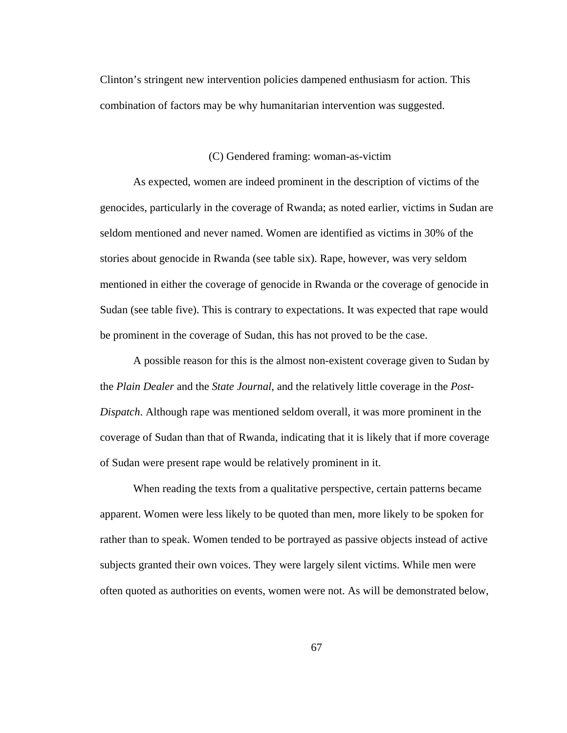Clinton's stringent new intervention policies dampened enthusiasm for action. This combination of factors may be why humanitarian intervention was suggested.

### (C) Gendered framing: woman-as-victim

As expected, women are indeed prominent in the description of victims of the genocides, particularly in the coverage of Rwanda; as noted earlier, victims in Sudan are seldom mentioned and never named. Women are identified as victims in 30% of the stories about genocide in Rwanda (see table six). Rape, however, was very seldom mentioned in either the coverage of genocide in Rwanda or the coverage of genocide in Sudan (see table five). This is contrary to expectations. It was expected that rape would be prominent in the coverage of Sudan, this has not proved to be the case.

A possible reason for this is the almost non-existent coverage given to Sudan by the *Plain Dealer* and the *State Journal*, and the relatively little coverage in the *Post-Dispatch*. Although rape was mentioned seldom overall, it was more prominent in the coverage of Sudan than that of Rwanda, indicating that it is likely that if more coverage of Sudan were present rape would be relatively prominent in it.

When reading the texts from a qualitative perspective, certain patterns became apparent. Women were less likely to be quoted than men, more likely to be spoken for rather than to speak. Women tended to be portrayed as passive objects instead of active subjects granted their own voices. They were largely silent victims. While men were often quoted as authorities on events, women were not. As will be demonstrated below,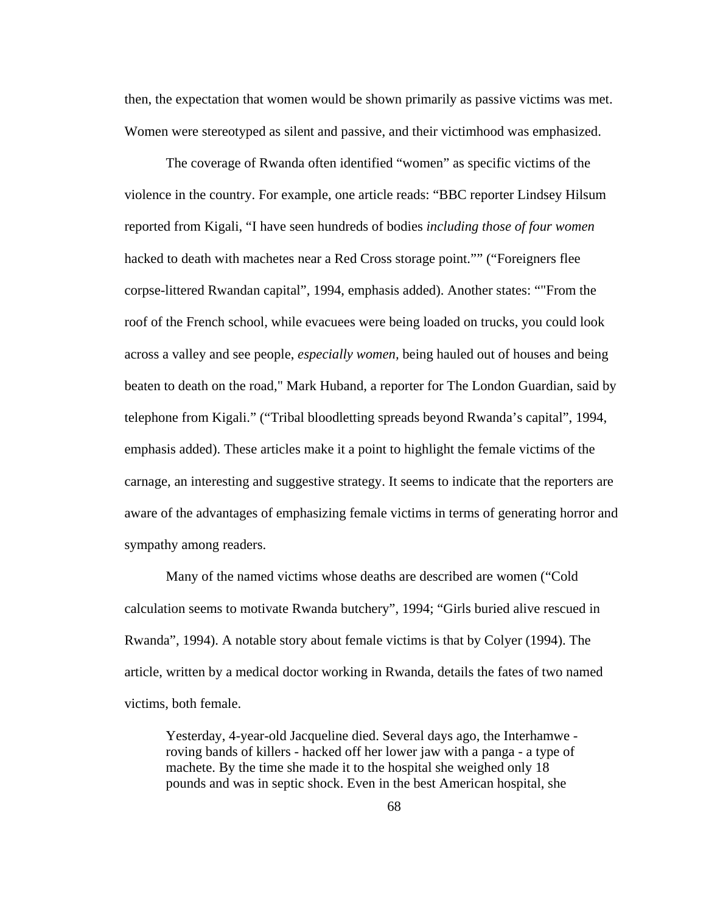then, the expectation that women would be shown primarily as passive victims was met. Women were stereotyped as silent and passive, and their victimhood was emphasized.

The coverage of Rwanda often identified "women" as specific victims of the violence in the country. For example, one article reads: "BBC reporter Lindsey Hilsum reported from Kigali, "I have seen hundreds of bodies *including those of four women* hacked to death with machetes near a Red Cross storage point."" ("Foreigners flee corpse-littered Rwandan capital", 1994, emphasis added). Another states: ""From the roof of the French school, while evacuees were being loaded on trucks, you could look across a valley and see people, *especially women*, being hauled out of houses and being beaten to death on the road," Mark Huband, a reporter for The London Guardian, said by telephone from Kigali." ("Tribal bloodletting spreads beyond Rwanda's capital", 1994, emphasis added). These articles make it a point to highlight the female victims of the carnage, an interesting and suggestive strategy. It seems to indicate that the reporters are aware of the advantages of emphasizing female victims in terms of generating horror and sympathy among readers.

Many of the named victims whose deaths are described are women ("Cold calculation seems to motivate Rwanda butchery", 1994; "Girls buried alive rescued in Rwanda", 1994). A notable story about female victims is that by Colyer (1994). The article, written by a medical doctor working in Rwanda, details the fates of two named victims, both female.

> Yesterday, 4-year-old Jacqueline died. Several days ago, the Interhamwe - roving bands of killers - hacked off her lower jaw with a panga - a type of machete. By the time she made it to the hospital she weighed only 18 pounds and was in septic shock. Even in the best American hospital, she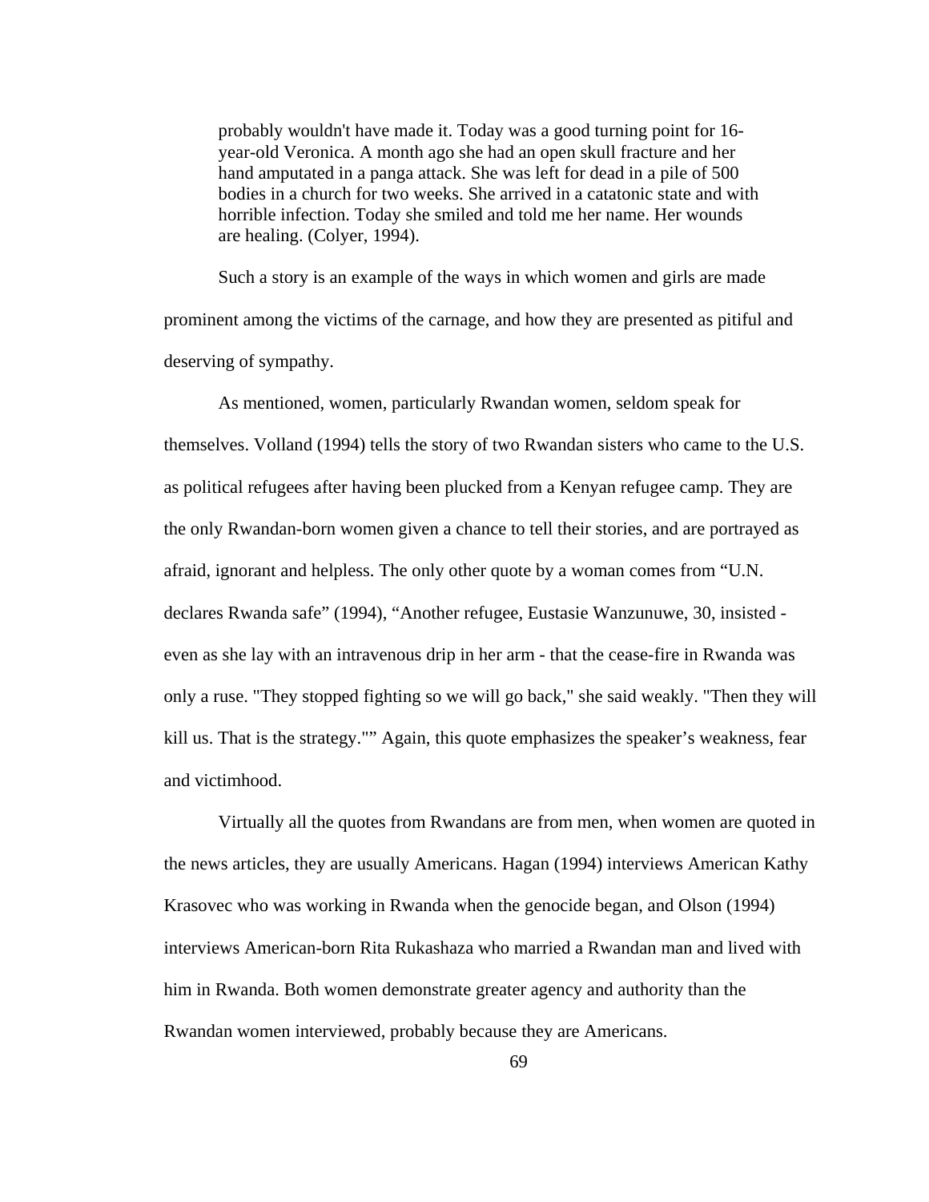> probably wouldn't have made it. Today was a good turning point for 16-year-old Veronica. A month ago she had an open skull fracture and her hand amputated in a panga attack. She was left for dead in a pile of 500 bodies in a church for two weeks. She arrived in a catatonic state and with horrible infection. Today she smiled and told me her name. Her wounds are healing. (Colyer, 1994).

Such a story is an example of the ways in which women and girls are made prominent among the victims of the carnage, and how they are presented as pitiful and deserving of sympathy.

As mentioned, women, particularly Rwandan women, seldom speak for themselves. Volland (1994) tells the story of two Rwandan sisters who came to the U.S. as political refugees after having been plucked from a Kenyan refugee camp. They are the only Rwandan-born women given a chance to tell their stories, and are portrayed as afraid, ignorant and helpless. The only other quote by a woman comes from "U.N. declares Rwanda safe" (1994), "Another refugee, Eustasie Wanzunuwe, 30, insisted - even as she lay with an intravenous drip in her arm - that the cease-fire in Rwanda was only a ruse. "They stopped fighting so we will go back," she said weakly. "Then they will kill us. That is the strategy."" Again, this quote emphasizes the speaker's weakness, fear and victimhood.

Virtually all the quotes from Rwandans are from men, when women are quoted in the news articles, they are usually Americans. Hagan (1994) interviews American Kathy Krasovec who was working in Rwanda when the genocide began, and Olson (1994) interviews American-born Rita Rukashaza who married a Rwandan man and lived with him in Rwanda. Both women demonstrate greater agency and authority than the Rwandan women interviewed, probably because they are Americans.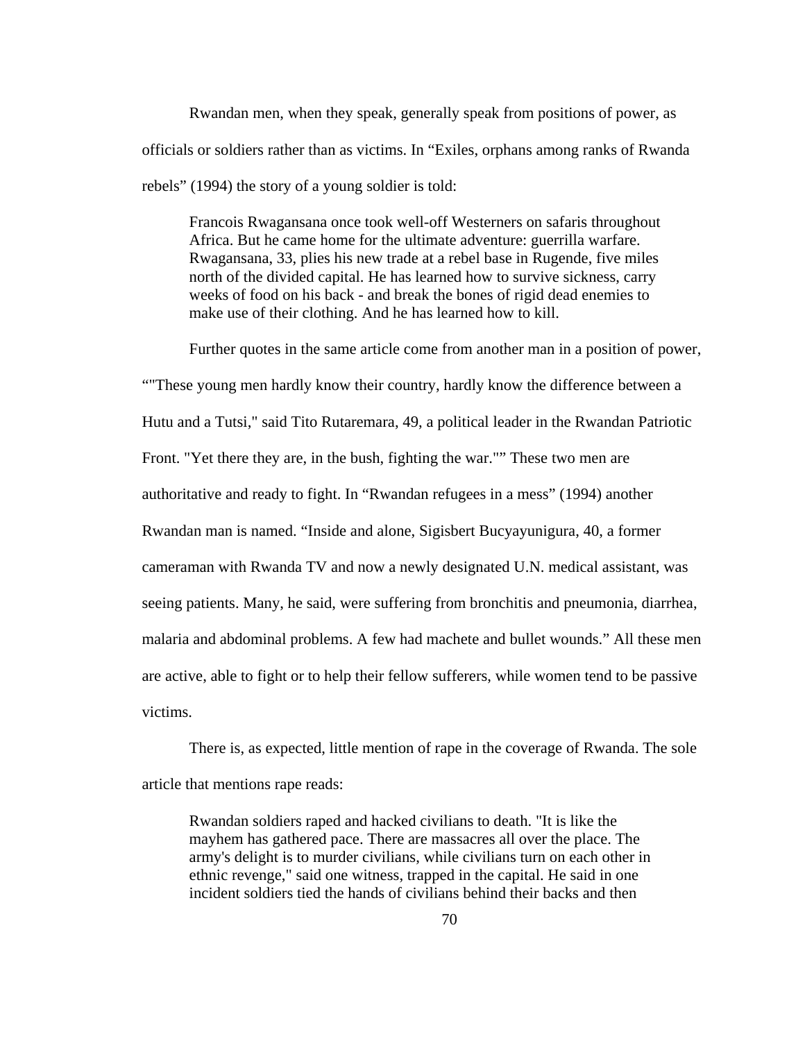Rwandan men, when they speak, generally speak from positions of power, as officials or soldiers rather than as victims. In "Exiles, orphans among ranks of Rwanda rebels" (1994) the story of a young soldier is told:

> Francois Rwagansana once took well-off Westerners on safaris throughout Africa. But he came home for the ultimate adventure: guerrilla warfare. Rwagansana, 33, plies his new trade at a rebel base in Rugende, five miles north of the divided capital. He has learned how to survive sickness, carry weeks of food on his back - and break the bones of rigid dead enemies to make use of their clothing. And he has learned how to kill.

Further quotes in the same article come from another man in a position of power, ""These young men hardly know their country, hardly know the difference between a Hutu and a Tutsi," said Tito Rutaremara, 49, a political leader in the Rwandan Patriotic Front. "Yet there they are, in the bush, fighting the war."" These two men are authoritative and ready to fight. In "Rwandan refugees in a mess" (1994) another Rwandan man is named. "Inside and alone, Sigisbert Bucyayunigura, 40, a former cameraman with Rwanda TV and now a newly designated U.N. medical assistant, was seeing patients. Many, he said, were suffering from bronchitis and pneumonia, diarrhea, malaria and abdominal problems. A few had machete and bullet wounds." All these men are active, able to fight or to help their fellow sufferers, while women tend to be passive victims.

There is, as expected, little mention of rape in the coverage of Rwanda. The sole article that mentions rape reads:

> Rwandan soldiers raped and hacked civilians to death. "It is like the mayhem has gathered pace. There are massacres all over the place. The army's delight is to murder civilians, while civilians turn on each other in ethnic revenge," said one witness, trapped in the capital. He said in one incident soldiers tied the hands of civilians behind their backs and then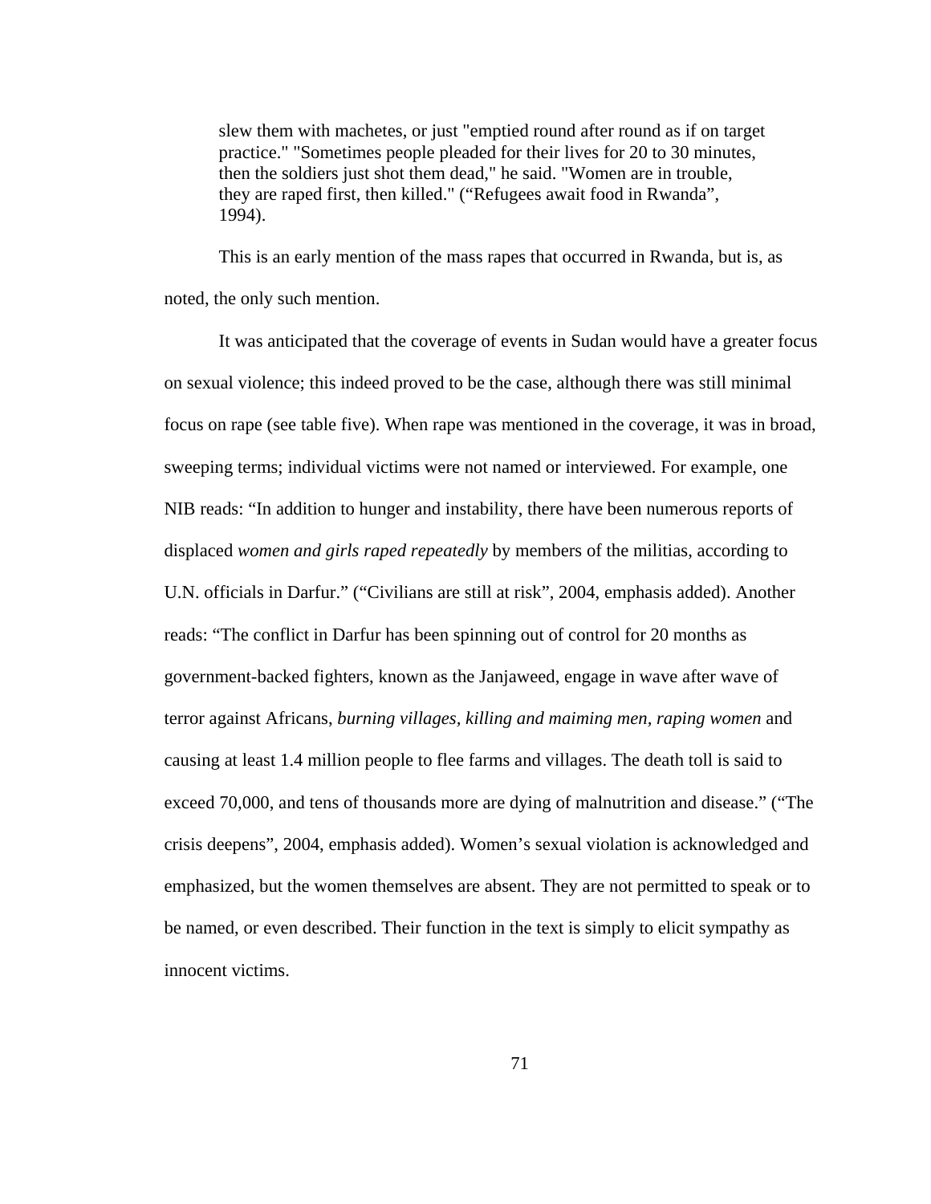> slew them with machetes, or just "emptied round after round as if on target practice." "Sometimes people pleaded for their lives for 20 to 30 minutes, then the soldiers just shot them dead," he said. "Women are in trouble, they are raped first, then killed." (“Refugees await food in Rwanda”, 1994).

This is an early mention of the mass rapes that occurred in Rwanda, but is, as noted, the only such mention.

It was anticipated that the coverage of events in Sudan would have a greater focus on sexual violence; this indeed proved to be the case, although there was still minimal focus on rape (see table five). When rape was mentioned in the coverage, it was in broad, sweeping terms; individual victims were not named or interviewed. For example, one NIB reads: “In addition to hunger and instability, there have been numerous reports of displaced *women and girls raped repeatedly* by members of the militias, according to U.N. officials in Darfur.” (“Civilians are still at risk”, 2004, emphasis added). Another reads: “The conflict in Darfur has been spinning out of control for 20 months as government-backed fighters, known as the Janjaweed, engage in wave after wave of terror against Africans, *burning villages, killing and maiming men, raping women* and causing at least 1.4 million people to flee farms and villages. The death toll is said to exceed 70,000, and tens of thousands more are dying of malnutrition and disease.” (“The crisis deepens”, 2004, emphasis added). Women’s sexual violation is acknowledged and emphasized, but the women themselves are absent. They are not permitted to speak or to be named, or even described. Their function in the text is simply to elicit sympathy as innocent victims.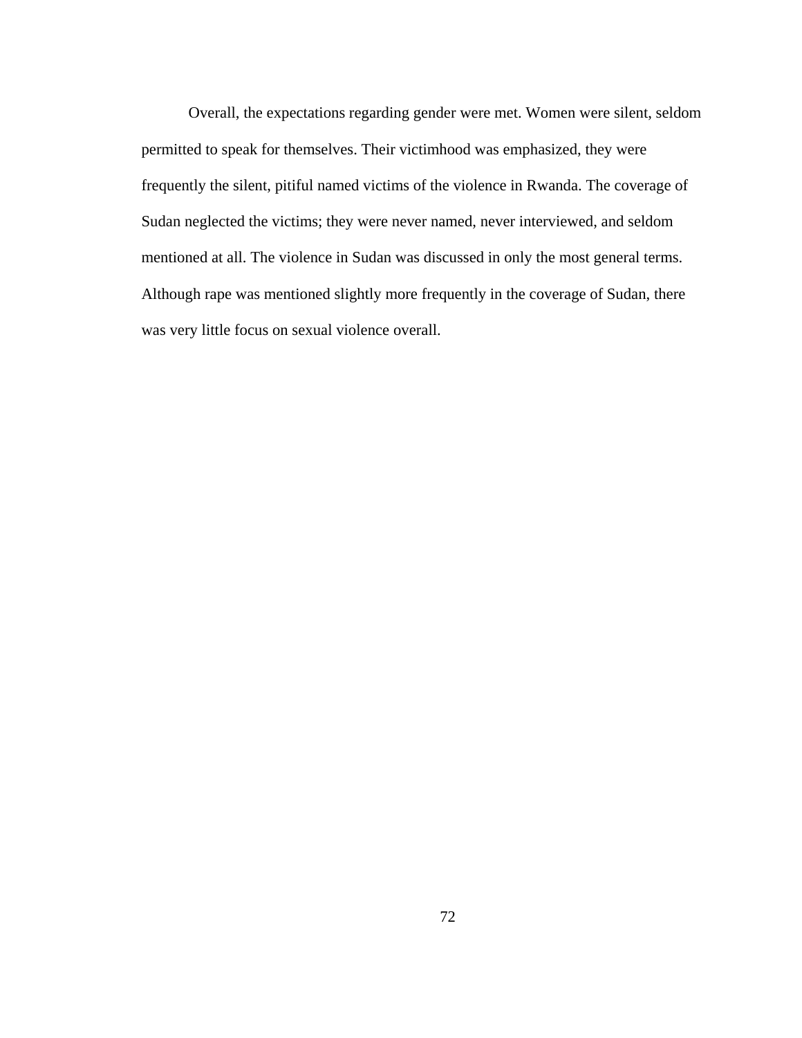Overall, the expectations regarding gender were met. Women were silent, seldom permitted to speak for themselves. Their victimhood was emphasized, they were frequently the silent, pitiful named victims of the violence in Rwanda. The coverage of Sudan neglected the victims; they were never named, never interviewed, and seldom mentioned at all. The violence in Sudan was discussed in only the most general terms. Although rape was mentioned slightly more frequently in the coverage of Sudan, there was very little focus on sexual violence overall.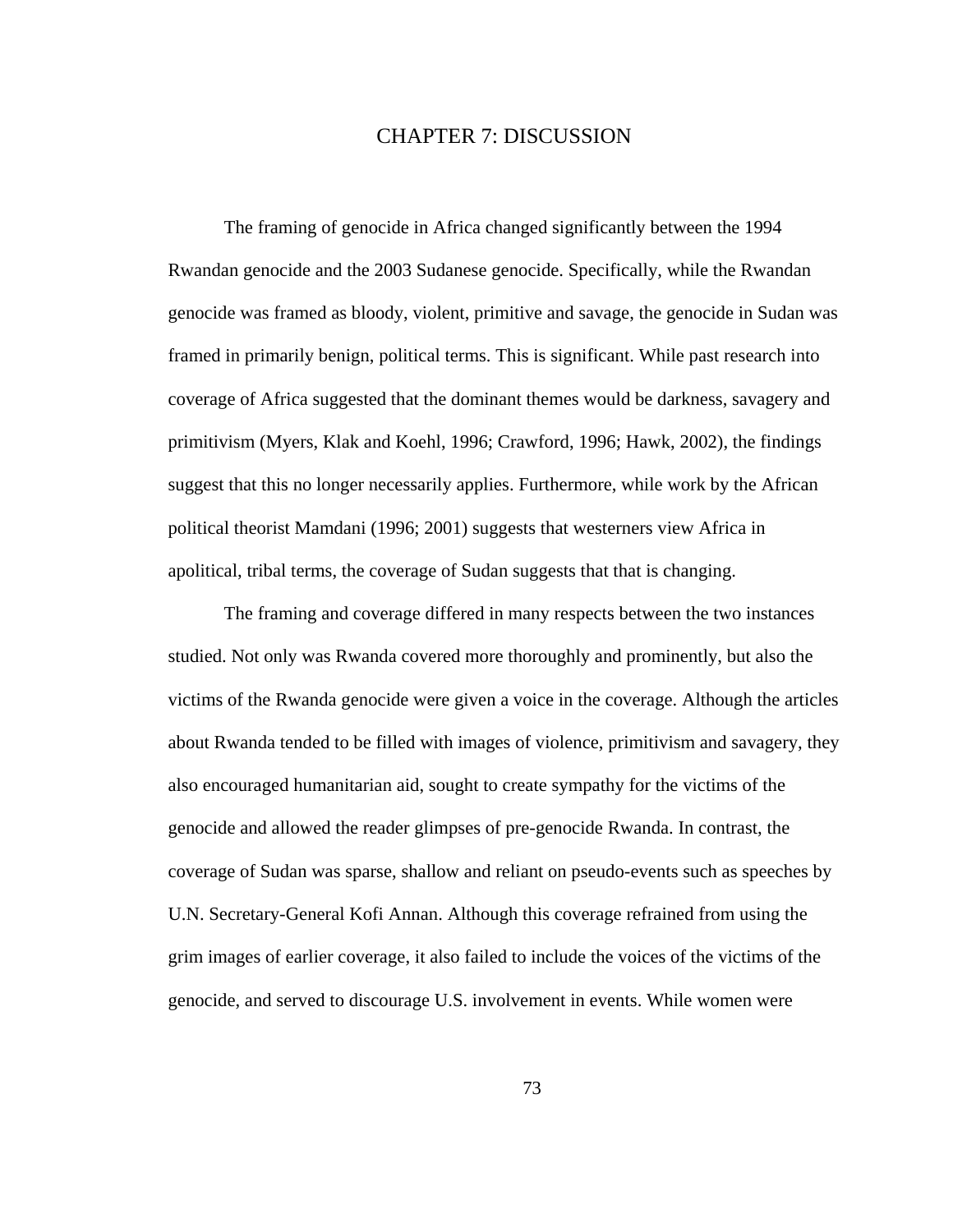# CHAPTER 7: DISCUSSION

The framing of genocide in Africa changed significantly between the 1994 Rwandan genocide and the 2003 Sudanese genocide. Specifically, while the Rwandan genocide was framed as bloody, violent, primitive and savage, the genocide in Sudan was framed in primarily benign, political terms. This is significant. While past research into coverage of Africa suggested that the dominant themes would be darkness, savagery and primitivism (Myers, Klak and Koehl, 1996; Crawford, 1996; Hawk, 2002), the findings suggest that this no longer necessarily applies. Furthermore, while work by the African political theorist Mamdani (1996; 2001) suggests that westerners view Africa in apolitical, tribal terms, the coverage of Sudan suggests that that is changing.

The framing and coverage differed in many respects between the two instances studied. Not only was Rwanda covered more thoroughly and prominently, but also the victims of the Rwanda genocide were given a voice in the coverage. Although the articles about Rwanda tended to be filled with images of violence, primitivism and savagery, they also encouraged humanitarian aid, sought to create sympathy for the victims of the genocide and allowed the reader glimpses of pre-genocide Rwanda. In contrast, the coverage of Sudan was sparse, shallow and reliant on pseudo-events such as speeches by U.N. Secretary-General Kofi Annan. Although this coverage refrained from using the grim images of earlier coverage, it also failed to include the voices of the victims of the genocide, and served to discourage U.S. involvement in events. While women were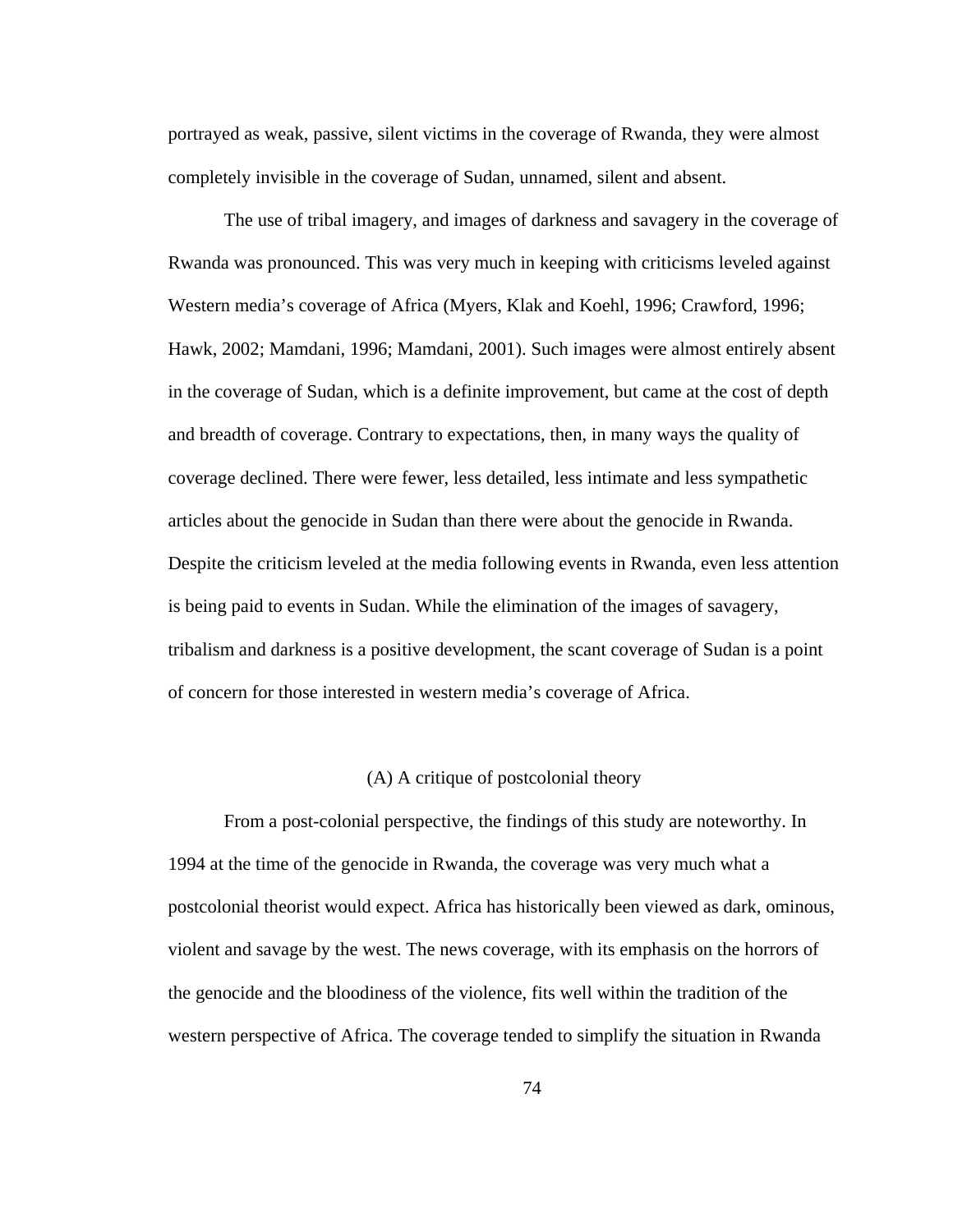portrayed as weak, passive, silent victims in the coverage of Rwanda, they were almost completely invisible in the coverage of Sudan, unnamed, silent and absent.

The use of tribal imagery, and images of darkness and savagery in the coverage of Rwanda was pronounced. This was very much in keeping with criticisms leveled against Western media's coverage of Africa (Myers, Klak and Koehl, 1996; Crawford, 1996; Hawk, 2002; Mamdani, 1996; Mamdani, 2001). Such images were almost entirely absent in the coverage of Sudan, which is a definite improvement, but came at the cost of depth and breadth of coverage. Contrary to expectations, then, in many ways the quality of coverage declined. There were fewer, less detailed, less intimate and less sympathetic articles about the genocide in Sudan than there were about the genocide in Rwanda. Despite the criticism leveled at the media following events in Rwanda, even less attention is being paid to events in Sudan. While the elimination of the images of savagery, tribalism and darkness is a positive development, the scant coverage of Sudan is a point of concern for those interested in western media's coverage of Africa.

### (A) A critique of postcolonial theory

From a post-colonial perspective, the findings of this study are noteworthy. In 1994 at the time of the genocide in Rwanda, the coverage was very much what a postcolonial theorist would expect. Africa has historically been viewed as dark, ominous, violent and savage by the west. The news coverage, with its emphasis on the horrors of the genocide and the bloodiness of the violence, fits well within the tradition of the western perspective of Africa. The coverage tended to simplify the situation in Rwanda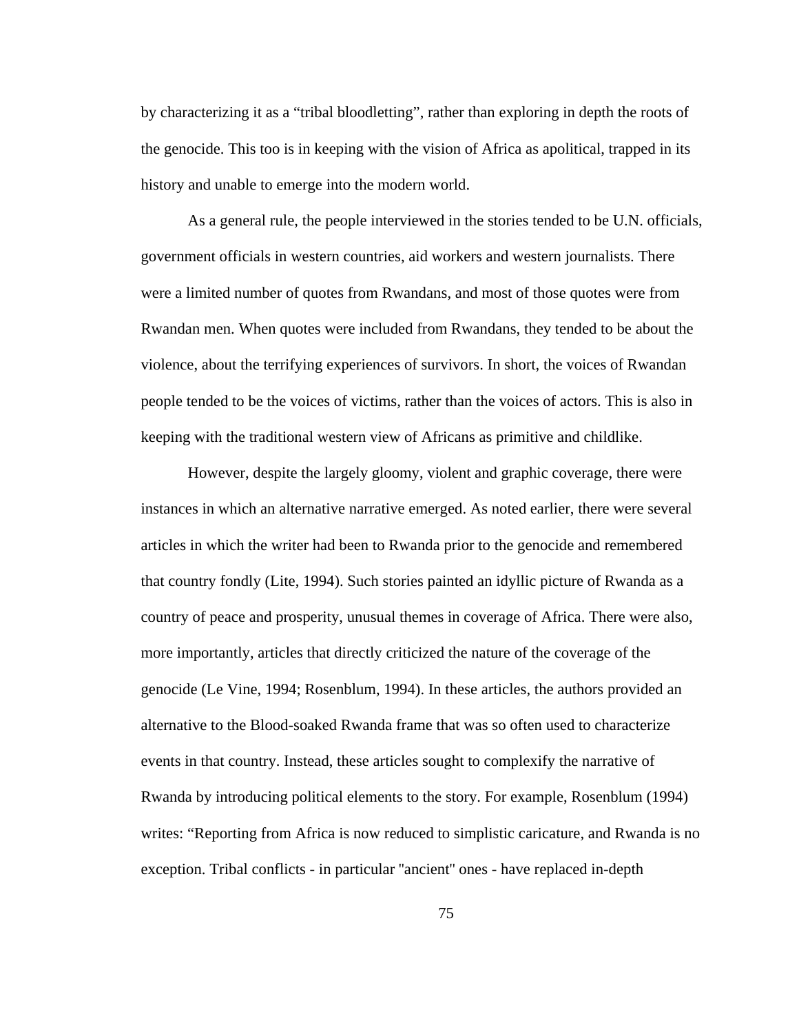by characterizing it as a "tribal bloodletting", rather than exploring in depth the roots of the genocide. This too is in keeping with the vision of Africa as apolitical, trapped in its history and unable to emerge into the modern world.

As a general rule, the people interviewed in the stories tended to be U.N. officials, government officials in western countries, aid workers and western journalists. There were a limited number of quotes from Rwandans, and most of those quotes were from Rwandan men. When quotes were included from Rwandans, they tended to be about the violence, about the terrifying experiences of survivors. In short, the voices of Rwandan people tended to be the voices of victims, rather than the voices of actors. This is also in keeping with the traditional western view of Africans as primitive and childlike.

However, despite the largely gloomy, violent and graphic coverage, there were instances in which an alternative narrative emerged. As noted earlier, there were several articles in which the writer had been to Rwanda prior to the genocide and remembered that country fondly (Lite, 1994). Such stories painted an idyllic picture of Rwanda as a country of peace and prosperity, unusual themes in coverage of Africa. There were also, more importantly, articles that directly criticized the nature of the coverage of the genocide (Le Vine, 1994; Rosenblum, 1994). In these articles, the authors provided an alternative to the Blood-soaked Rwanda frame that was so often used to characterize events in that country. Instead, these articles sought to complexify the narrative of Rwanda by introducing political elements to the story. For example, Rosenblum (1994) writes: "Reporting from Africa is now reduced to simplistic caricature, and Rwanda is no exception. Tribal conflicts - in particular "ancient" ones - have replaced in-depth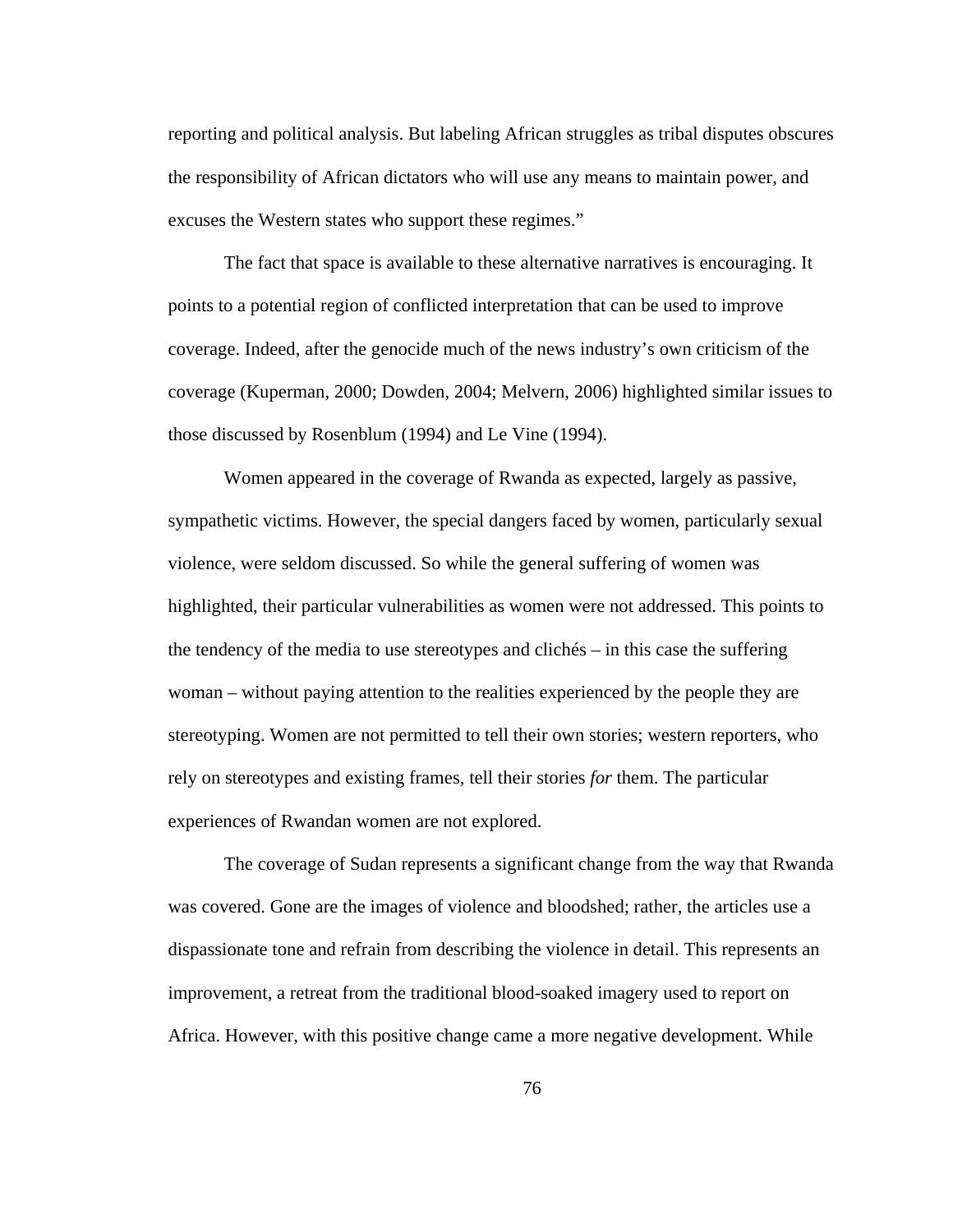reporting and political analysis. But labeling African struggles as tribal disputes obscures the responsibility of African dictators who will use any means to maintain power, and excuses the Western states who support these regimes."

The fact that space is available to these alternative narratives is encouraging. It points to a potential region of conflicted interpretation that can be used to improve coverage. Indeed, after the genocide much of the news industry's own criticism of the coverage (Kuperman, 2000; Dowden, 2004; Melvern, 2006) highlighted similar issues to those discussed by Rosenblum (1994) and Le Vine (1994).

Women appeared in the coverage of Rwanda as expected, largely as passive, sympathetic victims. However, the special dangers faced by women, particularly sexual violence, were seldom discussed. So while the general suffering of women was highlighted, their particular vulnerabilities as women were not addressed. This points to the tendency of the media to use stereotypes and clichés – in this case the suffering woman – without paying attention to the realities experienced by the people they are stereotyping. Women are not permitted to tell their own stories; western reporters, who rely on stereotypes and existing frames, tell their stories *for* them. The particular experiences of Rwandan women are not explored.

The coverage of Sudan represents a significant change from the way that Rwanda was covered. Gone are the images of violence and bloodshed; rather, the articles use a dispassionate tone and refrain from describing the violence in detail. This represents an improvement, a retreat from the traditional blood-soaked imagery used to report on Africa. However, with this positive change came a more negative development. While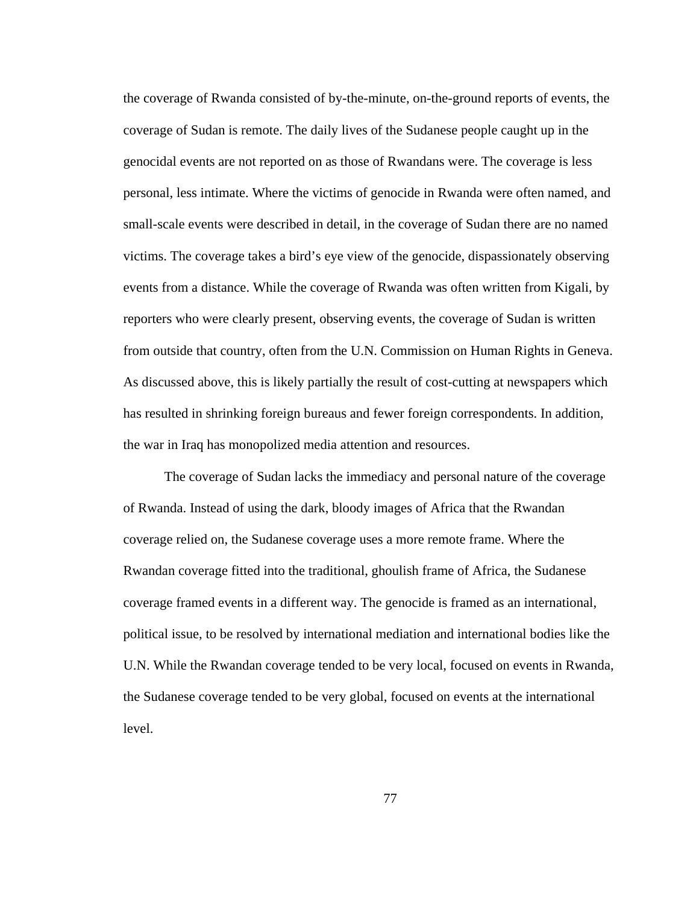the coverage of Rwanda consisted of by-the-minute, on-the-ground reports of events, the coverage of Sudan is remote. The daily lives of the Sudanese people caught up in the genocidal events are not reported on as those of Rwandans were. The coverage is less personal, less intimate. Where the victims of genocide in Rwanda were often named, and small-scale events were described in detail, in the coverage of Sudan there are no named victims. The coverage takes a bird's eye view of the genocide, dispassionately observing events from a distance. While the coverage of Rwanda was often written from Kigali, by reporters who were clearly present, observing events, the coverage of Sudan is written from outside that country, often from the U.N. Commission on Human Rights in Geneva. As discussed above, this is likely partially the result of cost-cutting at newspapers which has resulted in shrinking foreign bureaus and fewer foreign correspondents. In addition, the war in Iraq has monopolized media attention and resources.

The coverage of Sudan lacks the immediacy and personal nature of the coverage of Rwanda. Instead of using the dark, bloody images of Africa that the Rwandan coverage relied on, the Sudanese coverage uses a more remote frame. Where the Rwandan coverage fitted into the traditional, ghoulish frame of Africa, the Sudanese coverage framed events in a different way. The genocide is framed as an international, political issue, to be resolved by international mediation and international bodies like the U.N. While the Rwandan coverage tended to be very local, focused on events in Rwanda, the Sudanese coverage tended to be very global, focused on events at the international level.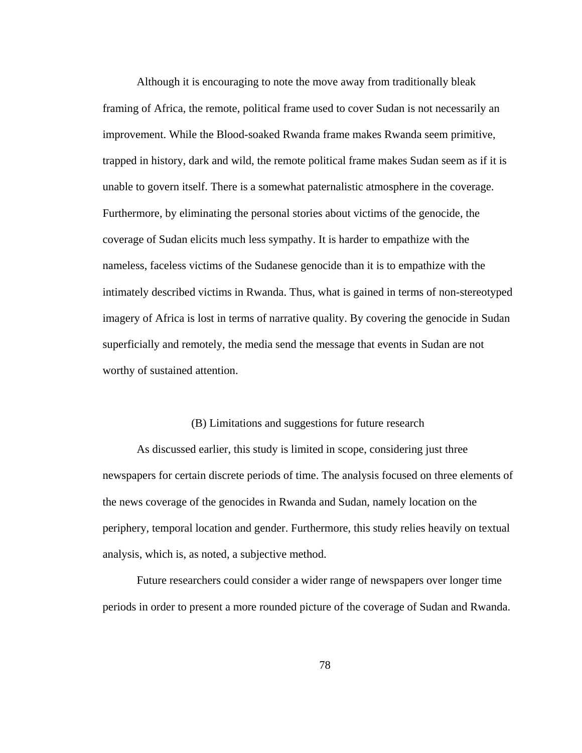Although it is encouraging to note the move away from traditionally bleak framing of Africa, the remote, political frame used to cover Sudan is not necessarily an improvement. While the Blood-soaked Rwanda frame makes Rwanda seem primitive, trapped in history, dark and wild, the remote political frame makes Sudan seem as if it is unable to govern itself. There is a somewhat paternalistic atmosphere in the coverage. Furthermore, by eliminating the personal stories about victims of the genocide, the coverage of Sudan elicits much less sympathy. It is harder to empathize with the nameless, faceless victims of the Sudanese genocide than it is to empathize with the intimately described victims in Rwanda. Thus, what is gained in terms of non-stereotyped imagery of Africa is lost in terms of narrative quality. By covering the genocide in Sudan superficially and remotely, the media send the message that events in Sudan are not worthy of sustained attention.

### (B) Limitations and suggestions for future research

As discussed earlier, this study is limited in scope, considering just three newspapers for certain discrete periods of time. The analysis focused on three elements of the news coverage of the genocides in Rwanda and Sudan, namely location on the periphery, temporal location and gender. Furthermore, this study relies heavily on textual analysis, which is, as noted, a subjective method.

Future researchers could consider a wider range of newspapers over longer time periods in order to present a more rounded picture of the coverage of Sudan and Rwanda.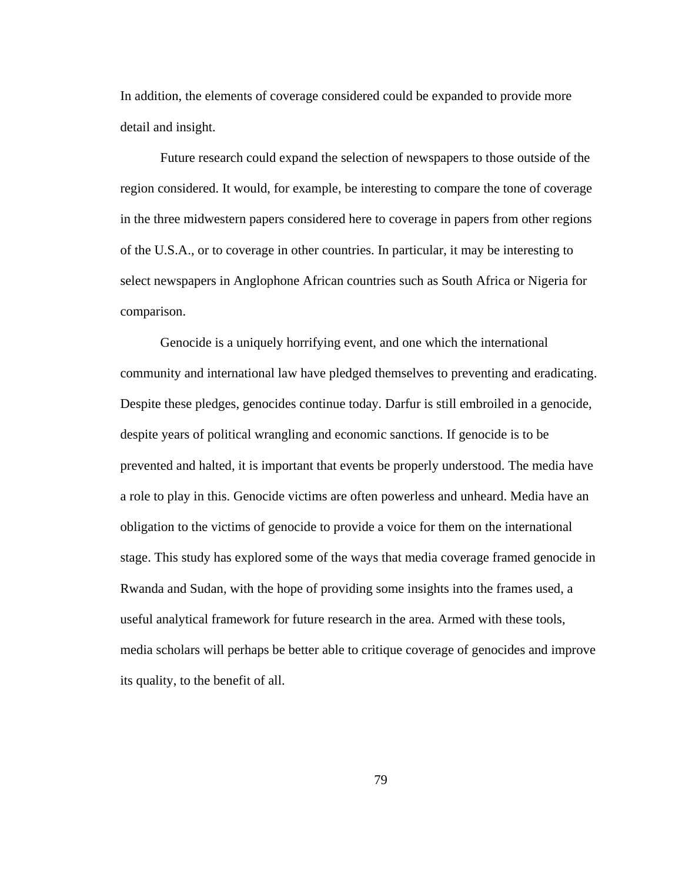In addition, the elements of coverage considered could be expanded to provide more detail and insight.

Future research could expand the selection of newspapers to those outside of the region considered. It would, for example, be interesting to compare the tone of coverage in the three midwestern papers considered here to coverage in papers from other regions of the U.S.A., or to coverage in other countries. In particular, it may be interesting to select newspapers in Anglophone African countries such as South Africa or Nigeria for comparison.

Genocide is a uniquely horrifying event, and one which the international community and international law have pledged themselves to preventing and eradicating. Despite these pledges, genocides continue today. Darfur is still embroiled in a genocide, despite years of political wrangling and economic sanctions. If genocide is to be prevented and halted, it is important that events be properly understood. The media have a role to play in this. Genocide victims are often powerless and unheard. Media have an obligation to the victims of genocide to provide a voice for them on the international stage. This study has explored some of the ways that media coverage framed genocide in Rwanda and Sudan, with the hope of providing some insights into the frames used, a useful analytical framework for future research in the area. Armed with these tools, media scholars will perhaps be better able to critique coverage of genocides and improve its quality, to the benefit of all.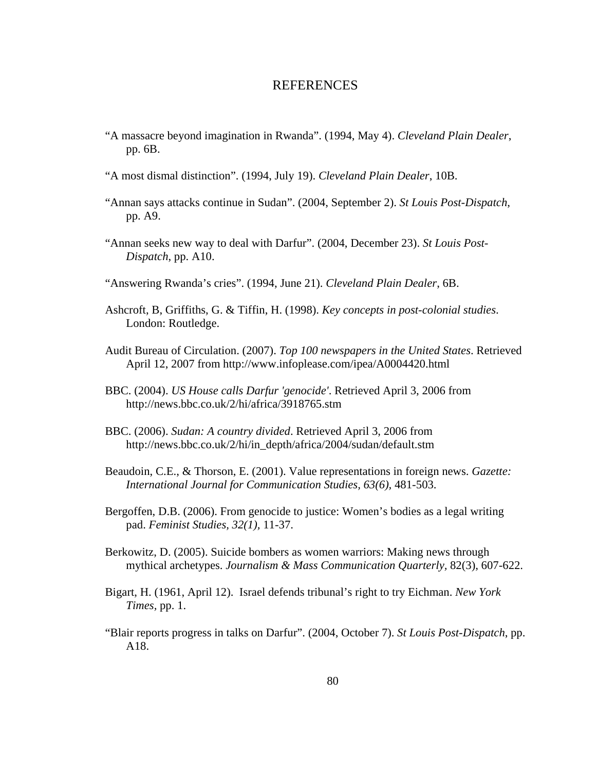# REFERENCES

"A massacre beyond imagination in Rwanda". (1994, May 4). *Cleveland Plain Dealer*, pp. 6B.

"A most dismal distinction". (1994, July 19). *Cleveland Plain Dealer*, 10B.

"Annan says attacks continue in Sudan". (2004, September 2). *St Louis Post-Dispatch*, pp. A9.

"Annan seeks new way to deal with Darfur". (2004, December 23). *St Louis Post-Dispatch*, pp. A10.

"Answering Rwanda's cries". (1994, June 21). *Cleveland Plain Dealer*, 6B.

Ashcroft, B, Griffiths, G. & Tiffin, H. (1998). *Key concepts in post-colonial studies*. London: Routledge.

Audit Bureau of Circulation. (2007). *Top 100 newspapers in the United States*. Retrieved April 12, 2007 from http://www.infoplease.com/ipea/A0004420.html

BBC. (2004). *US House calls Darfur 'genocide'*. Retrieved April 3, 2006 from http://news.bbc.co.uk/2/hi/africa/3918765.stm

BBC. (2006). *Sudan: A country divided*. Retrieved April 3, 2006 from http://news.bbc.co.uk/2/hi/in_depth/africa/2004/sudan/default.stm

Beaudoin, C.E., & Thorson, E. (2001). Value representations in foreign news. *Gazette: International Journal for Communication Studies, 63(6)*, 481-503.

Bergoffen, D.B. (2006). From genocide to justice: Women's bodies as a legal writing pad. *Feminist Studies, 32(1),* 11-37.

Berkowitz, D. (2005). Suicide bombers as women warriors: Making news through mythical archetypes. *Journal & Mass Communication Quarterly,* 82(3), 607-622.

Bigart, H. (1961, April 12). Israel defends tribunal's right to try Eichman. *New York Times,* pp. 1.

"Blair reports progress in talks on Darfur". (2004, October 7). *St Louis Post-Dispatch*, pp. A18.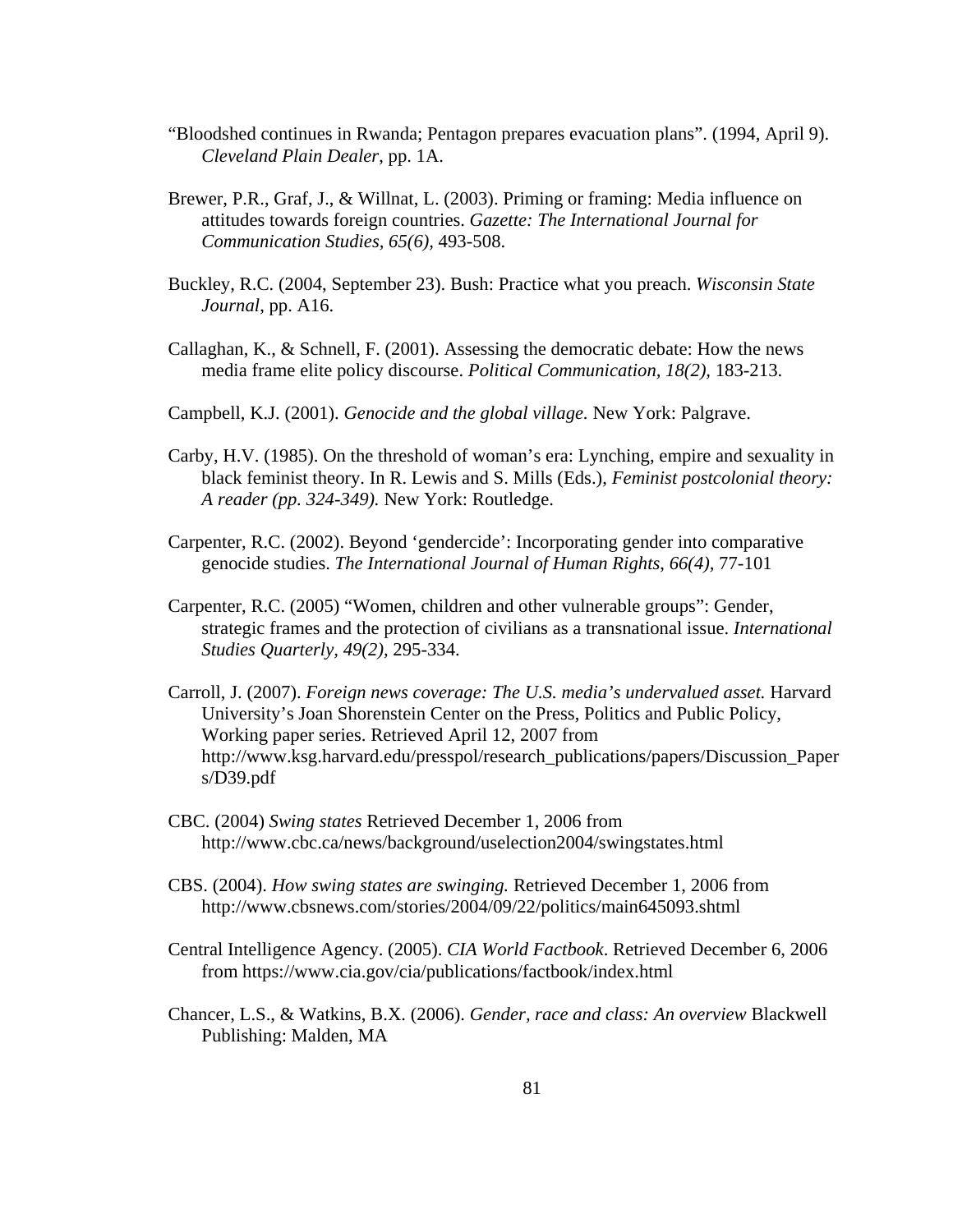"Bloodshed continues in Rwanda; Pentagon prepares evacuation plans". (1994, April 9). *Cleveland Plain Dealer*, pp. 1A.

Brewer, P.R., Graf, J., & Willnat, L. (2003). Priming or framing: Media influence on attitudes towards foreign countries. *Gazette: The International Journal for Communication Studies, 65(6),* 493-508.

Buckley, R.C. (2004, September 23). Bush: Practice what you preach. *Wisconsin State Journal*, pp. A16.

Callaghan, K., & Schnell, F. (2001). Assessing the democratic debate: How the news media frame elite policy discourse. *Political Communication, 18(2),* 183-213.

Campbell, K.J. (2001). *Genocide and the global village.* New York: Palgrave.

Carby, H.V. (1985). On the threshold of woman's era: Lynching, empire and sexuality in black feminist theory. In R. Lewis and S. Mills (Eds.), *Feminist postcolonial theory: A reader (pp. 324-349).* New York: Routledge.

Carpenter, R.C. (2002). Beyond 'gendercide': Incorporating gender into comparative genocide studies. *The International Journal of Human Rights, 66(4),* 77-101

Carpenter, R.C. (2005) "Women, children and other vulnerable groups": Gender, strategic frames and the protection of civilians as a transnational issue. *International Studies Quarterly, 49(2),* 295-334.

Carroll, J. (2007). *Foreign news coverage: The U.S. media's undervalued asset.* Harvard University's Joan Shorenstein Center on the Press, Politics and Public Policy, Working paper series. Retrieved April 12, 2007 from http://www.ksg.harvard.edu/presspol/research_publications/papers/Discussion_Papers/D39.pdf

CBC. (2004) *Swing states* Retrieved December 1, 2006 from http://www.cbc.ca/news/background/uselection2004/swingstates.html

CBS. (2004). *How swing states are swinging.* Retrieved December 1, 2006 from http://www.cbsnews.com/stories/2004/09/22/politics/main645093.shtml

Central Intelligence Agency. (2005). *CIA World Factbook*. Retrieved December 6, 2006 from https://www.cia.gov/cia/publications/factbook/index.html

Chancer, L.S., & Watkins, B.X. (2006). *Gender, race and class: An overview* Blackwell Publishing: Malden, MA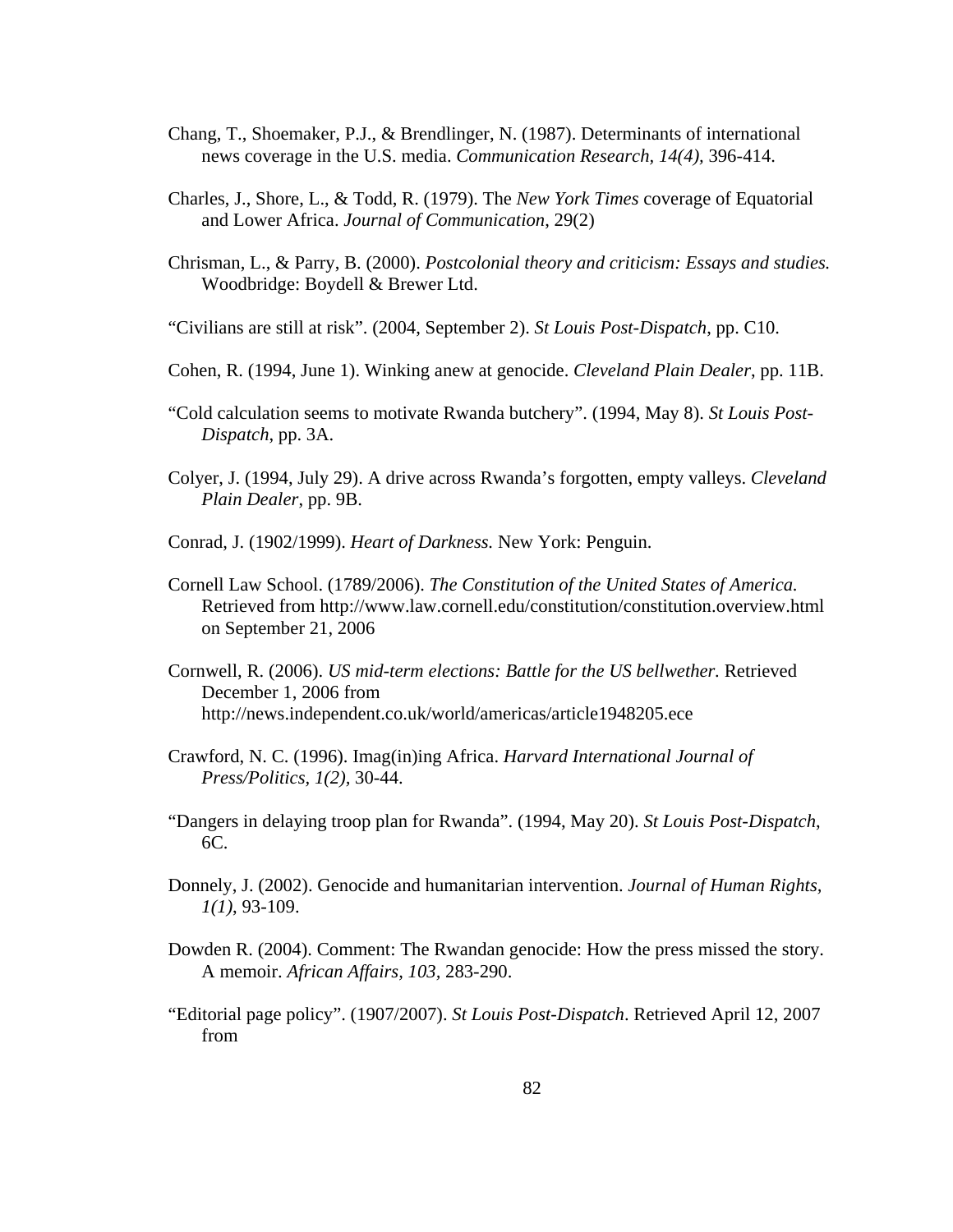Chang, T., Shoemaker, P.J., & Brendlinger, N. (1987). Determinants of international news coverage in the U.S. media. *Communication Research, 14(4),* 396-414.

Charles, J., Shore, L., & Todd, R. (1979). The *New York Times* coverage of Equatorial and Lower Africa. *Journal of Communication*, 29(2)

Chrisman, L., & Parry, B. (2000). *Postcolonial theory and criticism: Essays and studies.* Woodbridge: Boydell & Brewer Ltd.

"Civilians are still at risk". (2004, September 2). *St Louis Post-Dispatch,* pp. C10.

Cohen, R. (1994, June 1). Winking anew at genocide. *Cleveland Plain Dealer*, pp. 11B.

"Cold calculation seems to motivate Rwanda butchery". (1994, May 8). *St Louis Post-Dispatch*, pp. 3A.

Colyer, J. (1994, July 29). A drive across Rwanda's forgotten, empty valleys. *Cleveland Plain Dealer*, pp. 9B.

Conrad, J. (1902/1999). *Heart of Darkness.* New York: Penguin.

Cornell Law School. (1789/2006). *The Constitution of the United States of America.* Retrieved from http://www.law.cornell.edu/constitution/constitution.overview.html on September 21, 2006

Cornwell, R. (2006). *US mid-term elections: Battle for the US bellwether.* Retrieved December 1, 2006 from http://news.independent.co.uk/world/americas/article1948205.ece

Crawford, N. C. (1996). Imag(in)ing Africa. *Harvard International Journal of Press/Politics, 1(2),* 30-44.

"Dangers in delaying troop plan for Rwanda". (1994, May 20). *St Louis Post-Dispatch*, 6C.

Donnely, J. (2002). Genocide and humanitarian intervention. *Journal of Human Rights, 1(1)*, 93-109.

Dowden R. (2004). Comment: The Rwandan genocide: How the press missed the story. A memoir. *African Affairs, 103,* 283-290.

"Editorial page policy". (1907/2007). *St Louis Post-Dispatch*. Retrieved April 12, 2007 from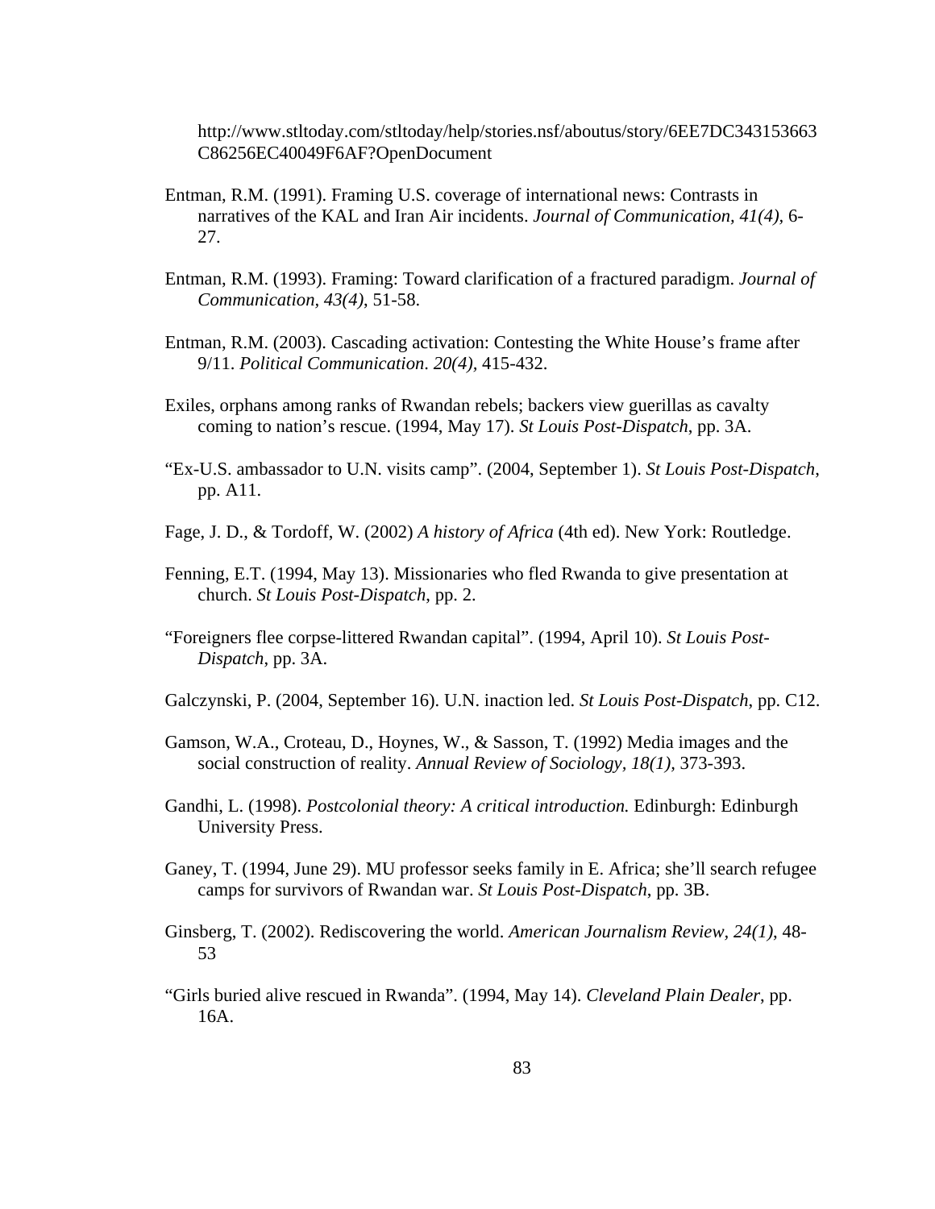http://www.stltoday.com/stltoday/help/stories.nsf/aboutus/story/6EE7DC343153663C86256EC40049F6AF?OpenDocument

Entman, R.M. (1991). Framing U.S. coverage of international news: Contrasts in narratives of the KAL and Iran Air incidents. *Journal of Communication, 41(4)*, 6-27.

Entman, R.M. (1993). Framing: Toward clarification of a fractured paradigm. *Journal of Communication, 43(4)*, 51-58.

Entman, R.M. (2003). Cascading activation: Contesting the White House's frame after 9/11. *Political Communication. 20(4)*, 415-432.

Exiles, orphans among ranks of Rwandan rebels; backers view guerillas as cavalty coming to nation's rescue. (1994, May 17). *St Louis Post-Dispatch*, pp. 3A.

"Ex-U.S. ambassador to U.N. visits camp". (2004, September 1). *St Louis Post-Dispatch*, pp. A11.

Fage, J. D., & Tordoff, W. (2002) *A history of Africa* (4th ed). New York: Routledge.

Fenning, E.T. (1994, May 13). Missionaries who fled Rwanda to give presentation at church. *St Louis Post-Dispatch*, pp. 2.

"Foreigners flee corpse-littered Rwandan capital". (1994, April 10). *St Louis Post-Dispatch*, pp. 3A.

Galczynski, P. (2004, September 16). U.N. inaction led. *St Louis Post-Dispatch*, pp. C12.

Gamson, W.A., Croteau, D., Hoynes, W., & Sasson, T. (1992) Media images and the social construction of reality. *Annual Review of Sociology, 18(1)*, 373-393.

Gandhi, L. (1998). *Postcolonial theory: A critical introduction.* Edinburgh: Edinburgh University Press.

Ganey, T. (1994, June 29). MU professor seeks family in E. Africa; she'll search refugee camps for survivors of Rwandan war. *St Louis Post-Dispatch*, pp. 3B.

Ginsberg, T. (2002). Rediscovering the world. *American Journalism Review, 24(1)*, 48-53

"Girls buried alive rescued in Rwanda". (1994, May 14). *Cleveland Plain Dealer*, pp. 16A.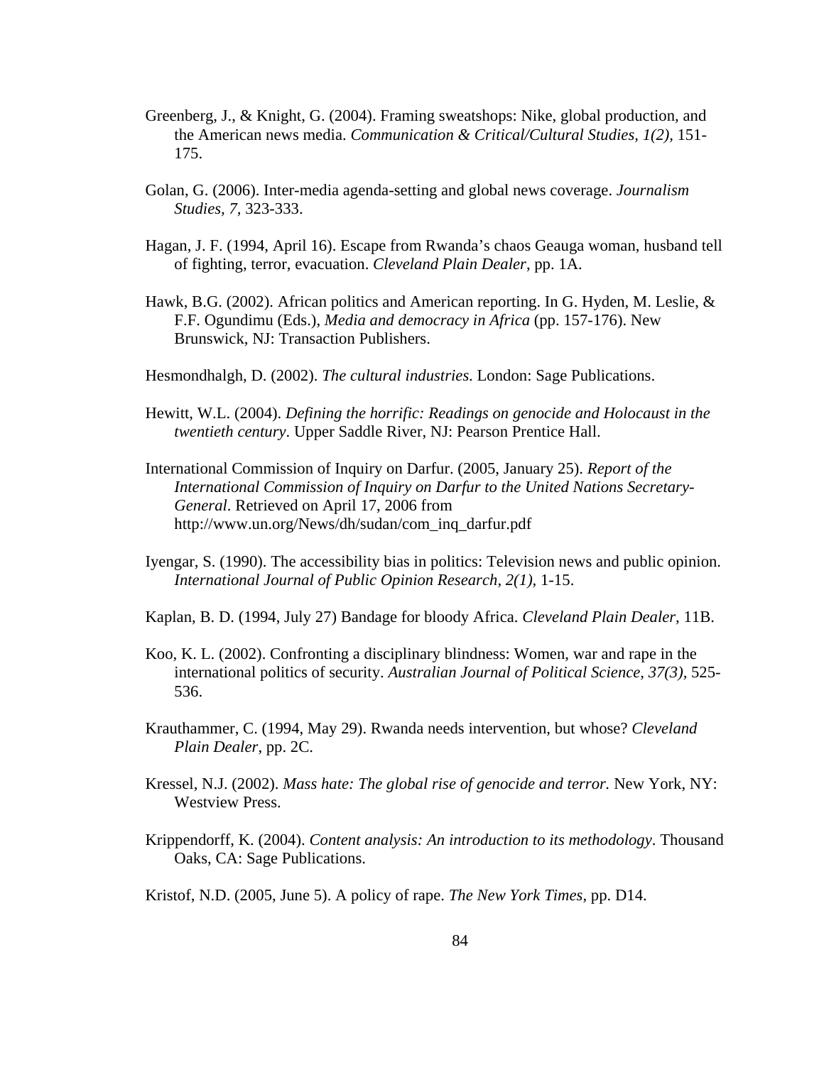Greenberg, J., & Knight, G. (2004). Framing sweatshops: Nike, global production, and the American news media. *Communication & Critical/Cultural Studies, 1(2),* 151-175.

Golan, G. (2006). Inter-media agenda-setting and global news coverage. *Journalism Studies*, *7,* 323-333.

Hagan, J. F. (1994, April 16). Escape from Rwanda's chaos Geauga woman, husband tell of fighting, terror, evacuation. *Cleveland Plain Dealer*, pp. 1A.

Hawk, B.G. (2002). African politics and American reporting. In G. Hyden, M. Leslie, & F.F. Ogundimu (Eds.), *Media and democracy in Africa* (pp. 157-176). New Brunswick, NJ: Transaction Publishers.

Hesmondhalgh, D. (2002). *The cultural industries*. London: Sage Publications.

Hewitt, W.L. (2004). *Defining the horrific: Readings on genocide and Holocaust in the twentieth century*. Upper Saddle River, NJ: Pearson Prentice Hall.

International Commission of Inquiry on Darfur. (2005, January 25). *Report of the International Commission of Inquiry on Darfur to the United Nations Secretary-General*. Retrieved on April 17, 2006 from http://www.un.org/News/dh/sudan/com_inq_darfur.pdf

Iyengar, S. (1990). The accessibility bias in politics: Television news and public opinion. *International Journal of Public Opinion Research, 2(1),* 1-15.

Kaplan, B. D. (1994, July 27) Bandage for bloody Africa. *Cleveland Plain Dealer*, 11B.

Koo, K. L. (2002). Confronting a disciplinary blindness: Women, war and rape in the international politics of security. *Australian Journal of Political Science, 37(3),* 525-536.

Krauthammer, C. (1994, May 29). Rwanda needs intervention, but whose? *Cleveland Plain Dealer*, pp. 2C.

Kressel, N.J. (2002). *Mass hate: The global rise of genocide and terror.* New York, NY: Westview Press.

Krippendorff, K. (2004). *Content analysis: An introduction to its methodology*. Thousand Oaks, CA: Sage Publications.

Kristof, N.D. (2005, June 5). A policy of rape. *The New York Times*, pp. D14.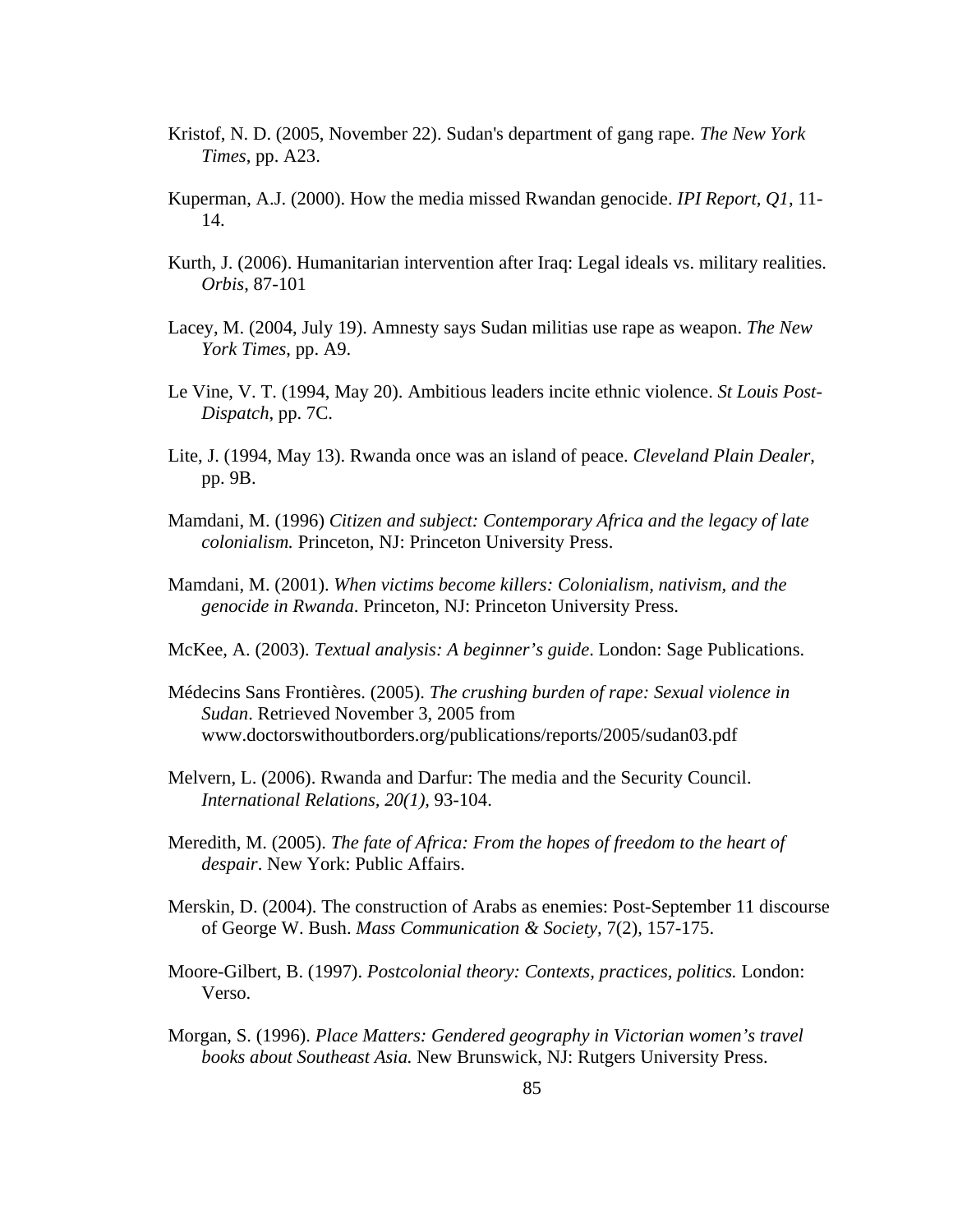Kristof, N. D. (2005, November 22). Sudan's department of gang rape. *The New York Times*, pp. A23.

Kuperman, A.J. (2000). How the media missed Rwandan genocide. *IPI Report, Q1*, 11-14.

Kurth, J. (2006). Humanitarian intervention after Iraq: Legal ideals vs. military realities. *Orbis*, 87-101

Lacey, M. (2004, July 19). Amnesty says Sudan militias use rape as weapon. *The New York Times*, pp. A9.

Le Vine, V. T. (1994, May 20). Ambitious leaders incite ethnic violence. *St Louis Post-Dispatch*, pp. 7C.

Lite, J. (1994, May 13). Rwanda once was an island of peace. *Cleveland Plain Dealer*, pp. 9B.

Mamdani, M. (1996) *Citizen and subject: Contemporary Africa and the legacy of late colonialism.* Princeton, NJ: Princeton University Press.

Mamdani, M. (2001). *When victims become killers: Colonialism, nativism, and the genocide in Rwanda*. Princeton, NJ: Princeton University Press.

McKee, A. (2003). *Textual analysis: A beginner's guide*. London: Sage Publications.

Médecins Sans Frontières. (2005). *The crushing burden of rape: Sexual violence in Sudan*. Retrieved November 3, 2005 from www.doctorswithoutborders.org/publications/reports/2005/sudan03.pdf

Melvern, L. (2006). Rwanda and Darfur: The media and the Security Council. *International Relations, 20(1),* 93-104.

Meredith, M. (2005). *The fate of Africa: From the hopes of freedom to the heart of despair*. New York: Public Affairs.

Merskin, D. (2004). The construction of Arabs as enemies: Post-September 11 discourse of George W. Bush. *Mass Communication & Society,* 7(2), 157-175.

Moore-Gilbert, B. (1997). *Postcolonial theory: Contexts, practices, politics.* London: Verso.

Morgan, S. (1996). *Place Matters: Gendered geography in Victorian women's travel books about Southeast Asia.* New Brunswick, NJ: Rutgers University Press.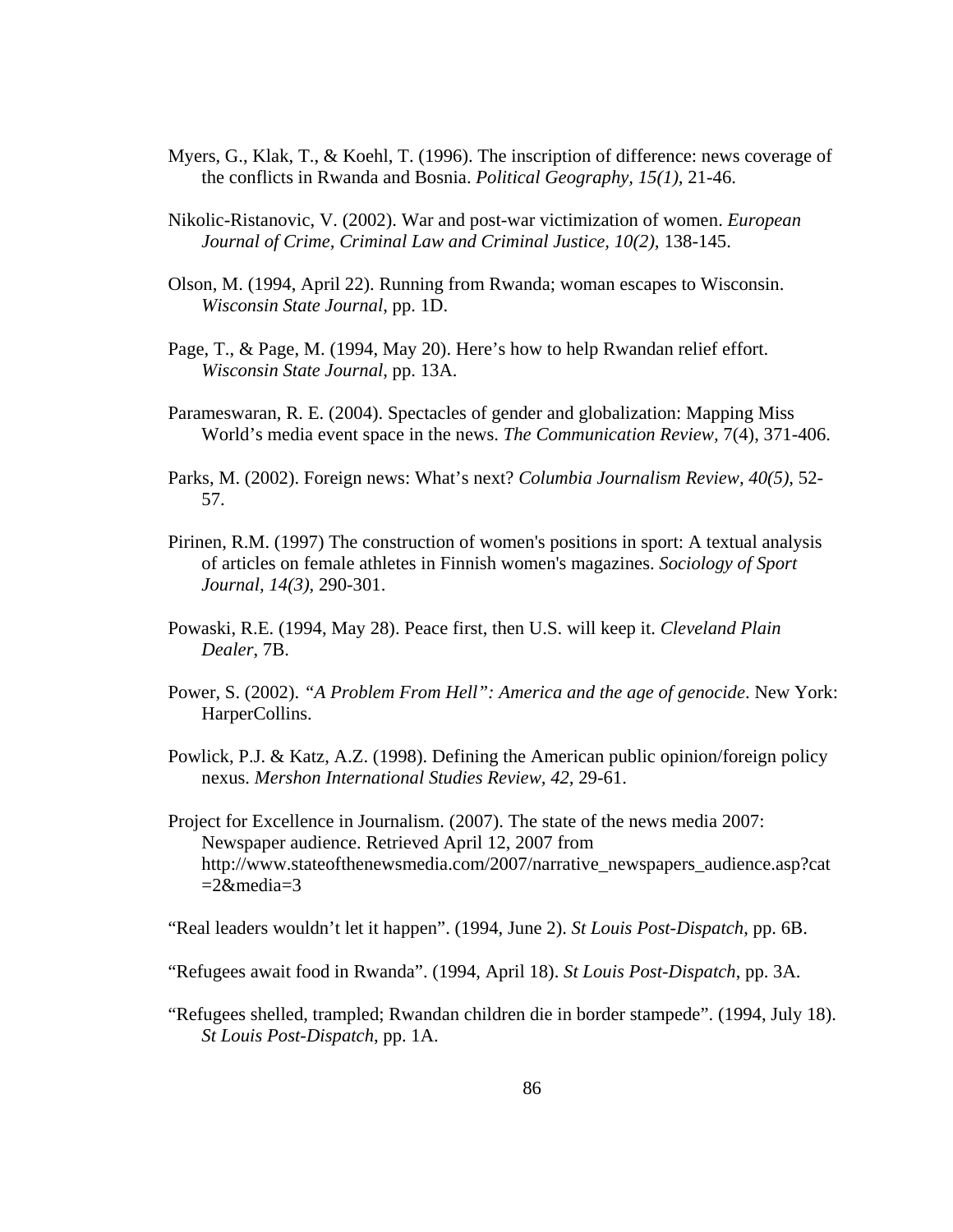Myers, G., Klak, T., & Koehl, T. (1996). The inscription of difference: news coverage of the conflicts in Rwanda and Bosnia. *Political Geography, 15(1),* 21-46.

Nikolic-Ristanovic, V. (2002). War and post-war victimization of women. *European Journal of Crime, Criminal Law and Criminal Justice, 10(2),* 138-145.

Olson, M. (1994, April 22). Running from Rwanda; woman escapes to Wisconsin. *Wisconsin State Journal*, pp. 1D.

Page, T., & Page, M. (1994, May 20). Here's how to help Rwandan relief effort. *Wisconsin State Journal*, pp. 13A.

Parameswaran, R. E. (2004). Spectacles of gender and globalization: Mapping Miss World's media event space in the news. *The Communication Review,* 7(4), 371-406.

Parks, M. (2002). Foreign news: What's next? *Columbia Journalism Review, 40(5),* 52-57.

Pirinen, R.M. (1997) The construction of women's positions in sport: A textual analysis of articles on female athletes in Finnish women's magazines. *Sociology of Sport Journal, 14(3),* 290-301.

Powaski, R.E. (1994, May 28). Peace first, then U.S. will keep it. *Cleveland Plain Dealer*, 7B.

Power, S. (2002). *"A Problem From Hell": America and the age of genocide*. New York: HarperCollins.

Powlick, P.J. & Katz, A.Z. (1998). Defining the American public opinion/foreign policy nexus. *Mershon International Studies Review, 42,* 29-61.

Project for Excellence in Journalism. (2007). The state of the news media 2007: Newspaper audience. Retrieved April 12, 2007 from http://www.stateofthenewsmedia.com/2007/narrative_newspapers_audience.asp?cat=2&media=3

"Real leaders wouldn't let it happen". (1994, June 2). *St Louis Post-Dispatch*, pp. 6B.

"Refugees await food in Rwanda". (1994, April 18). *St Louis Post-Dispatch*, pp. 3A.

"Refugees shelled, trampled; Rwandan children die in border stampede". (1994, July 18). *St Louis Post-Dispatch*, pp. 1A.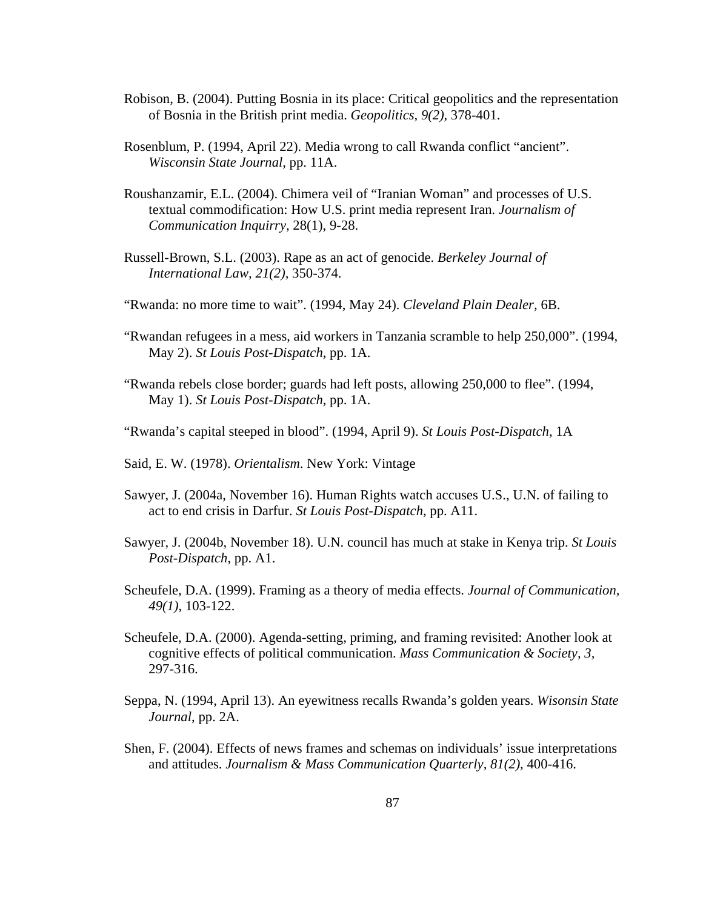Robison, B. (2004). Putting Bosnia in its place: Critical geopolitics and the representation of Bosnia in the British print media. *Geopolitics, 9(2),* 378-401.

Rosenblum, P. (1994, April 22). Media wrong to call Rwanda conflict "ancient". *Wisconsin State Journal*, pp. 11A.

Roushanzamir, E.L. (2004). Chimera veil of "Iranian Woman" and processes of U.S. textual commodification: How U.S. print media represent Iran. *Journalism of Communication Inquirry*, 28(1), 9-28.

Russell-Brown, S.L. (2003). Rape as an act of genocide. *Berkeley Journal of International Law, 21(2),* 350-374.

"Rwanda: no more time to wait". (1994, May 24). *Cleveland Plain Dealer*, 6B.

"Rwandan refugees in a mess, aid workers in Tanzania scramble to help 250,000". (1994, May 2). *St Louis Post-Dispatch*, pp. 1A.

"Rwanda rebels close border; guards had left posts, allowing 250,000 to flee". (1994, May 1). *St Louis Post-Dispatch*, pp. 1A.

"Rwanda's capital steeped in blood". (1994, April 9). *St Louis Post-Dispatch*, 1A

Said, E. W. (1978). *Orientalism*. New York: Vintage

Sawyer, J. (2004a, November 16). Human Rights watch accuses U.S., U.N. of failing to act to end crisis in Darfur. *St Louis Post-Dispatch,* pp. A11.

Sawyer, J. (2004b, November 18). U.N. council has much at stake in Kenya trip. *St Louis Post-Dispatch*, pp. A1.

Scheufele, D.A. (1999). Framing as a theory of media effects. *Journal of Communication, 49(1),* 103-122.

Scheufele, D.A. (2000). Agenda-setting, priming, and framing revisited: Another look at cognitive effects of political communication. *Mass Communication & Society, 3,* 297-316.

Seppa, N. (1994, April 13). An eyewitness recalls Rwanda's golden years. *Wisonsin State Journal*, pp. 2A.

Shen, F. (2004). Effects of news frames and schemas on individuals' issue interpretations and attitudes. *Journalism & Mass Communication Quarterly, 81(2),* 400-416.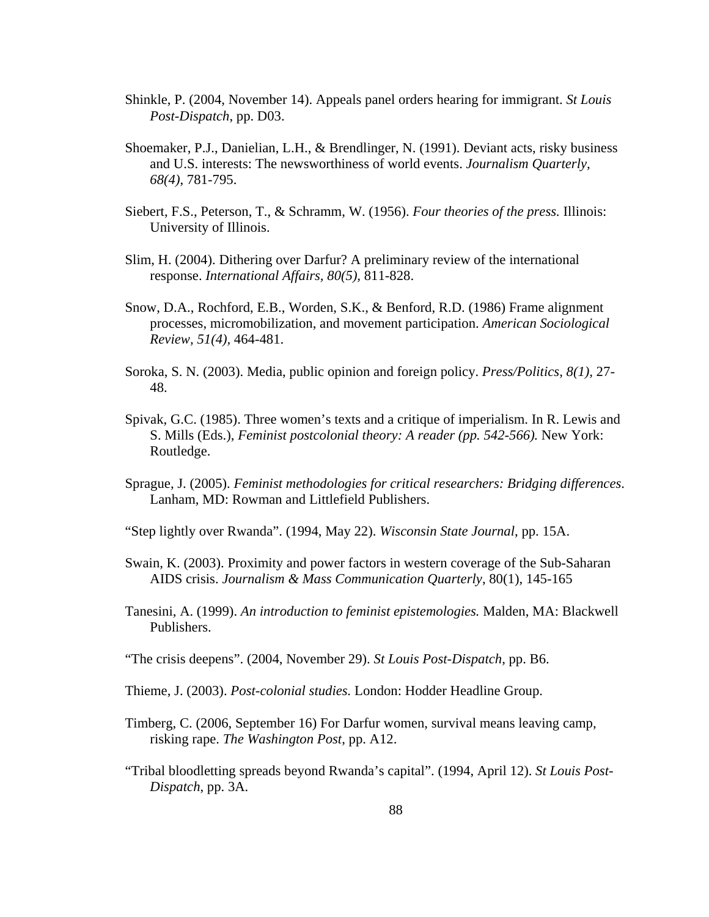Shinkle, P. (2004, November 14). Appeals panel orders hearing for immigrant. *St Louis Post-Dispatch*, pp. D03.

Shoemaker, P.J., Danielian, L.H., & Brendlinger, N. (1991). Deviant acts, risky business and U.S. interests: The newsworthiness of world events. *Journalism Quarterly, 68(4)*, 781-795.

Siebert, F.S., Peterson, T., & Schramm, W. (1956). *Four theories of the press.* Illinois: University of Illinois.

Slim, H. (2004). Dithering over Darfur? A preliminary review of the international response. *International Affairs, 80(5),* 811-828.

Snow, D.A., Rochford, E.B., Worden, S.K., & Benford, R.D. (1986) Frame alignment processes, micromobilization, and movement participation. *American Sociological Review, 51(4),* 464-481.

Soroka, S. N. (2003). Media, public opinion and foreign policy. *Press/Politics, 8(1),* 27-48.

Spivak, G.C. (1985). Three women's texts and a critique of imperialism. In R. Lewis and S. Mills (Eds.), *Feminist postcolonial theory: A reader (pp. 542-566).* New York: Routledge.

Sprague, J. (2005). *Feminist methodologies for critical researchers: Bridging differences*. Lanham, MD: Rowman and Littlefield Publishers.

"Step lightly over Rwanda". (1994, May 22). *Wisconsin State Journal*, pp. 15A.

Swain, K. (2003). Proximity and power factors in western coverage of the Sub-Saharan AIDS crisis. *Journalism & Mass Communication Quarterly*, 80(1), 145-165

Tanesini, A. (1999). *An introduction to feminist epistemologies.* Malden, MA: Blackwell Publishers.

"The crisis deepens". (2004, November 29). *St Louis Post-Dispatch,* pp. B6.

Thieme, J. (2003). *Post-colonial studies.* London: Hodder Headline Group.

Timberg, C. (2006, September 16) For Darfur women, survival means leaving camp, risking rape. *The Washington Post*, pp. A12.

"Tribal bloodletting spreads beyond Rwanda's capital". (1994, April 12). *St Louis Post-Dispatch*, pp. 3A.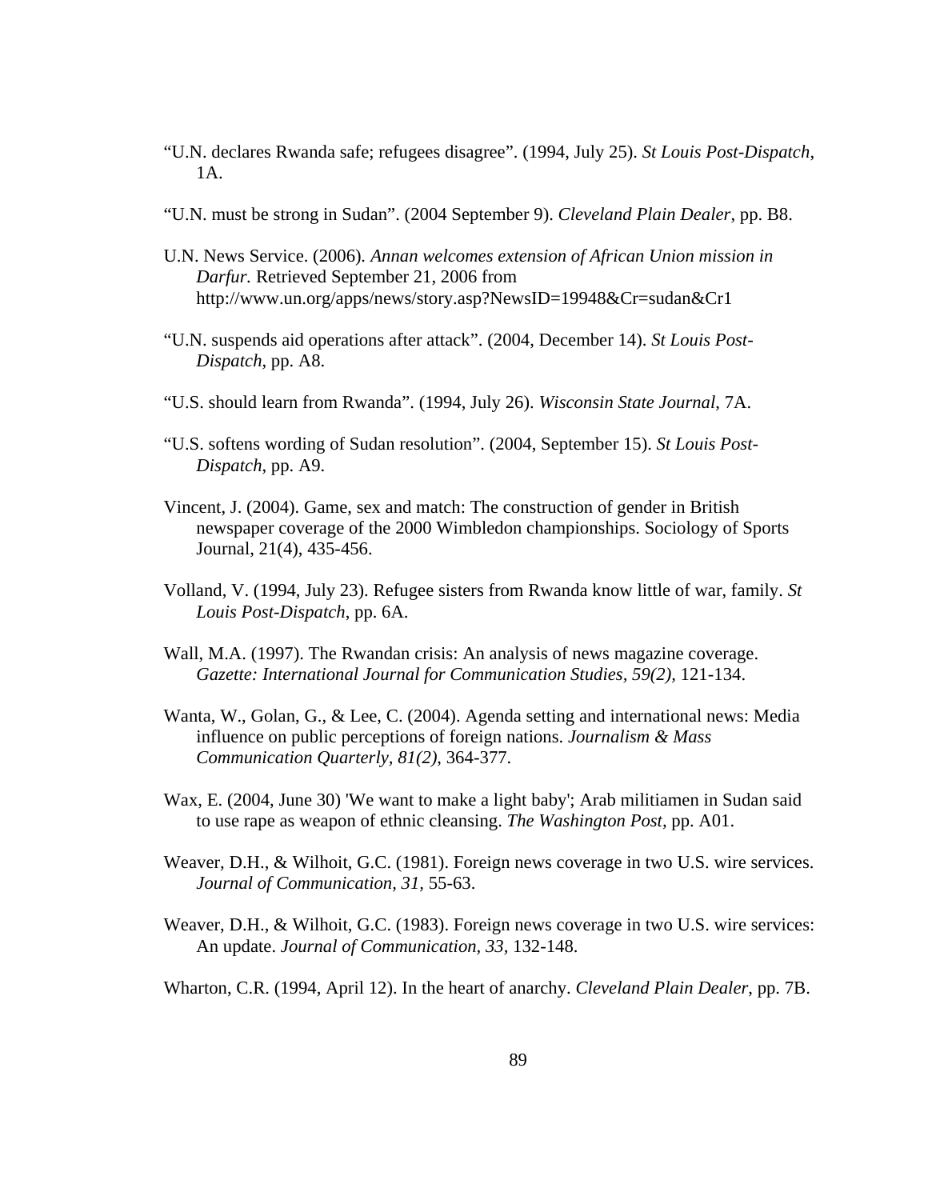"U.N. declares Rwanda safe; refugees disagree". (1994, July 25). *St Louis Post-Dispatch*, 1A.

"U.N. must be strong in Sudan". (2004 September 9). *Cleveland Plain Dealer*, pp. B8.

U.N. News Service. (2006). *Annan welcomes extension of African Union mission in Darfur.* Retrieved September 21, 2006 from http://www.un.org/apps/news/story.asp?NewsID=19948&Cr=sudan&Cr1

"U.N. suspends aid operations after attack". (2004, December 14). *St Louis Post-Dispatch*, pp. A8.

"U.S. should learn from Rwanda". (1994, July 26). *Wisconsin State Journal*, 7A.

"U.S. softens wording of Sudan resolution". (2004, September 15). *St Louis Post-Dispatch*, pp. A9.

Vincent, J. (2004). Game, sex and match: The construction of gender in British newspaper coverage of the 2000 Wimbledon championships. Sociology of Sports Journal, 21(4), 435-456.

Volland, V. (1994, July 23). Refugee sisters from Rwanda know little of war, family. *St Louis Post-Dispatch*, pp. 6A.

Wall, M.A. (1997). The Rwandan crisis: An analysis of news magazine coverage. *Gazette: International Journal for Communication Studies, 59(2)*, 121-134.

Wanta, W., Golan, G., & Lee, C. (2004). Agenda setting and international news: Media influence on public perceptions of foreign nations. *Journalism & Mass Communication Quarterly, 81(2)*, 364-377.

Wax, E. (2004, June 30) 'We want to make a light baby'; Arab militiamen in Sudan said to use rape as weapon of ethnic cleansing. *The Washington Post*, pp. A01.

Weaver, D.H., & Wilhoit, G.C. (1981). Foreign news coverage in two U.S. wire services. *Journal of Communication, 31,* 55-63.

Weaver, D.H., & Wilhoit, G.C. (1983). Foreign news coverage in two U.S. wire services: An update. *Journal of Communication, 33,* 132-148.

Wharton, C.R. (1994, April 12). In the heart of anarchy. *Cleveland Plain Dealer*, pp. 7B.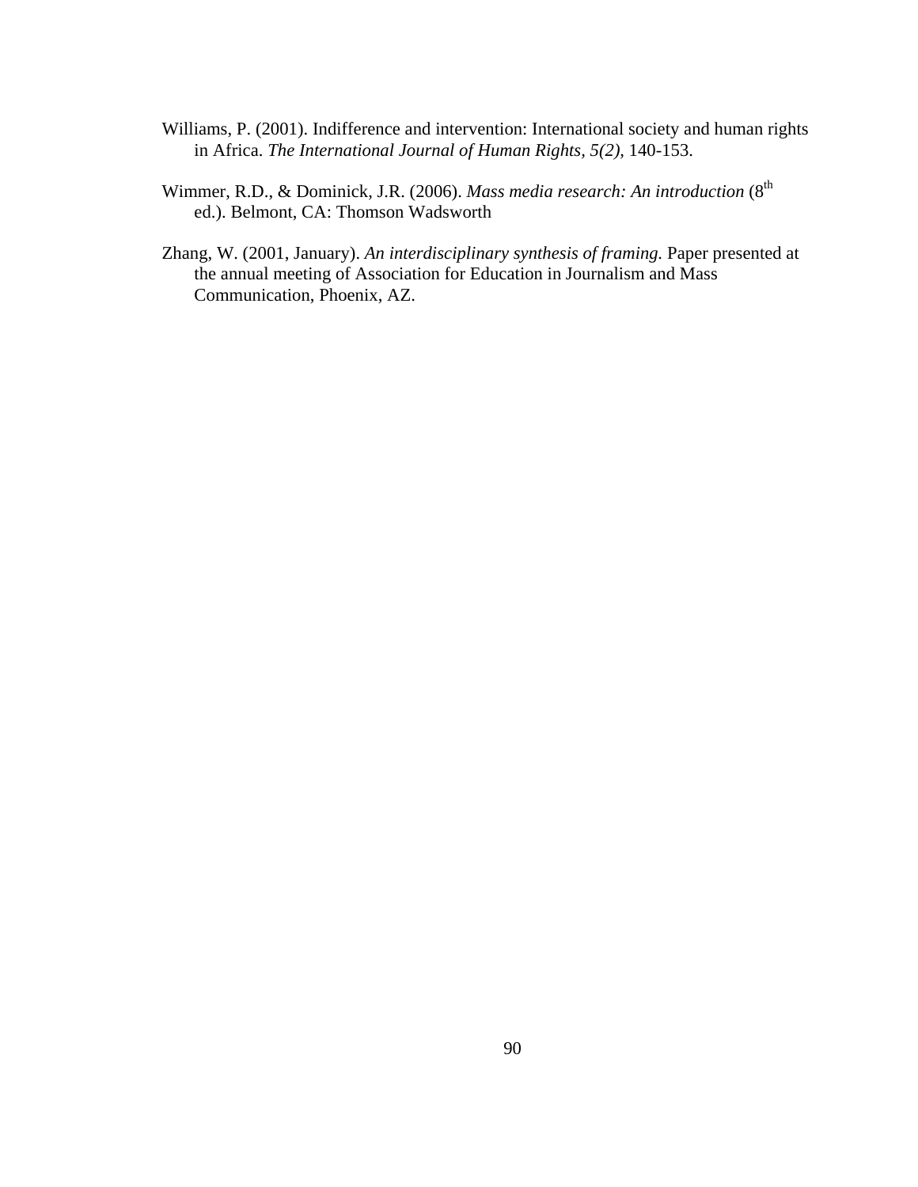Williams, P. (2001). Indifference and intervention: International society and human rights in Africa. *The International Journal of Human Rights, 5(2)*, 140-153.

Wimmer, R.D., & Dominick, J.R. (2006). *Mass media research: An introduction* (8th ed.). Belmont, CA: Thomson Wadsworth

Zhang, W. (2001, January). *An interdisciplinary synthesis of framing.* Paper presented at the annual meeting of Association for Education in Journalism and Mass Communication, Phoenix, AZ.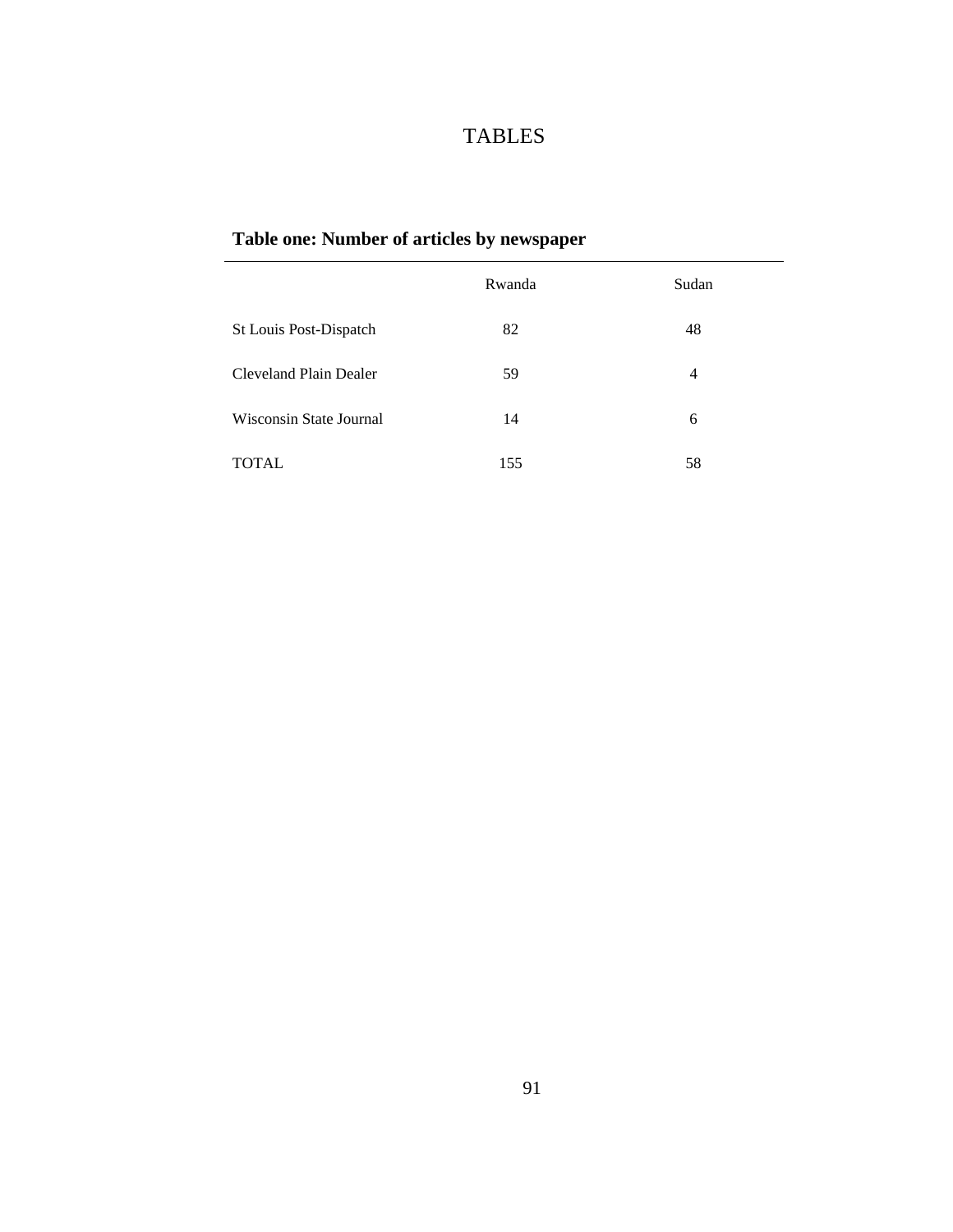# TABLES

**Table one: Number of articles by newspaper**

| | Rwanda | Sudan |
|---|---|---|
| St Louis Post-Dispatch | 82 | 48 |
| Cleveland Plain Dealer | 59 | 4 |
| Wisconsin State Journal | 14 | 6 |
| TOTAL | 155 | 58 |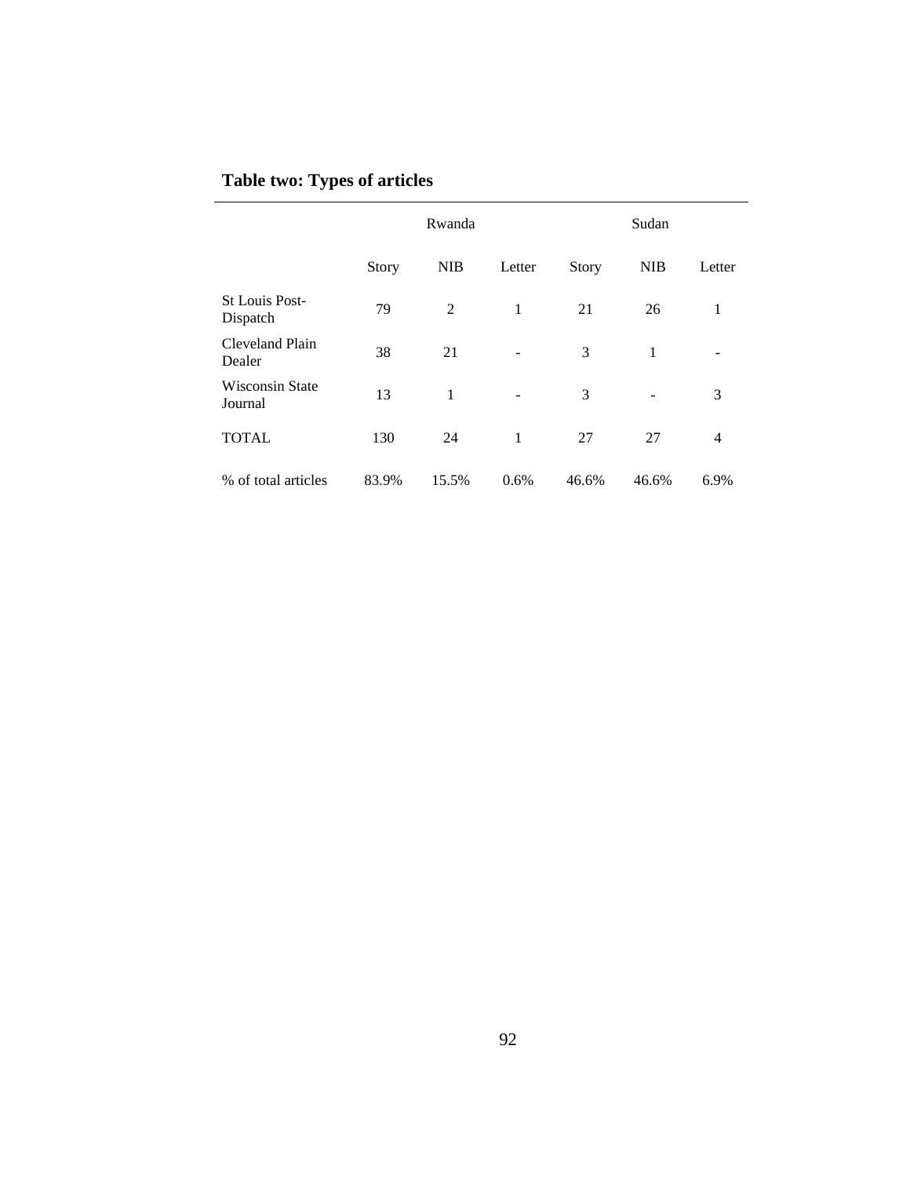**Table two: Types of articles**

| | Rwanda | | | Sudan | | |
|---|---|---|---|---|---|---|
| | Story | NIB | Letter | Story | NIB | Letter |
| St Louis Post-Dispatch | 79 | 2 | 1 | 21 | 26 | 1 |
| Cleveland Plain Dealer | 38 | 21 | - | 3 | 1 | - |
| Wisconsin State Journal | 13 | 1 | - | 3 | - | 3 |
| TOTAL | 130 | 24 | 1 | 27 | 27 | 4 |
| % of total articles | 83.9% | 15.5% | 0.6% | 46.6% | 46.6% | 6.9% |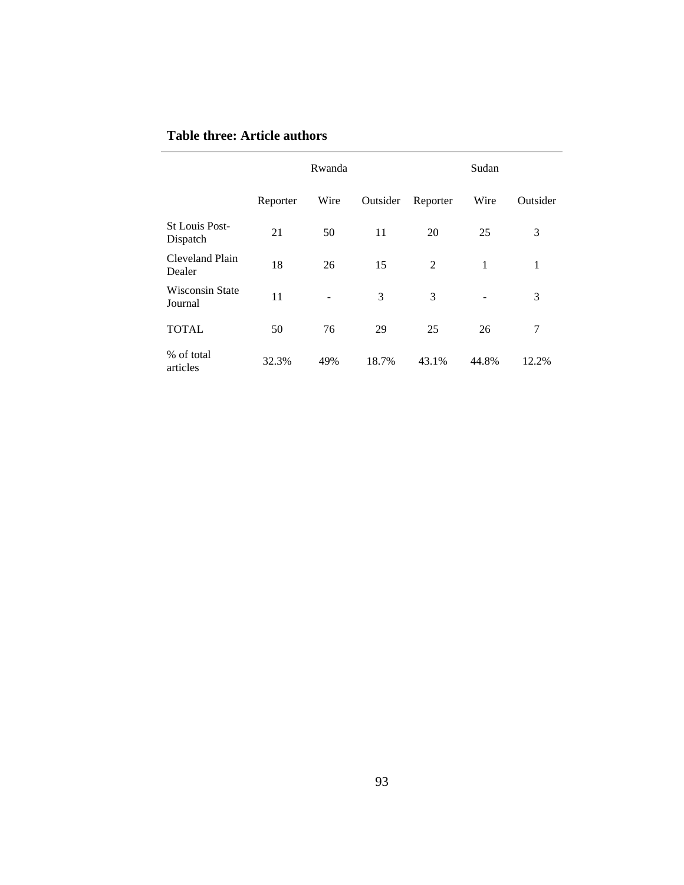**Table three: Article authors**

| | Rwanda | | | Sudan | | |
|---|---|---|---|---|---|---|
| | Reporter | Wire | Outsider | Reporter | Wire | Outsider |
| St Louis Post-Dispatch | 21 | 50 | 11 | 20 | 25 | 3 |
| Cleveland Plain Dealer | 18 | 26 | 15 | 2 | 1 | 1 |
| Wisconsin State Journal | 11 | - | 3 | 3 | - | 3 |
| TOTAL | 50 | 76 | 29 | 25 | 26 | 7 |
| % of total articles | 32.3% | 49% | 18.7% | 43.1% | 44.8% | 12.2% |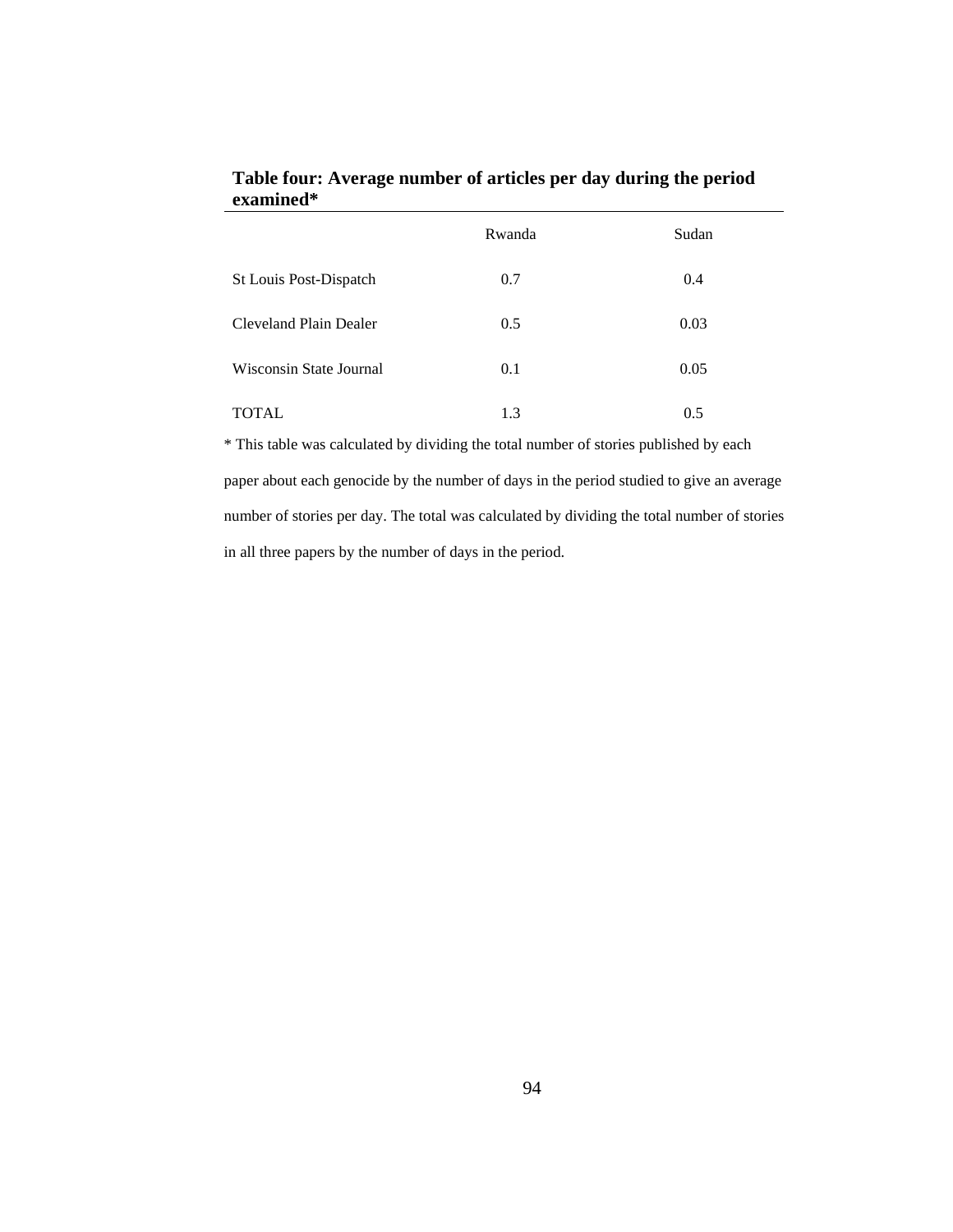**Table four: Average number of articles per day during the period examined***

| | Rwanda | Sudan |
|---|---|---|
| St Louis Post-Dispatch | 0.7 | 0.4 |
| Cleveland Plain Dealer | 0.5 | 0.03 |
| Wisconsin State Journal | 0.1 | 0.05 |
| TOTAL | 1.3 | 0.5 |

* This table was calculated by dividing the total number of stories published by each paper about each genocide by the number of days in the period studied to give an average number of stories per day. The total was calculated by dividing the total number of stories in all three papers by the number of days in the period.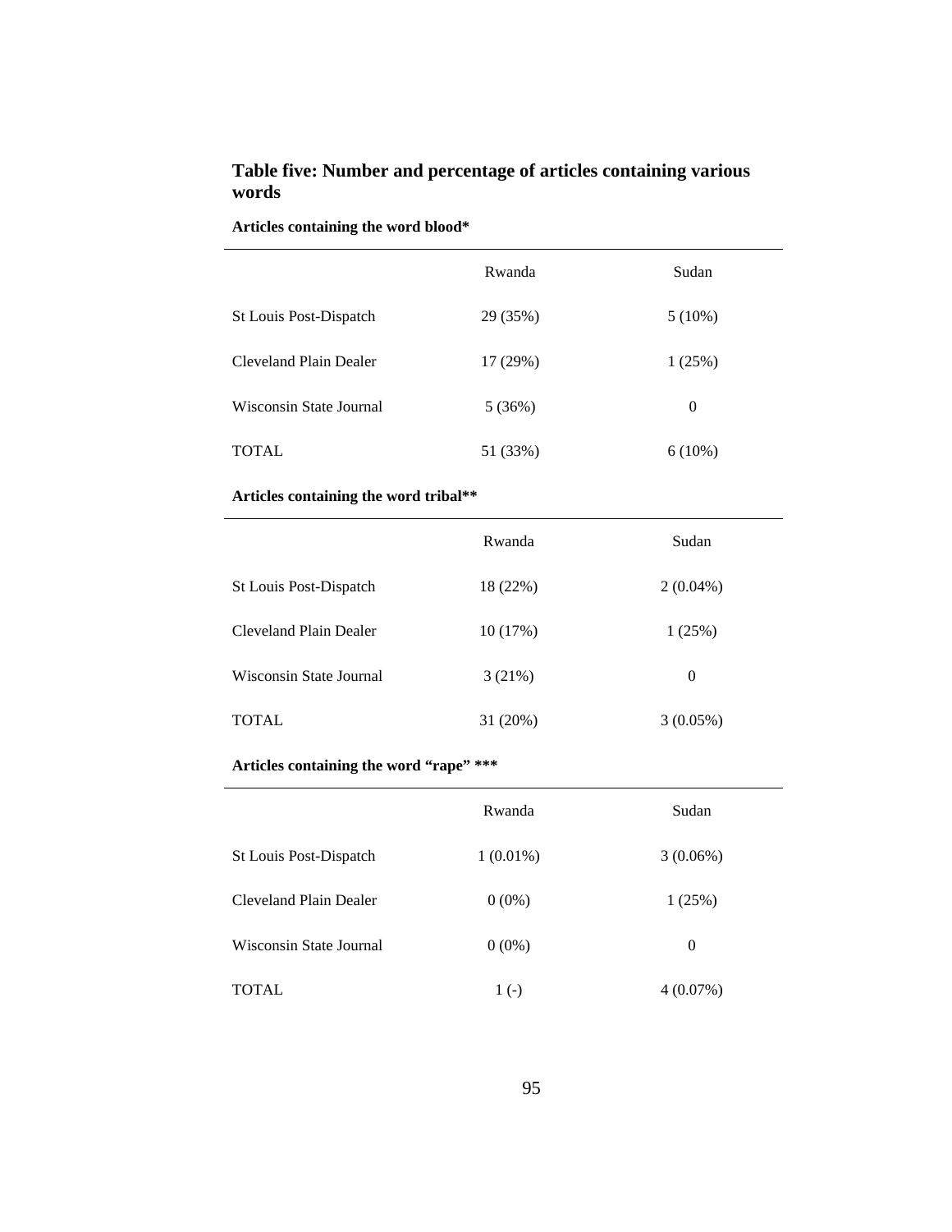## Table five: Number and percentage of articles containing various words

**Articles containing the word blood***

| | Rwanda | Sudan |
|---|---|---|
| St Louis Post-Dispatch | 29 (35%) | 5 (10%) |
| Cleveland Plain Dealer | 17 (29%) | 1 (25%) |
| Wisconsin State Journal | 5 (36%) | 0 |
| TOTAL | 51 (33%) | 6 (10%) |

**Articles containing the word tribal****

| | Rwanda | Sudan |
|---|---|---|
| St Louis Post-Dispatch | 18 (22%) | 2 (0.04%) |
| Cleveland Plain Dealer | 10 (17%) | 1 (25%) |
| Wisconsin State Journal | 3 (21%) | 0 |
| TOTAL | 31 (20%) | 3 (0.05%) |

**Articles containing the word "rape" *****

| | Rwanda | Sudan |
|---|---|---|
| St Louis Post-Dispatch | 1 (0.01%) | 3 (0.06%) |
| Cleveland Plain Dealer | 0 (0%) | 1 (25%) |
| Wisconsin State Journal | 0 (0%) | 0 |
| TOTAL | 1 (-) | 4 (0.07%) |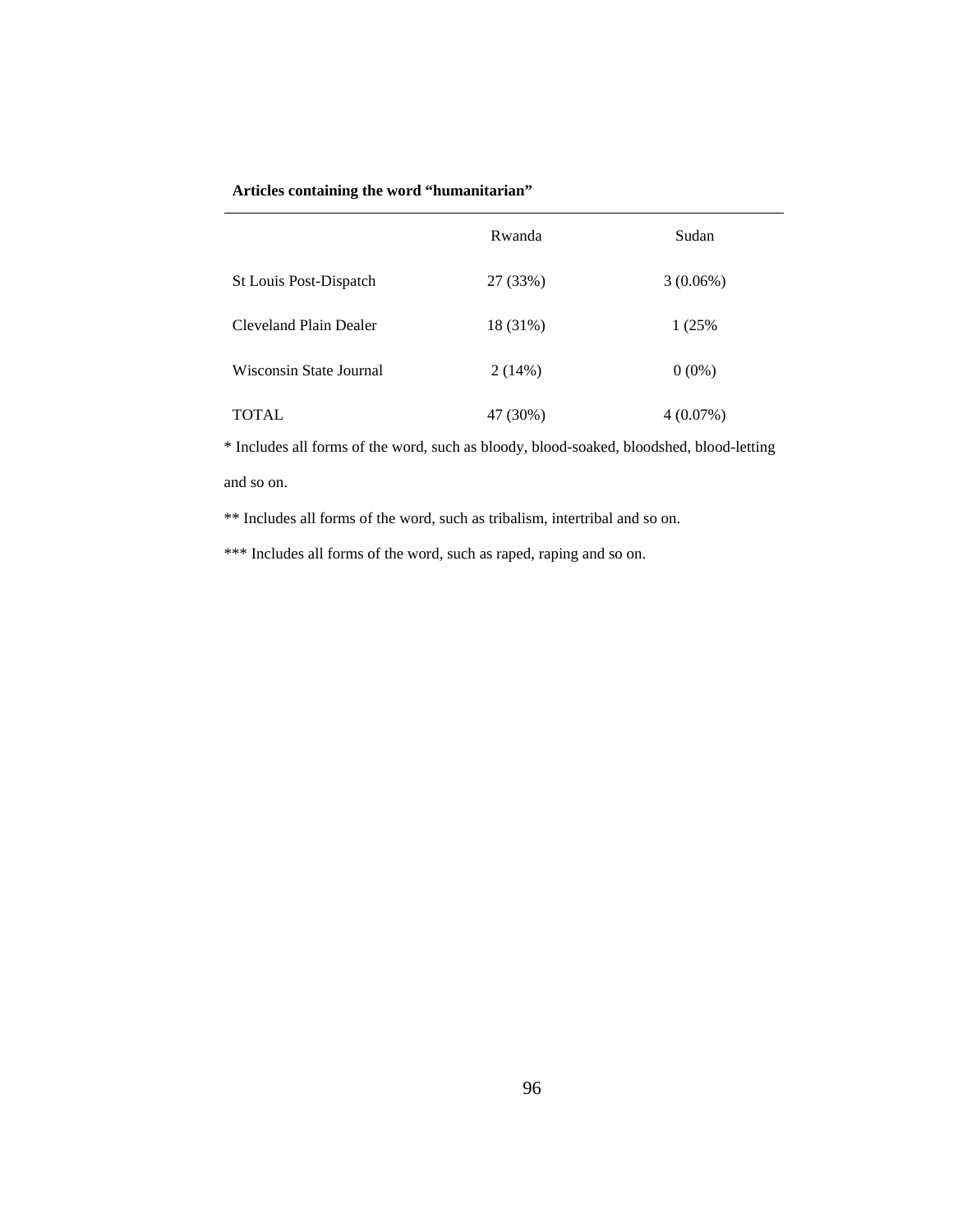**Articles containing the word "humanitarian"**

| | Rwanda | Sudan |
|---|---|---|
| St Louis Post-Dispatch | 27 (33%) | 3 (0.06%) |
| Cleveland Plain Dealer | 18 (31%) | 1 (25% |
| Wisconsin State Journal | 2 (14%) | 0 (0%) |
| TOTAL | 47 (30%) | 4 (0.07%) |

* Includes all forms of the word, such as bloody, blood-soaked, bloodshed, blood-letting and so on.

** Includes all forms of the word, such as tribalism, intertribal and so on.

*** Includes all forms of the word, such as raped, raping and so on.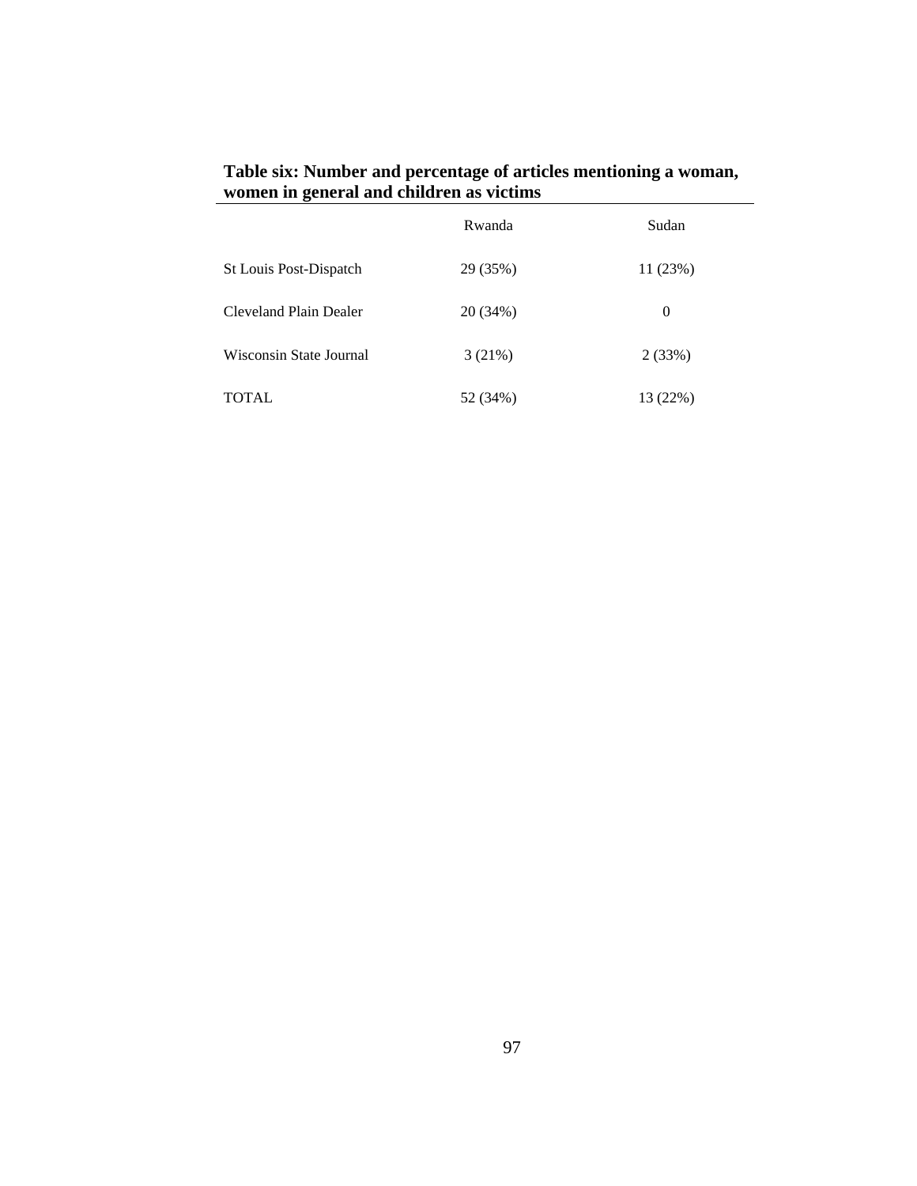**Table six: Number and percentage of articles mentioning a woman, women in general and children as victims**

| | Rwanda | Sudan |
|---|---|---|
| St Louis Post-Dispatch | 29 (35%) | 11 (23%) |
| Cleveland Plain Dealer | 20 (34%) | 0 |
| Wisconsin State Journal | 3 (21%) | 2 (33%) |
| TOTAL | 52 (34%) | 13 (22%) |